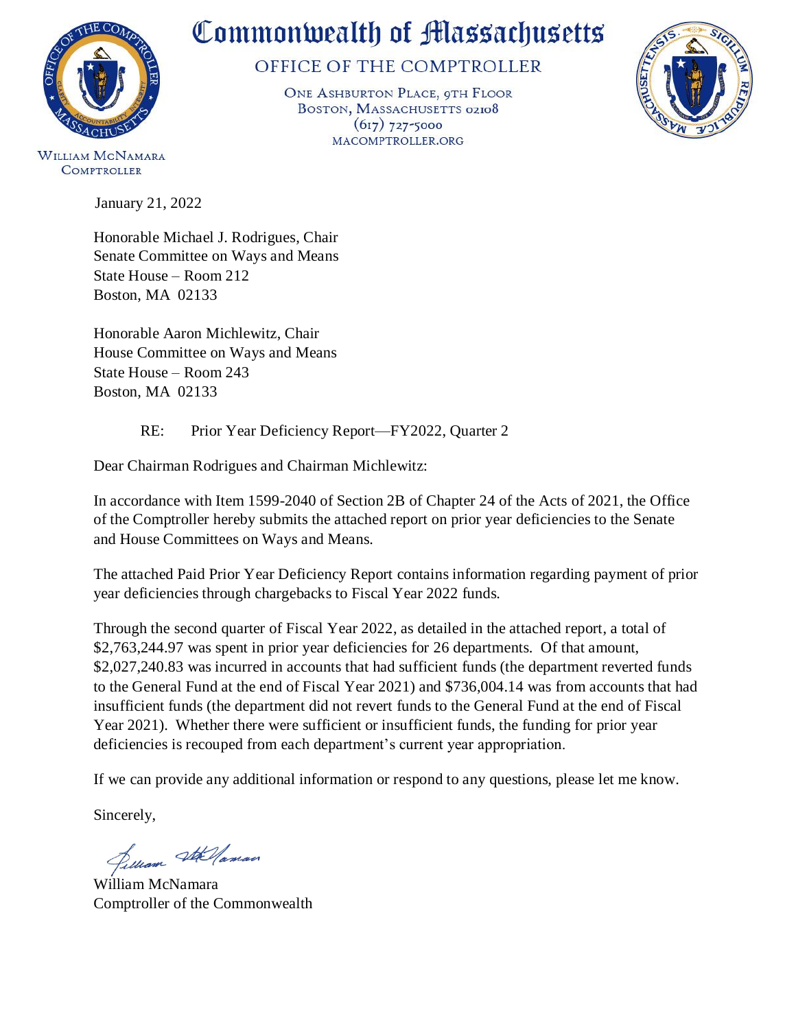# Commonwealth of Massachusetts

## OFFICE OF THE COMPTROLLER

ONE ASHBURTON PLACE, 9TH FLOOR
BOSTON, MASSACHUSETTS 02108
(617) 727-5000
MACOMPTROLLER.ORG

WILLIAM MCNAMARA
COMPTROLLER

January 21, 2022

Honorable Michael J. Rodrigues, Chair
Senate Committee on Ways and Means
State House – Room 212
Boston, MA 02133

Honorable Aaron Michlewitz, Chair
House Committee on Ways and Means
State House – Room 243
Boston, MA 02133

RE: Prior Year Deficiency Report—FY2022, Quarter 2

Dear Chairman Rodrigues and Chairman Michlewitz:

In accordance with Item 1599-2040 of Section 2B of Chapter 24 of the Acts of 2021, the Office of the Comptroller hereby submits the attached report on prior year deficiencies to the Senate and House Committees on Ways and Means.

The attached Paid Prior Year Deficiency Report contains information regarding payment of prior year deficiencies through chargebacks to Fiscal Year 2022 funds.

Through the second quarter of Fiscal Year 2022, as detailed in the attached report, a total of $2,763,244.97 was spent in prior year deficiencies for 26 departments. Of that amount, $2,027,240.83 was incurred in accounts that had sufficient funds (the department reverted funds to the General Fund at the end of Fiscal Year 2021) and $736,004.14 was from accounts that had insufficient funds (the department did not revert funds to the General Fund at the end of Fiscal Year 2021). Whether there were sufficient or insufficient funds, the funding for prior year deficiencies is recouped from each department's current year appropriation.

If we can provide any additional information or respond to any questions, please let me know.

Sincerely,

William McNamara
Comptroller of the Commonwealth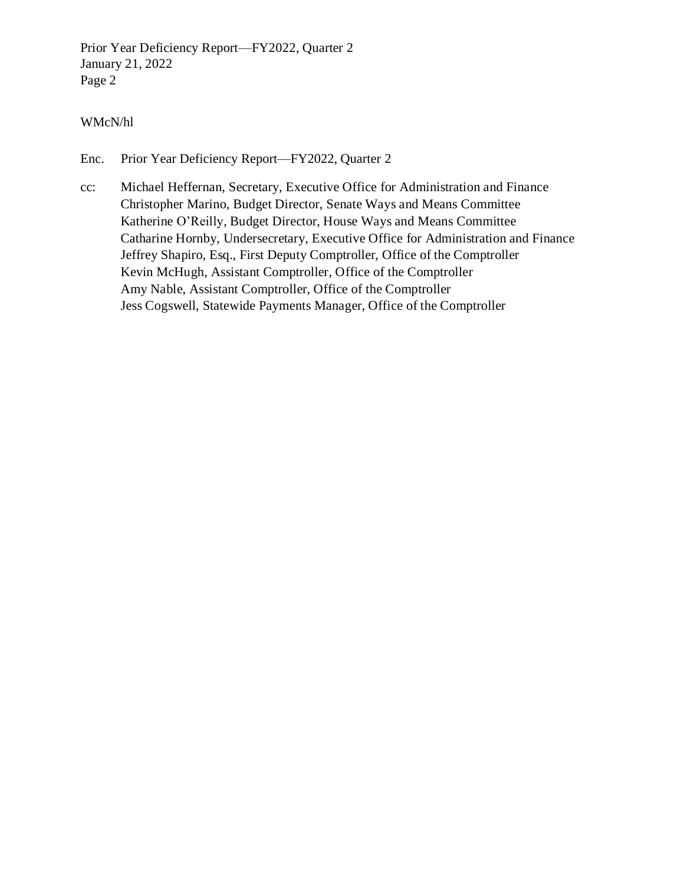WMcN/hl

Enc. Prior Year Deficiency Report—FY2022, Quarter 2

cc: Michael Heffernan, Secretary, Executive Office for Administration and Finance
Christopher Marino, Budget Director, Senate Ways and Means Committee
Katherine O'Reilly, Budget Director, House Ways and Means Committee
Catharine Hornby, Undersecretary, Executive Office for Administration and Finance
Jeffrey Shapiro, Esq., First Deputy Comptroller, Office of the Comptroller
Kevin McHugh, Assistant Comptroller, Office of the Comptroller
Amy Nable, Assistant Comptroller, Office of the Comptroller
Jess Cogswell, Statewide Payments Manager, Office of the Comptroller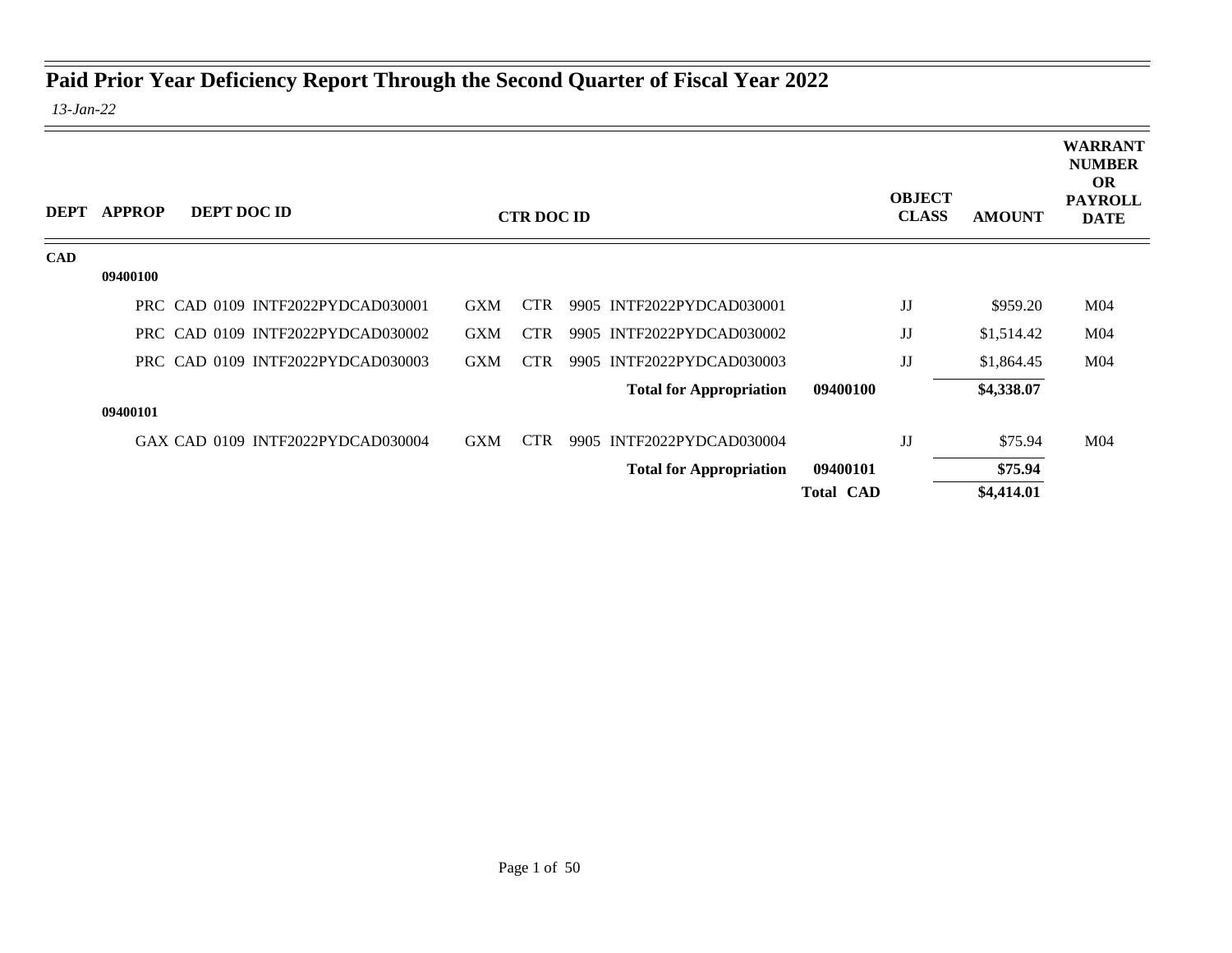# Paid Prior Year Deficiency Report Through the Second Quarter of Fiscal Year 2022

*13-Jan-22*

| DEPT | APPROP | DEPT DOC ID | CTR DOC ID | | OBJECT CLASS | AMOUNT | WARRANT NUMBER OR PAYROLL DATE |
|---|---|---|---|---|---|---|---|
| **CAD** | | | | | | | |
| | **09400100** | | | | | | |
| | | PRC CAD 0109 INTF2022PYDCAD030001 | GXM CTR 9905 INTF2022PYDCAD030001 | | JJ | $959.20 | M04 |
| | | PRC CAD 0109 INTF2022PYDCAD030002 | GXM CTR 9905 INTF2022PYDCAD030002 | | JJ | $1,514.42 | M04 |
| | | PRC CAD 0109 INTF2022PYDCAD030003 | GXM CTR 9905 INTF2022PYDCAD030003 | | JJ | $1,864.45 | M04 |
| | | | **Total for Appropriation** | **09400100** | | **$4,338.07** | |
| | **09400101** | | | | | | |
| | | GAX CAD 0109 INTF2022PYDCAD030004 | GXM CTR 9905 INTF2022PYDCAD030004 | | JJ | $75.94 | M04 |
| | | | **Total for Appropriation** | **09400101** | | **$75.94** | |
| | | | | **Total CAD** | | **$4,414.01** | |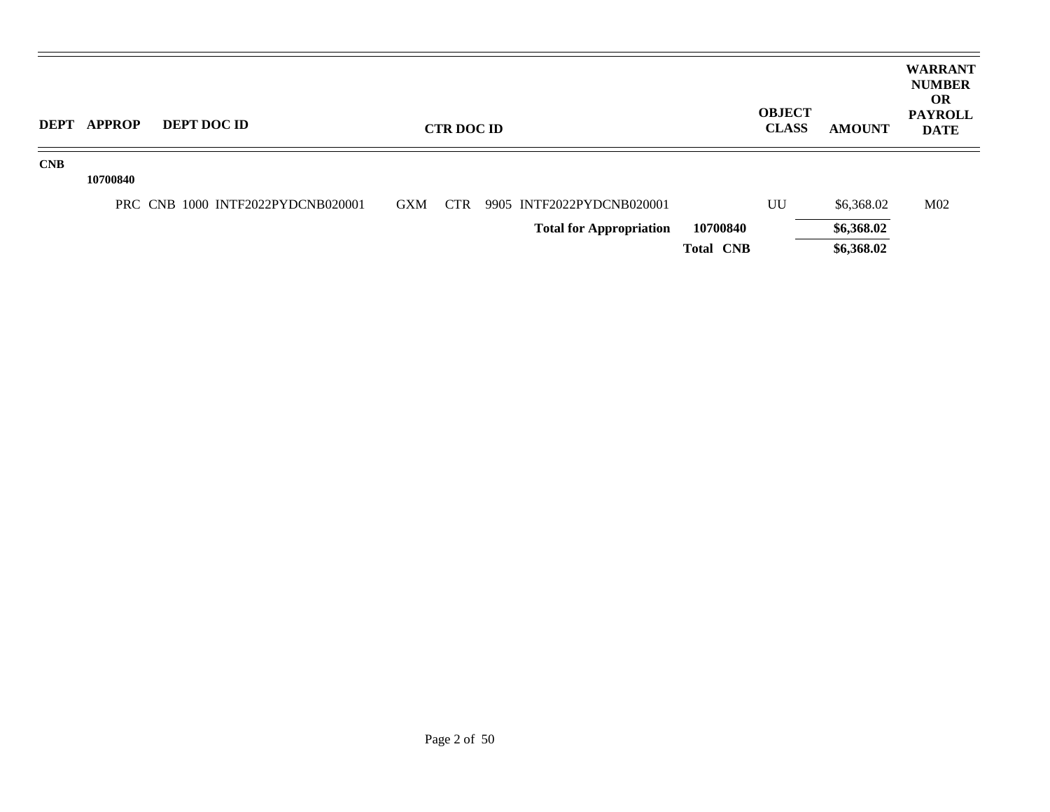| DEPT | APPROP | DEPT DOC ID | CTR DOC ID | | OBJECT CLASS | AMOUNT | WARRANT NUMBER OR PAYROLL DATE |
|---|---|---|---|---|---|---|---|
| CNB | | | | | | | |
| | 10700840 | | | | | | |
| | | PRC CNB 1000 INTF2022PYDCNB020001 | GXM CTR 9905 INTF2022PYDCNB020001 | | UU | $6,368.02 | M02 |
| | | | **Total for Appropriation** | **10700840** | | **$6,368.02** | |
| | | | | **Total CNB** | | **$6,368.02** | |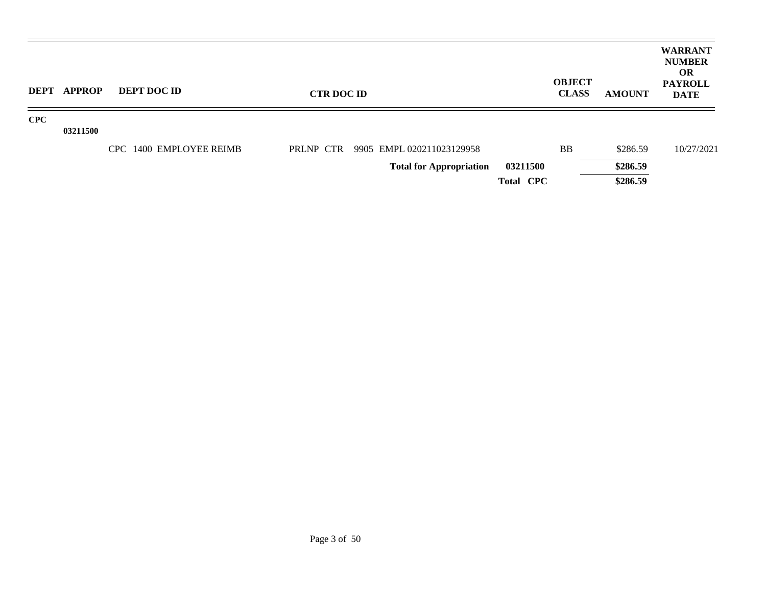| DEPT | APPROP | DEPT DOC ID | CTR DOC ID | | OBJECT CLASS | AMOUNT | WARRANT NUMBER OR PAYROLL DATE |
|---|---|---|---|---|---|---|---|
| CPC | | | | | | | |
| | 03211500 | | | | | | |
| | | CPC 1400 EMPLOYEE REIMB | PRLNP CTR 9905 EMPL 020211023129958 | | BB | $286.59 | 10/27/2021 |
| | | | **Total for Appropriation** | **03211500** | | **$286.59** | |
| | | | | **Total CPC** | | **$286.59** | |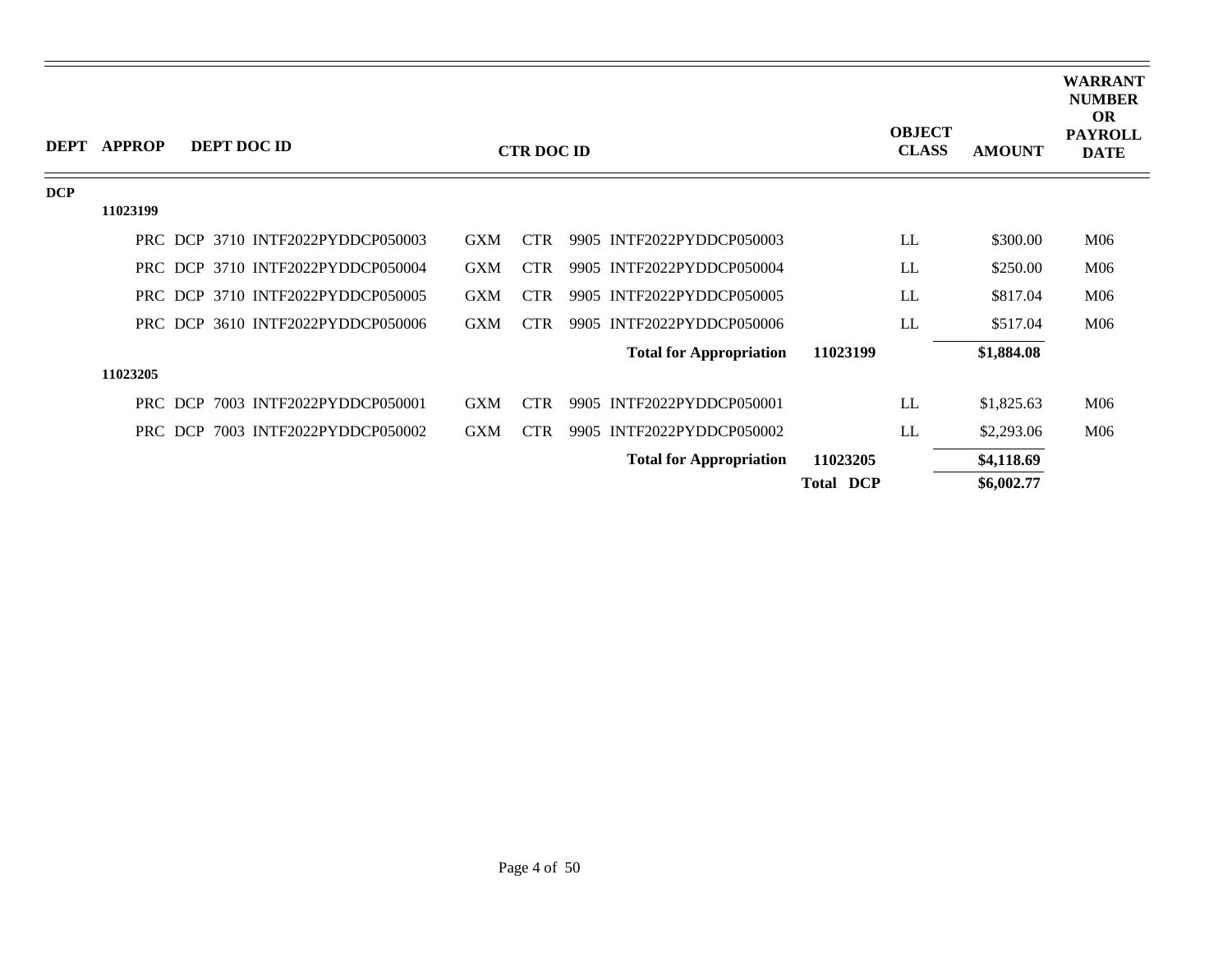| DEPT | APPROP | DEPT DOC ID | CTR DOC ID | | OBJECT CLASS | AMOUNT | WARRANT NUMBER OR PAYROLL DATE |
|---|---|---|---|---|---|---|---|
| DCP | | | | | | | |
| | 11023199 | | | | | | |
| | | PRC DCP 3710 INTF2022PYDDCP050003 | GXM CTR 9905 INTF2022PYDDCP050003 | | LL | $300.00 | M06 |
| | | PRC DCP 3710 INTF2022PYDDCP050004 | GXM CTR 9905 INTF2022PYDDCP050004 | | LL | $250.00 | M06 |
| | | PRC DCP 3710 INTF2022PYDDCP050005 | GXM CTR 9905 INTF2022PYDDCP050005 | | LL | $817.04 | M06 |
| | | PRC DCP 3610 INTF2022PYDDCP050006 | GXM CTR 9905 INTF2022PYDDCP050006 | | LL | $517.04 | M06 |
| | | | **Total for Appropriation** | **11023199** | | **$1,884.08** | |
| | 11023205 | | | | | | |
| | | PRC DCP 7003 INTF2022PYDDCP050001 | GXM CTR 9905 INTF2022PYDDCP050001 | | LL | $1,825.63 | M06 |
| | | PRC DCP 7003 INTF2022PYDDCP050002 | GXM CTR 9905 INTF2022PYDDCP050002 | | LL | $2,293.06 | M06 |
| | | | **Total for Appropriation** | **11023205** | | **$4,118.69** | |
| | | | | **Total DCP** | | **$6,002.77** | |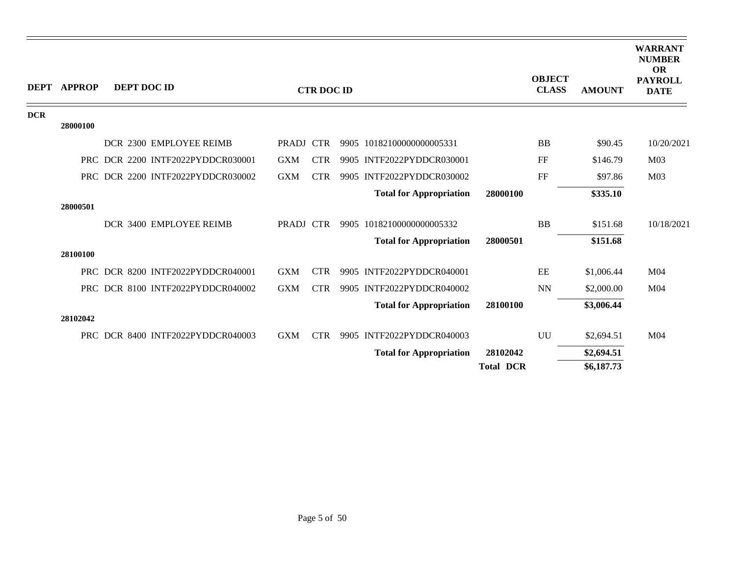| DEPT | APPROP | DEPT DOC ID | CTR DOC ID | | | | OBJECT CLASS | AMOUNT | WARRANT NUMBER OR PAYROLL DATE |
|---|---|---|---|---|---|---|---|---|---|
| DCR | | | | | | | | | |
| | 28000100 | | | | | | | | |
| | | DCR 2300 EMPLOYEE REIMB | PRADJ | CTR | 9905 10182100000000005331 | | BB | $90.45 | 10/20/2021 |
| | | PRC DCR 2200 INTF2022PYDDCR030001 | GXM | CTR | 9905 INTF2022PYDDCR030001 | | FF | $146.79 | M03 |
| | | PRC DCR 2200 INTF2022PYDDCR030002 | GXM | CTR | 9905 INTF2022PYDDCR030002 | | FF | $97.86 | M03 |
| | | | | | **Total for Appropriation** | **28000100** | | **$335.10** | |
| | 28000501 | | | | | | | | |
| | | DCR 3400 EMPLOYEE REIMB | PRADJ | CTR | 9905 10182100000000005332 | | BB | $151.68 | 10/18/2021 |
| | | | | | **Total for Appropriation** | **28000501** | | **$151.68** | |
| | 28100100 | | | | | | | | |
| | | PRC DCR 8200 INTF2022PYDDCR040001 | GXM | CTR | 9905 INTF2022PYDDCR040001 | | EE | $1,006.44 | M04 |
| | | PRC DCR 8100 INTF2022PYDDCR040002 | GXM | CTR | 9905 INTF2022PYDDCR040002 | | NN | $2,000.00 | M04 |
| | | | | | **Total for Appropriation** | **28100100** | | **$3,006.44** | |
| | 28102042 | | | | | | | | |
| | | PRC DCR 8400 INTF2022PYDDCR040003 | GXM | CTR | 9905 INTF2022PYDDCR040003 | | UU | $2,694.51 | M04 |
| | | | | | **Total for Appropriation** | **28102042** | | **$2,694.51** | |
| | | | | | | **Total DCR** | | **$6,187.73** | |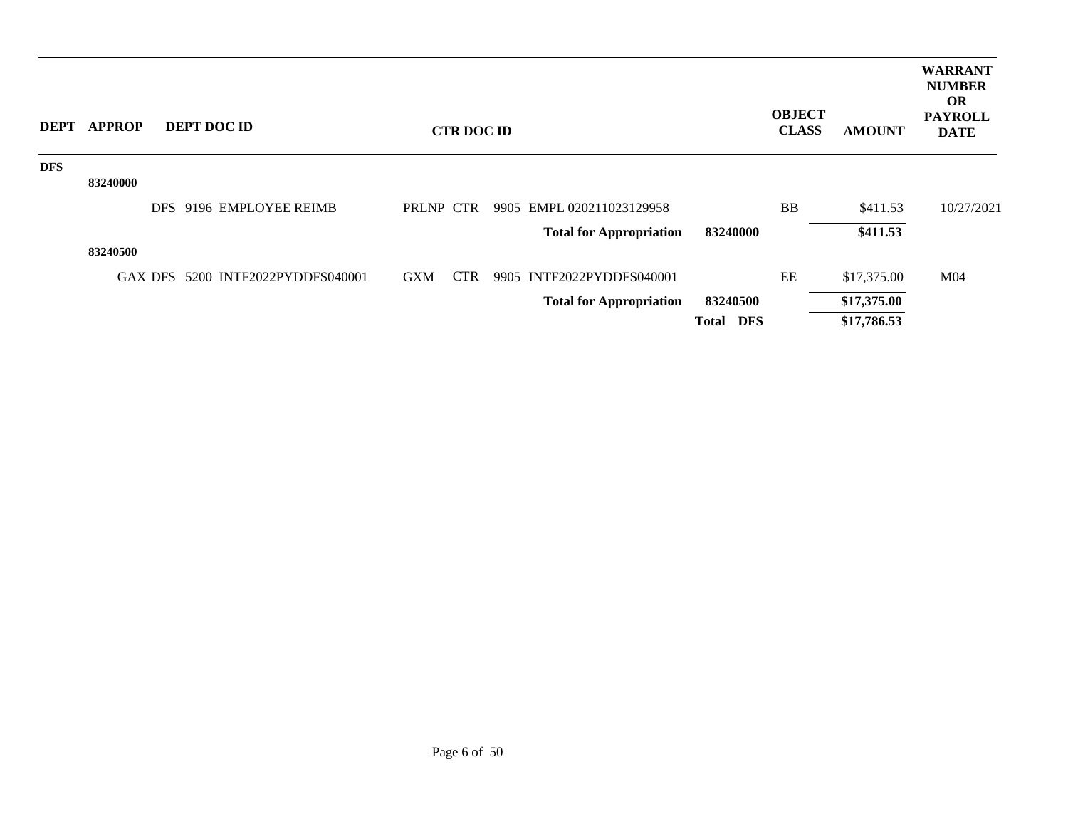| DEPT | APPROP | DEPT DOC ID | CTR DOC ID | | OBJECT CLASS | AMOUNT | WARRANT NUMBER OR PAYROLL DATE |
|---|---|---|---|---|---|---|---|
| DFS | | | | | | | |
| | 83240000 | | | | | | |
| | | DFS 9196 EMPLOYEE REIMB | PRLNP CTR 9905 EMPL 020211023129958 | | BB | $411.53 | 10/27/2021 |
| | | | **Total for Appropriation** | **83240000** | | **$411.53** | |
| | 83240500 | | | | | | |
| | | GAX DFS 5200 INTF2022PYDDFS040001 | GXM CTR 9905 INTF2022PYDDFS040001 | | EE | $17,375.00 | M04 |
| | | | **Total for Appropriation** | **83240500** | | **$17,375.00** | |
| | | | | **Total DFS** | | **$17,786.53** | |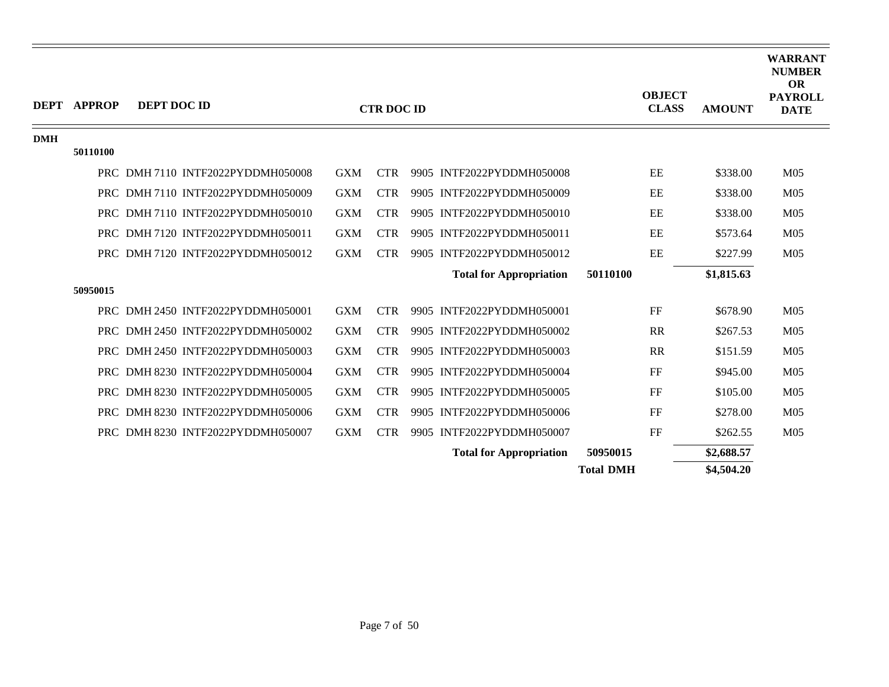| DEPT | APPROP | DEPT DOC ID | CTR DOC ID | | | | OBJECT CLASS | AMOUNT | WARRANT NUMBER OR PAYROLL DATE |
|---|---|---|---|---|---|---|---|---|---|
| DMH | | | | | | | | | |
| | 50110100 | | | | | | | | |
| | | PRC DMH 7110 INTF2022PYDDMH050008 | GXM | CTR | 9905 INTF2022PYDDMH050008 | | EE | $338.00 | M05 |
| | | PRC DMH 7110 INTF2022PYDDMH050009 | GXM | CTR | 9905 INTF2022PYDDMH050009 | | EE | $338.00 | M05 |
| | | PRC DMH 7110 INTF2022PYDDMH050010 | GXM | CTR | 9905 INTF2022PYDDMH050010 | | EE | $338.00 | M05 |
| | | PRC DMH 7120 INTF2022PYDDMH050011 | GXM | CTR | 9905 INTF2022PYDDMH050011 | | EE | $573.64 | M05 |
| | | PRC DMH 7120 INTF2022PYDDMH050012 | GXM | CTR | 9905 INTF2022PYDDMH050012 | | EE | $227.99 | M05 |
| | | | | | **Total for Appropriation** | **50110100** | | **$1,815.63** | |
| | 50950015 | | | | | | | | |
| | | PRC DMH 2450 INTF2022PYDDMH050001 | GXM | CTR | 9905 INTF2022PYDDMH050001 | | FF | $678.90 | M05 |
| | | PRC DMH 2450 INTF2022PYDDMH050002 | GXM | CTR | 9905 INTF2022PYDDMH050002 | | RR | $267.53 | M05 |
| | | PRC DMH 2450 INTF2022PYDDMH050003 | GXM | CTR | 9905 INTF2022PYDDMH050003 | | RR | $151.59 | M05 |
| | | PRC DMH 8230 INTF2022PYDDMH050004 | GXM | CTR | 9905 INTF2022PYDDMH050004 | | FF | $945.00 | M05 |
| | | PRC DMH 8230 INTF2022PYDDMH050005 | GXM | CTR | 9905 INTF2022PYDDMH050005 | | FF | $105.00 | M05 |
| | | PRC DMH 8230 INTF2022PYDDMH050006 | GXM | CTR | 9905 INTF2022PYDDMH050006 | | FF | $278.00 | M05 |
| | | PRC DMH 8230 INTF2022PYDDMH050007 | GXM | CTR | 9905 INTF2022PYDDMH050007 | | FF | $262.55 | M05 |
| | | | | | **Total for Appropriation** | **50950015** | | **$2,688.57** | |
| | | | | | | **Total DMH** | | **$4,504.20** | |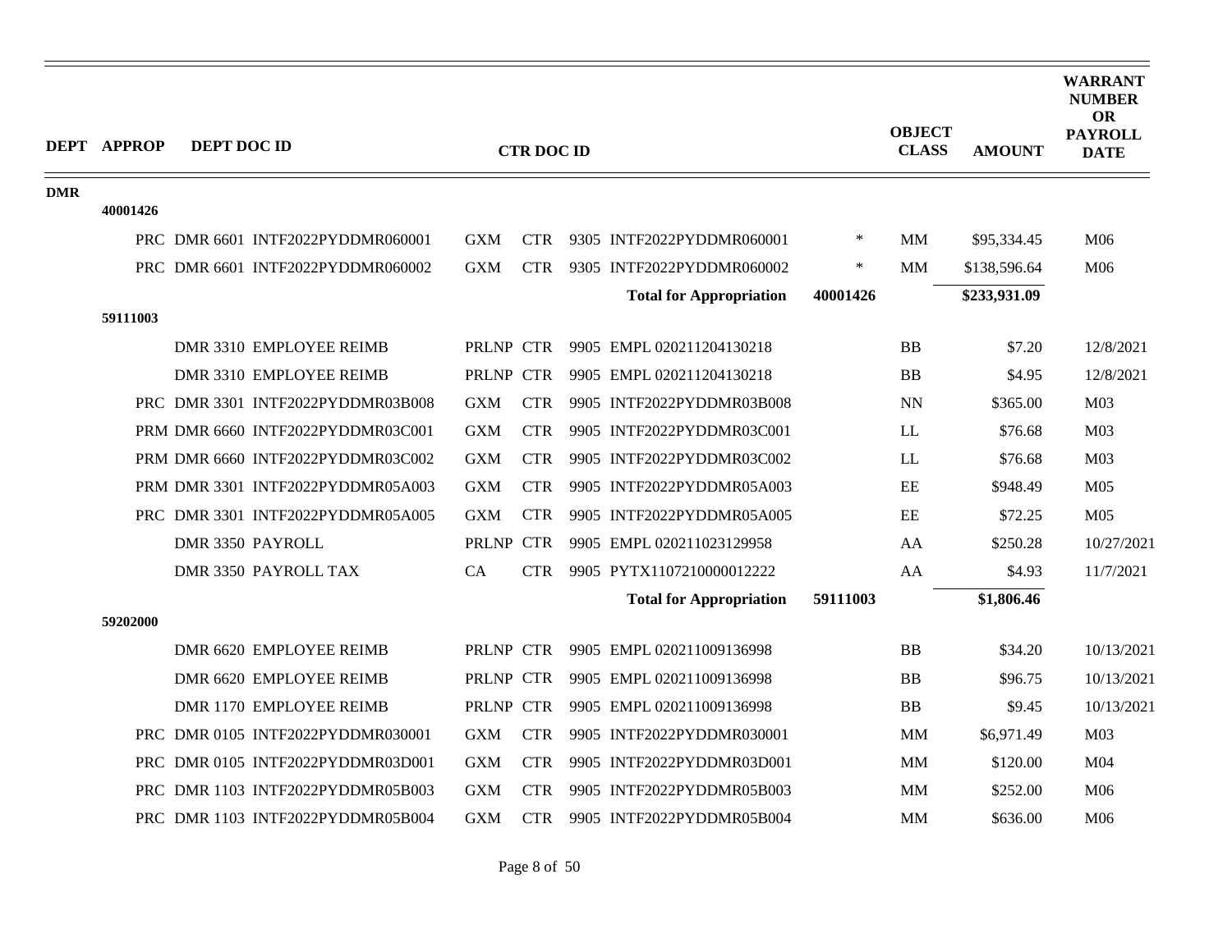| DEPT | APPROP | DEPT DOC ID | CTR DOC ID | | | | | OBJECT CLASS | AMOUNT | WARRANT NUMBER OR PAYROLL DATE |
|---|---|---|---|---|---|---|---|---|---|---|
| DMR | | | | | | | | | | |
| | 40001426 | | | | | | | | | |
| | | PRC DMR 6601 INTF2022PYDDMR060001 | GXM | CTR | 9305 INTF2022PYDDMR060001 | * | | MM | $95,334.45 | M06 |
| | | PRC DMR 6601 INTF2022PYDDMR060002 | GXM | CTR | 9305 INTF2022PYDDMR060002 | * | | MM | $138,596.64 | M06 |
| | | | | | **Total for Appropriation** | **40001426** | | | **$233,931.09** | |
| | 59111003 | | | | | | | | | |
| | | DMR 3310 EMPLOYEE REIMB | PRLNP | CTR | 9905 EMPL 020211204130218 | | | BB | $7.20 | 12/8/2021 |
| | | DMR 3310 EMPLOYEE REIMB | PRLNP | CTR | 9905 EMPL 020211204130218 | | | BB | $4.95 | 12/8/2021 |
| | | PRC DMR 3301 INTF2022PYDDMR03B008 | GXM | CTR | 9905 INTF2022PYDDMR03B008 | | | NN | $365.00 | M03 |
| | | PRM DMR 6660 INTF2022PYDDMR03C001 | GXM | CTR | 9905 INTF2022PYDDMR03C001 | | | LL | $76.68 | M03 |
| | | PRM DMR 6660 INTF2022PYDDMR03C002 | GXM | CTR | 9905 INTF2022PYDDMR03C002 | | | LL | $76.68 | M03 |
| | | PRM DMR 3301 INTF2022PYDDMR05A003 | GXM | CTR | 9905 INTF2022PYDDMR05A003 | | | EE | $948.49 | M05 |
| | | PRC DMR 3301 INTF2022PYDDMR05A005 | GXM | CTR | 9905 INTF2022PYDDMR05A005 | | | EE | $72.25 | M05 |
| | | DMR 3350 PAYROLL | PRLNP | CTR | 9905 EMPL 020211023129958 | | | AA | $250.28 | 10/27/2021 |
| | | DMR 3350 PAYROLL TAX | CA | CTR | 9905 PYTX1107210000012222 | | | AA | $4.93 | 11/7/2021 |
| | | | | | **Total for Appropriation** | **59111003** | | | **$1,806.46** | |
| | 59202000 | | | | | | | | | |
| | | DMR 6620 EMPLOYEE REIMB | PRLNP | CTR | 9905 EMPL 020211009136998 | | | BB | $34.20 | 10/13/2021 |
| | | DMR 6620 EMPLOYEE REIMB | PRLNP | CTR | 9905 EMPL 020211009136998 | | | BB | $96.75 | 10/13/2021 |
| | | DMR 1170 EMPLOYEE REIMB | PRLNP | CTR | 9905 EMPL 020211009136998 | | | BB | $9.45 | 10/13/2021 |
| | | PRC DMR 0105 INTF2022PYDDMR030001 | GXM | CTR | 9905 INTF2022PYDDMR030001 | | | MM | $6,971.49 | M03 |
| | | PRC DMR 0105 INTF2022PYDDMR03D001 | GXM | CTR | 9905 INTF2022PYDDMR03D001 | | | MM | $120.00 | M04 |
| | | PRC DMR 1103 INTF2022PYDDMR05B003 | GXM | CTR | 9905 INTF2022PYDDMR05B003 | | | MM | $252.00 | M06 |
| | | PRC DMR 1103 INTF2022PYDDMR05B004 | GXM | CTR | 9905 INTF2022PYDDMR05B004 | | | MM | $636.00 | M06 |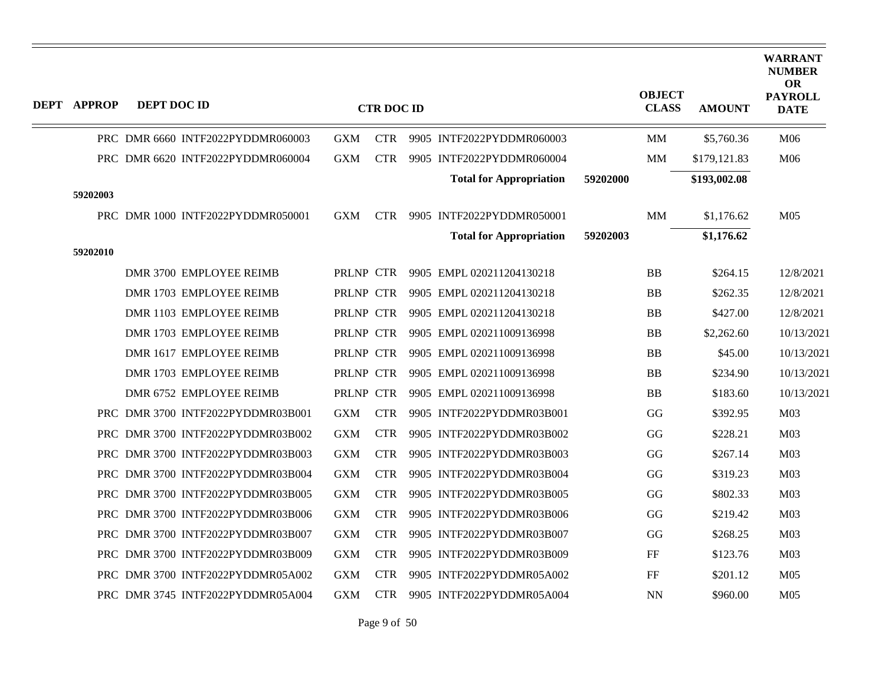| DEPT | APPROP | DEPT DOC ID | | CTR DOC ID | | | | OBJECT CLASS | AMOUNT | WARRANT NUMBER OR PAYROLL DATE |
|---|---|---|---|---|---|---|---|---|---|---|
| PRC | DMR 6660 | INTF2022PYDDMR060003 | GXM | CTR | 9905 | INTF2022PYDDMR060003 | | MM | $5,760.36 | M06 |
| PRC | DMR 6620 | INTF2022PYDDMR060004 | GXM | CTR | 9905 | INTF2022PYDDMR060004 | | MM | $179,121.83 | M06 |
| | | | | | | **Total for Appropriation** | **59202000** | | **$193,002.08** | |
| **59202003** | | | | | | | | | | |
| PRC | DMR 1000 | INTF2022PYDDMR050001 | GXM | CTR | 9905 | INTF2022PYDDMR050001 | | MM | $1,176.62 | M05 |
| | | | | | | **Total for Appropriation** | **59202003** | | **$1,176.62** | |
| **59202010** | | | | | | | | | | |
| | DMR 3700 | EMPLOYEE REIMB | PRLNP | CTR | 9905 | EMPL 020211204130218 | | BB | $264.15 | 12/8/2021 |
| | DMR 1703 | EMPLOYEE REIMB | PRLNP | CTR | 9905 | EMPL 020211204130218 | | BB | $262.35 | 12/8/2021 |
| | DMR 1103 | EMPLOYEE REIMB | PRLNP | CTR | 9905 | EMPL 020211204130218 | | BB | $427.00 | 12/8/2021 |
| | DMR 1703 | EMPLOYEE REIMB | PRLNP | CTR | 9905 | EMPL 020211009136998 | | BB | $2,262.60 | 10/13/2021 |
| | DMR 1617 | EMPLOYEE REIMB | PRLNP | CTR | 9905 | EMPL 020211009136998 | | BB | $45.00 | 10/13/2021 |
| | DMR 1703 | EMPLOYEE REIMB | PRLNP | CTR | 9905 | EMPL 020211009136998 | | BB | $234.90 | 10/13/2021 |
| | DMR 6752 | EMPLOYEE REIMB | PRLNP | CTR | 9905 | EMPL 020211009136998 | | BB | $183.60 | 10/13/2021 |
| PRC | DMR 3700 | INTF2022PYDDMR03B001 | GXM | CTR | 9905 | INTF2022PYDDMR03B001 | | GG | $392.95 | M03 |
| PRC | DMR 3700 | INTF2022PYDDMR03B002 | GXM | CTR | 9905 | INTF2022PYDDMR03B002 | | GG | $228.21 | M03 |
| PRC | DMR 3700 | INTF2022PYDDMR03B003 | GXM | CTR | 9905 | INTF2022PYDDMR03B003 | | GG | $267.14 | M03 |
| PRC | DMR 3700 | INTF2022PYDDMR03B004 | GXM | CTR | 9905 | INTF2022PYDDMR03B004 | | GG | $319.23 | M03 |
| PRC | DMR 3700 | INTF2022PYDDMR03B005 | GXM | CTR | 9905 | INTF2022PYDDMR03B005 | | GG | $802.33 | M03 |
| PRC | DMR 3700 | INTF2022PYDDMR03B006 | GXM | CTR | 9905 | INTF2022PYDDMR03B006 | | GG | $219.42 | M03 |
| PRC | DMR 3700 | INTF2022PYDDMR03B007 | GXM | CTR | 9905 | INTF2022PYDDMR03B007 | | GG | $268.25 | M03 |
| PRC | DMR 3700 | INTF2022PYDDMR03B009 | GXM | CTR | 9905 | INTF2022PYDDMR03B009 | | FF | $123.76 | M03 |
| PRC | DMR 3700 | INTF2022PYDDMR05A002 | GXM | CTR | 9905 | INTF2022PYDDMR05A002 | | FF | $201.12 | M05 |
| PRC | DMR 3745 | INTF2022PYDDMR05A004 | GXM | CTR | 9905 | INTF2022PYDDMR05A004 | | NN | $960.00 | M05 |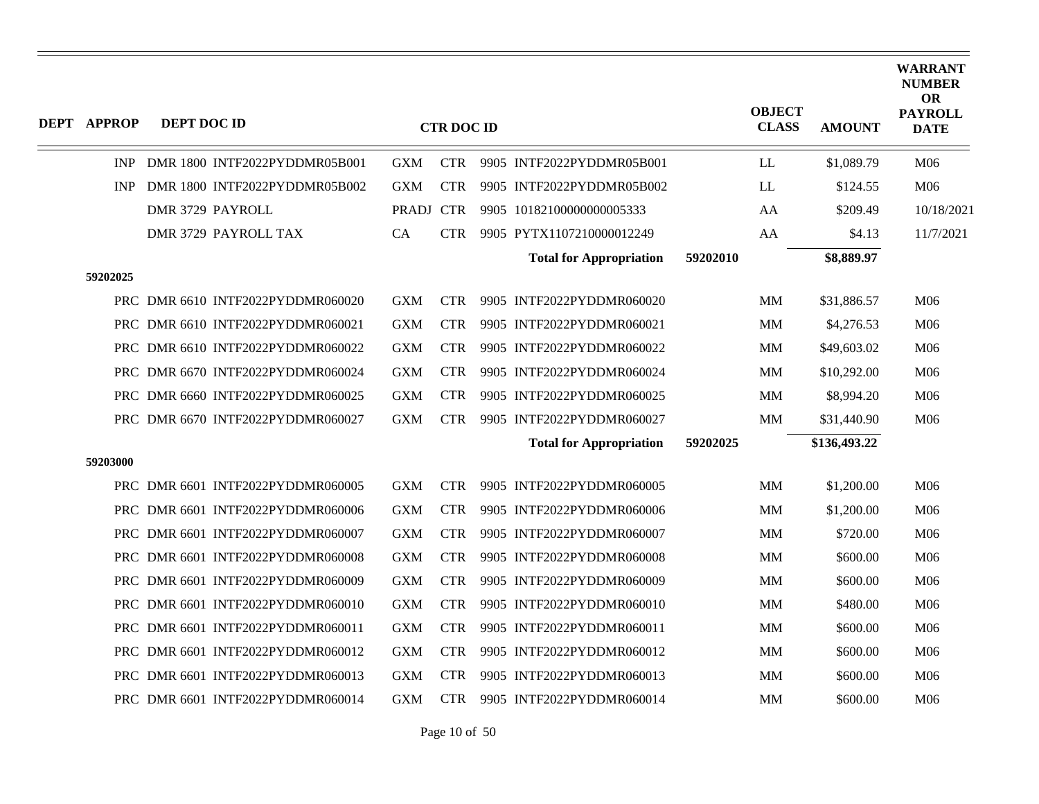| DEPT | APPROP | DEPT DOC ID | | CTR DOC ID | | | | OBJECT CLASS | AMOUNT | WARRANT NUMBER OR PAYROLL DATE |
|---|---|---|---|---|---|---|---|---|---|---|
| | INP | DMR 1800 INTF2022PYDDMR05B001 | GXM | CTR | 9905 | INTF2022PYDDMR05B001 | | LL | $1,089.79 | M06 |
| | INP | DMR 1800 INTF2022PYDDMR05B002 | GXM | CTR | 9905 | INTF2022PYDDMR05B002 | | LL | $124.55 | M06 |
| | | DMR 3729 PAYROLL | PRADJ | CTR | 9905 | 10182100000000005333 | | AA | $209.49 | 10/18/2021 |
| | | DMR 3729 PAYROLL TAX | CA | CTR | 9905 | PYTX1107210000012249 | | AA | $4.13 | 11/7/2021 |
| | | | | | | **Total for Appropriation** | **59202010** | | **$8,889.97** | |
| **59202025** | | | | | | | | | | |
| | PRC | DMR 6610 INTF2022PYDDMR060020 | GXM | CTR | 9905 | INTF2022PYDDMR060020 | | MM | $31,886.57 | M06 |
| | PRC | DMR 6610 INTF2022PYDDMR060021 | GXM | CTR | 9905 | INTF2022PYDDMR060021 | | MM | $4,276.53 | M06 |
| | PRC | DMR 6610 INTF2022PYDDMR060022 | GXM | CTR | 9905 | INTF2022PYDDMR060022 | | MM | $49,603.02 | M06 |
| | PRC | DMR 6670 INTF2022PYDDMR060024 | GXM | CTR | 9905 | INTF2022PYDDMR060024 | | MM | $10,292.00 | M06 |
| | PRC | DMR 6660 INTF2022PYDDMR060025 | GXM | CTR | 9905 | INTF2022PYDDMR060025 | | MM | $8,994.20 | M06 |
| | PRC | DMR 6670 INTF2022PYDDMR060027 | GXM | CTR | 9905 | INTF2022PYDDMR060027 | | MM | $31,440.90 | M06 |
| | | | | | | **Total for Appropriation** | **59202025** | | **$136,493.22** | |
| **59203000** | | | | | | | | | | |
| | PRC | DMR 6601 INTF2022PYDDMR060005 | GXM | CTR | 9905 | INTF2022PYDDMR060005 | | MM | $1,200.00 | M06 |
| | PRC | DMR 6601 INTF2022PYDDMR060006 | GXM | CTR | 9905 | INTF2022PYDDMR060006 | | MM | $1,200.00 | M06 |
| | PRC | DMR 6601 INTF2022PYDDMR060007 | GXM | CTR | 9905 | INTF2022PYDDMR060007 | | MM | $720.00 | M06 |
| | PRC | DMR 6601 INTF2022PYDDMR060008 | GXM | CTR | 9905 | INTF2022PYDDMR060008 | | MM | $600.00 | M06 |
| | PRC | DMR 6601 INTF2022PYDDMR060009 | GXM | CTR | 9905 | INTF2022PYDDMR060009 | | MM | $600.00 | M06 |
| | PRC | DMR 6601 INTF2022PYDDMR060010 | GXM | CTR | 9905 | INTF2022PYDDMR060010 | | MM | $480.00 | M06 |
| | PRC | DMR 6601 INTF2022PYDDMR060011 | GXM | CTR | 9905 | INTF2022PYDDMR060011 | | MM | $600.00 | M06 |
| | PRC | DMR 6601 INTF2022PYDDMR060012 | GXM | CTR | 9905 | INTF2022PYDDMR060012 | | MM | $600.00 | M06 |
| | PRC | DMR 6601 INTF2022PYDDMR060013 | GXM | CTR | 9905 | INTF2022PYDDMR060013 | | MM | $600.00 | M06 |
| | PRC | DMR 6601 INTF2022PYDDMR060014 | GXM | CTR | 9905 | INTF2022PYDDMR060014 | | MM | $600.00 | M06 |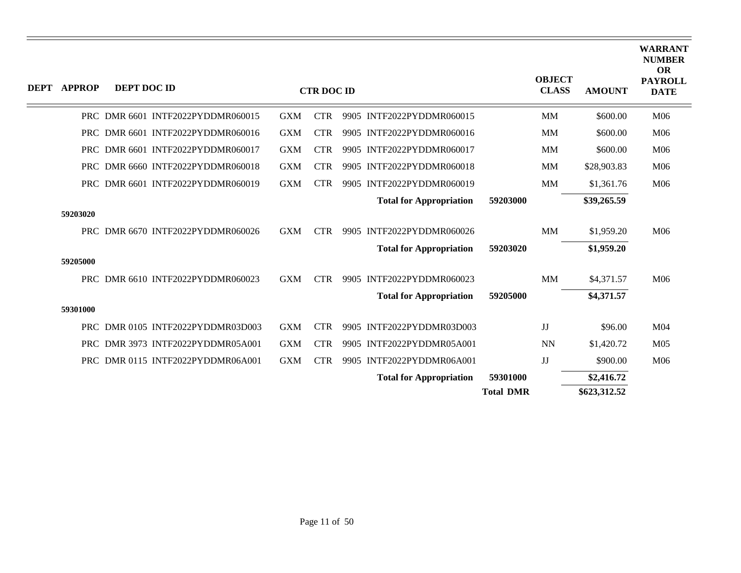| DEPT | APPROP | DEPT DOC ID | CTR DOC ID | | | | | OBJECT CLASS | AMOUNT | WARRANT NUMBER OR PAYROLL DATE |
|---|---|---|---|---|---|---|---|---|---|---|
| | | PRC DMR 6601 INTF2022PYDDMR060015 | GXM | CTR | 9905 INTF2022PYDDMR060015 | | | MM | $600.00 | M06 |
| | | PRC DMR 6601 INTF2022PYDDMR060016 | GXM | CTR | 9905 INTF2022PYDDMR060016 | | | MM | $600.00 | M06 |
| | | PRC DMR 6601 INTF2022PYDDMR060017 | GXM | CTR | 9905 INTF2022PYDDMR060017 | | | MM | $600.00 | M06 |
| | | PRC DMR 6660 INTF2022PYDDMR060018 | GXM | CTR | 9905 INTF2022PYDDMR060018 | | | MM | $28,903.83 | M06 |
| | | PRC DMR 6601 INTF2022PYDDMR060019 | GXM | CTR | 9905 INTF2022PYDDMR060019 | | | MM | $1,361.76 | M06 |
| | | | | | | **Total for Appropriation** | **59203000** | | **$39,265.59** | |
| | **59203020** | | | | | | | | | |
| | | PRC DMR 6670 INTF2022PYDDMR060026 | GXM | CTR | 9905 INTF2022PYDDMR060026 | | | MM | $1,959.20 | M06 |
| | | | | | | **Total for Appropriation** | **59203020** | | **$1,959.20** | |
| | **59205000** | | | | | | | | | |
| | | PRC DMR 6610 INTF2022PYDDMR060023 | GXM | CTR | 9905 INTF2022PYDDMR060023 | | | MM | $4,371.57 | M06 |
| | | | | | | **Total for Appropriation** | **59205000** | | **$4,371.57** | |
| | **59301000** | | | | | | | | | |
| | | PRC DMR 0105 INTF2022PYDDMR03D003 | GXM | CTR | 9905 INTF2022PYDDMR03D003 | | | JJ | $96.00 | M04 |
| | | PRC DMR 3973 INTF2022PYDDMR05A001 | GXM | CTR | 9905 INTF2022PYDDMR05A001 | | | NN | $1,420.72 | M05 |
| | | PRC DMR 0115 INTF2022PYDDMR06A001 | GXM | CTR | 9905 INTF2022PYDDMR06A001 | | | JJ | $900.00 | M06 |
| | | | | | | **Total for Appropriation** | **59301000** | | **$2,416.72** | |
| | | | | | | | **Total DMR** | | **$623,312.52** | |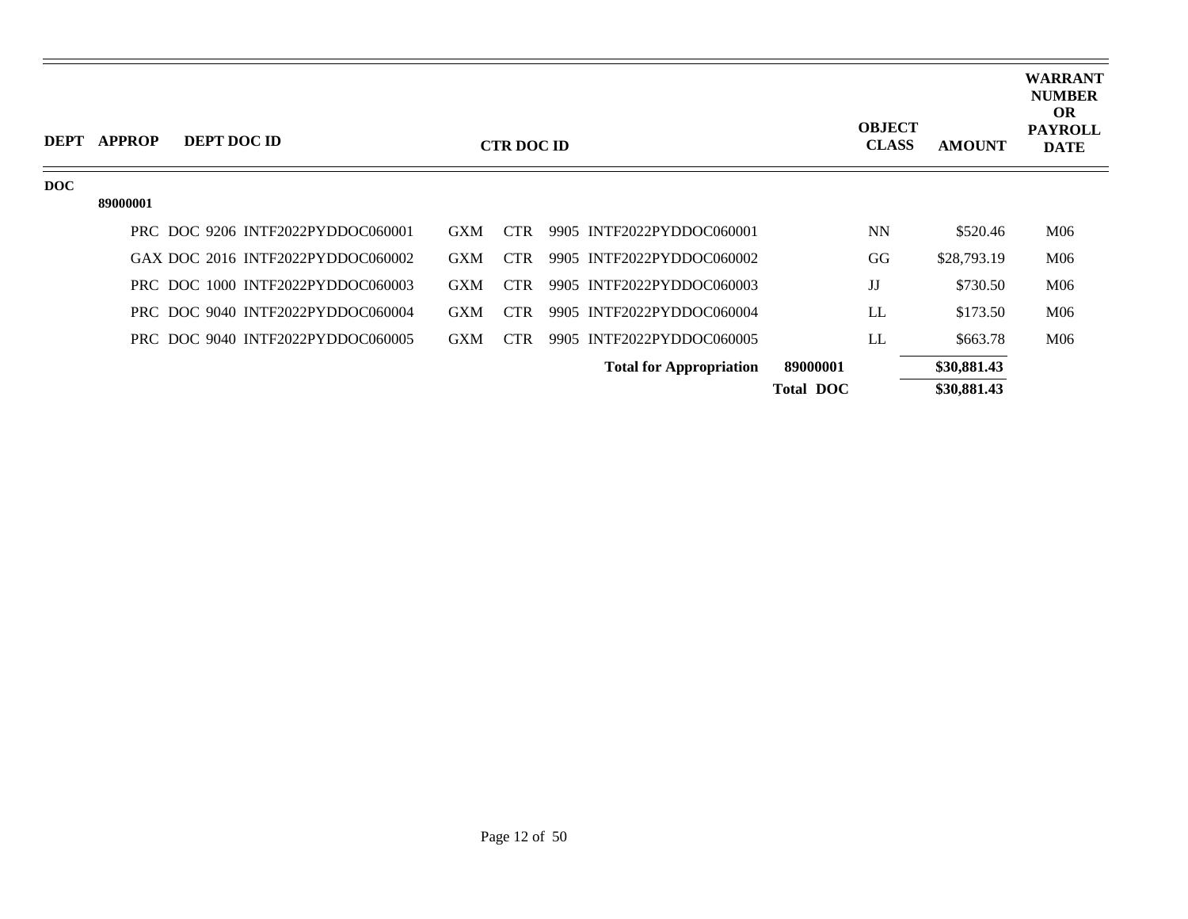| DEPT | APPROP | DEPT DOC ID | CTR DOC ID | | OBJECT CLASS | AMOUNT | WARRANT NUMBER OR PAYROLL DATE |
|---|---|---|---|---|---|---|---|
| DOC | | | | | | | |
| | 89000001 | | | | | | |
| | | PRC DOC 9206 INTF2022PYDDOC060001 | GXM CTR 9905 INTF2022PYDDOC060001 | | NN | $520.46 | M06 |
| | | GAX DOC 2016 INTF2022PYDDOC060002 | GXM CTR 9905 INTF2022PYDDOC060002 | | GG | $28,793.19 | M06 |
| | | PRC DOC 1000 INTF2022PYDDOC060003 | GXM CTR 9905 INTF2022PYDDOC060003 | | JJ | $730.50 | M06 |
| | | PRC DOC 9040 INTF2022PYDDOC060004 | GXM CTR 9905 INTF2022PYDDOC060004 | | LL | $173.50 | M06 |
| | | PRC DOC 9040 INTF2022PYDDOC060005 | GXM CTR 9905 INTF2022PYDDOC060005 | | LL | $663.78 | M06 |
| | | | **Total for Appropriation** | **89000001** | | **$30,881.43** | |
| | | | | **Total DOC** | | **$30,881.43** | |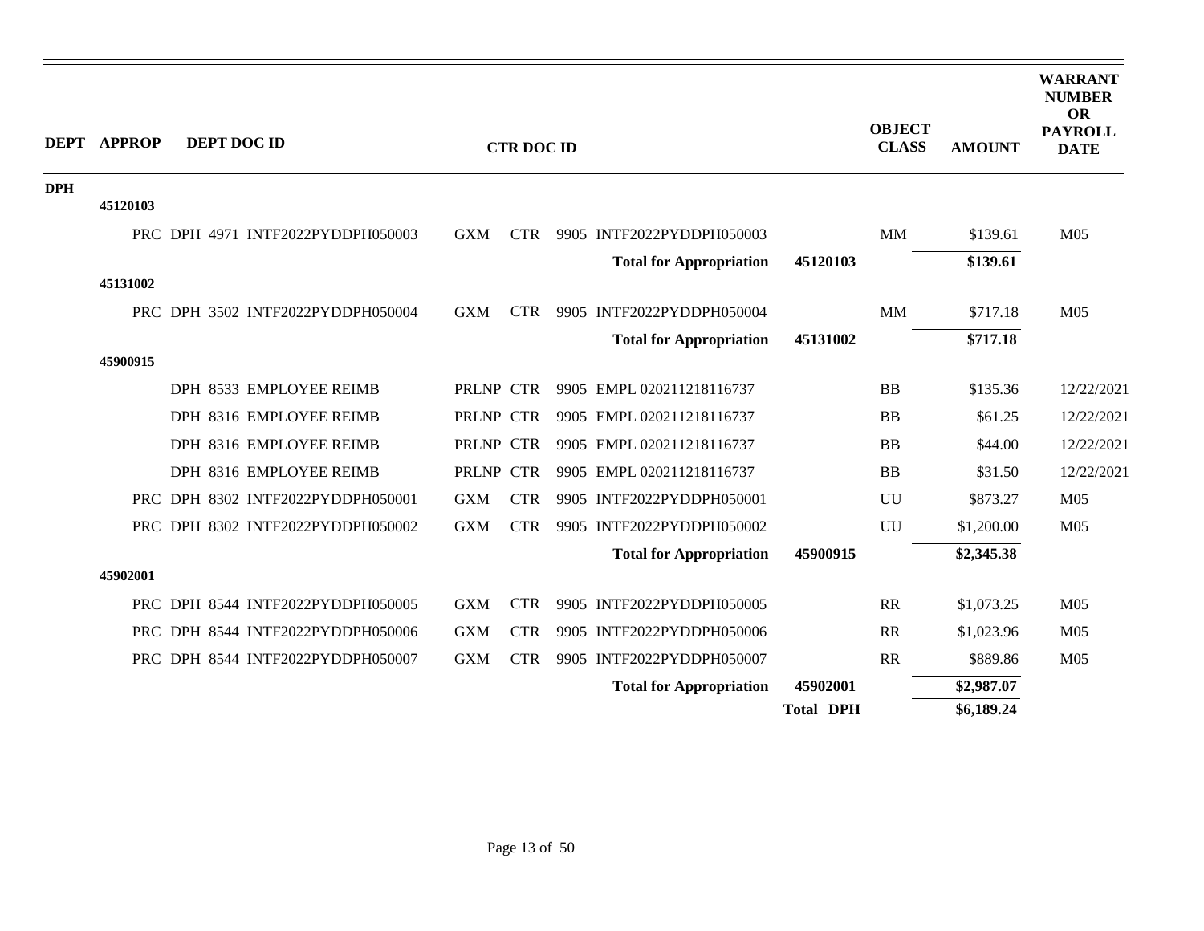| DEPT | APPROP | DEPT DOC ID | CTR DOC ID | | OBJECT CLASS | AMOUNT | WARRANT NUMBER OR PAYROLL DATE |
|---|---|---|---|---|---|---|---|
| DPH | | | | | | | |
| | 45120103 | | | | | | |
| | | PRC DPH 4971 INTF2022PYDDPH050003 | GXM CTR 9905 INTF2022PYDDPH050003 | | MM | $139.61 | M05 |
| | | | **Total for Appropriation** | **45120103** | | **$139.61** | |
| | 45131002 | | | | | | |
| | | PRC DPH 3502 INTF2022PYDDPH050004 | GXM CTR 9905 INTF2022PYDDPH050004 | | MM | $717.18 | M05 |
| | | | **Total for Appropriation** | **45131002** | | **$717.18** | |
| | 45900915 | | | | | | |
| | | DPH 8533 EMPLOYEE REIMB | PRLNP CTR 9905 EMPL 020211218116737 | | BB | $135.36 | 12/22/2021 |
| | | DPH 8316 EMPLOYEE REIMB | PRLNP CTR 9905 EMPL 020211218116737 | | BB | $61.25 | 12/22/2021 |
| | | DPH 8316 EMPLOYEE REIMB | PRLNP CTR 9905 EMPL 020211218116737 | | BB | $44.00 | 12/22/2021 |
| | | DPH 8316 EMPLOYEE REIMB | PRLNP CTR 9905 EMPL 020211218116737 | | BB | $31.50 | 12/22/2021 |
| | | PRC DPH 8302 INTF2022PYDDPH050001 | GXM CTR 9905 INTF2022PYDDPH050001 | | UU | $873.27 | M05 |
| | | PRC DPH 8302 INTF2022PYDDPH050002 | GXM CTR 9905 INTF2022PYDDPH050002 | | UU | $1,200.00 | M05 |
| | | | **Total for Appropriation** | **45900915** | | **$2,345.38** | |
| | 45902001 | | | | | | |
| | | PRC DPH 8544 INTF2022PYDDPH050005 | GXM CTR 9905 INTF2022PYDDPH050005 | | RR | $1,073.25 | M05 |
| | | PRC DPH 8544 INTF2022PYDDPH050006 | GXM CTR 9905 INTF2022PYDDPH050006 | | RR | $1,023.96 | M05 |
| | | PRC DPH 8544 INTF2022PYDDPH050007 | GXM CTR 9905 INTF2022PYDDPH050007 | | RR | $889.86 | M05 |
| | | | **Total for Appropriation** | **45902001** | | **$2,987.07** | |
| | | | | **Total DPH** | | **$6,189.24** | |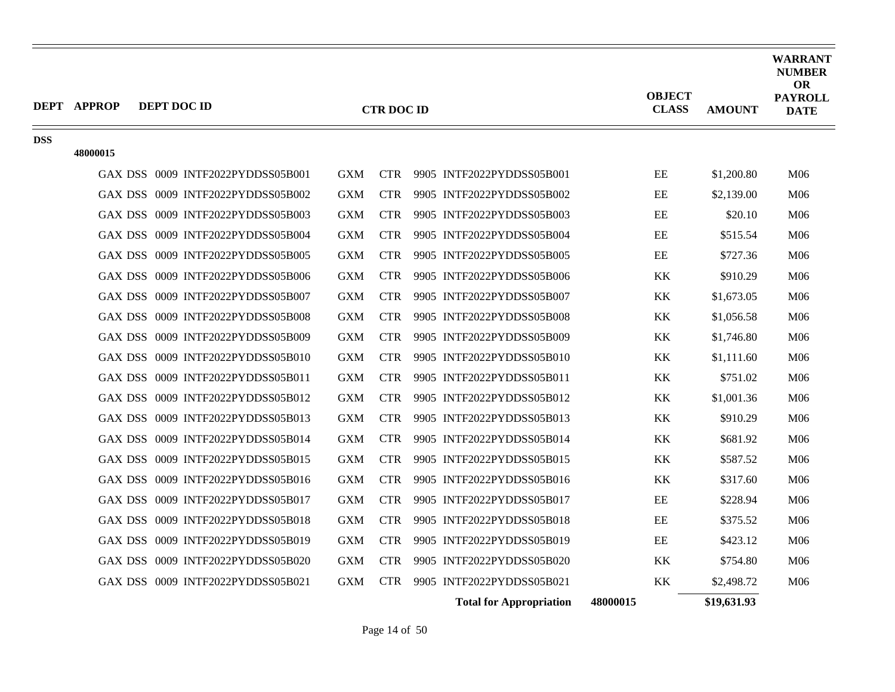| DEPT | APPROP | DEPT DOC ID | CTR DOC ID | OBJECT CLASS | AMOUNT | WARRANT NUMBER OR PAYROLL DATE |
|---|---|---|---|---|---|---|
| DSS | | | | | | |
| | 48000015 | | | | | |
| | | GAX DSS 0009 INTF2022PYDDSS05B001 | GXM CTR 9905 INTF2022PYDDSS05B001 | EE | $1,200.80 | M06 |
| | | GAX DSS 0009 INTF2022PYDDSS05B002 | GXM CTR 9905 INTF2022PYDDSS05B002 | EE | $2,139.00 | M06 |
| | | GAX DSS 0009 INTF2022PYDDSS05B003 | GXM CTR 9905 INTF2022PYDDSS05B003 | EE | $20.10 | M06 |
| | | GAX DSS 0009 INTF2022PYDDSS05B004 | GXM CTR 9905 INTF2022PYDDSS05B004 | EE | $515.54 | M06 |
| | | GAX DSS 0009 INTF2022PYDDSS05B005 | GXM CTR 9905 INTF2022PYDDSS05B005 | EE | $727.36 | M06 |
| | | GAX DSS 0009 INTF2022PYDDSS05B006 | GXM CTR 9905 INTF2022PYDDSS05B006 | KK | $910.29 | M06 |
| | | GAX DSS 0009 INTF2022PYDDSS05B007 | GXM CTR 9905 INTF2022PYDDSS05B007 | KK | $1,673.05 | M06 |
| | | GAX DSS 0009 INTF2022PYDDSS05B008 | GXM CTR 9905 INTF2022PYDDSS05B008 | KK | $1,056.58 | M06 |
| | | GAX DSS 0009 INTF2022PYDDSS05B009 | GXM CTR 9905 INTF2022PYDDSS05B009 | KK | $1,746.80 | M06 |
| | | GAX DSS 0009 INTF2022PYDDSS05B010 | GXM CTR 9905 INTF2022PYDDSS05B010 | KK | $1,111.60 | M06 |
| | | GAX DSS 0009 INTF2022PYDDSS05B011 | GXM CTR 9905 INTF2022PYDDSS05B011 | KK | $751.02 | M06 |
| | | GAX DSS 0009 INTF2022PYDDSS05B012 | GXM CTR 9905 INTF2022PYDDSS05B012 | KK | $1,001.36 | M06 |
| | | GAX DSS 0009 INTF2022PYDDSS05B013 | GXM CTR 9905 INTF2022PYDDSS05B013 | KK | $910.29 | M06 |
| | | GAX DSS 0009 INTF2022PYDDSS05B014 | GXM CTR 9905 INTF2022PYDDSS05B014 | KK | $681.92 | M06 |
| | | GAX DSS 0009 INTF2022PYDDSS05B015 | GXM CTR 9905 INTF2022PYDDSS05B015 | KK | $587.52 | M06 |
| | | GAX DSS 0009 INTF2022PYDDSS05B016 | GXM CTR 9905 INTF2022PYDDSS05B016 | KK | $317.60 | M06 |
| | | GAX DSS 0009 INTF2022PYDDSS05B017 | GXM CTR 9905 INTF2022PYDDSS05B017 | EE | $228.94 | M06 |
| | | GAX DSS 0009 INTF2022PYDDSS05B018 | GXM CTR 9905 INTF2022PYDDSS05B018 | EE | $375.52 | M06 |
| | | GAX DSS 0009 INTF2022PYDDSS05B019 | GXM CTR 9905 INTF2022PYDDSS05B019 | EE | $423.12 | M06 |
| | | GAX DSS 0009 INTF2022PYDDSS05B020 | GXM CTR 9905 INTF2022PYDDSS05B020 | KK | $754.80 | M06 |
| | | GAX DSS 0009 INTF2022PYDDSS05B021 | GXM CTR 9905 INTF2022PYDDSS05B021 | KK | $2,498.72 | M06 |
| | | | **Total for Appropriation** **48000015** | | **$19,631.93** | |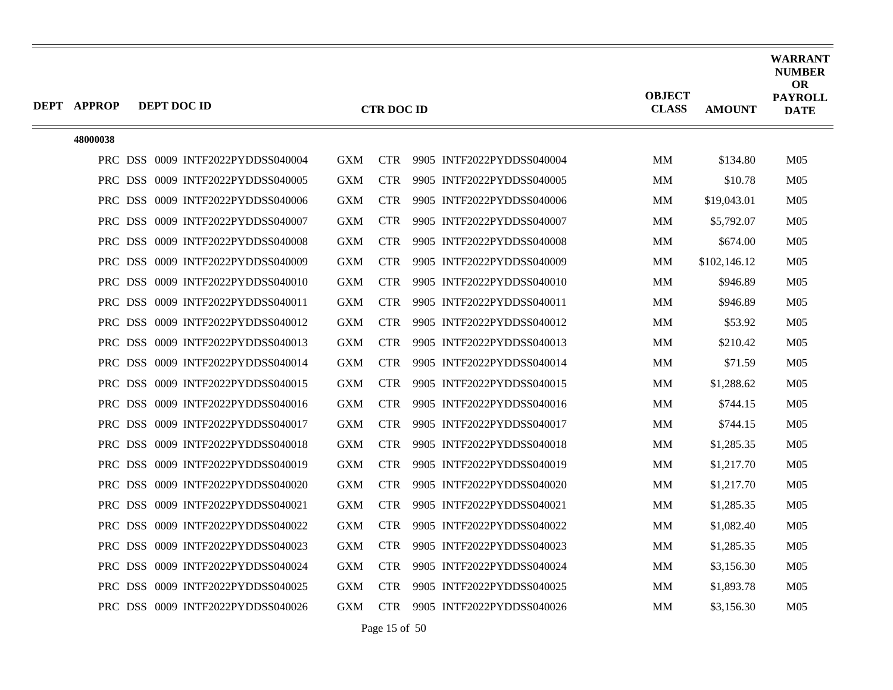| DEPT | APPROP | DEPT DOC ID | CTR DOC ID | OBJECT CLASS | AMOUNT | WARRANT NUMBER OR PAYROLL DATE |
|---|---|---|---|---|---|---|
| | 48000038 | | | | | |
| | | PRC DSS 0009 INTF2022PYDDSS040004 | GXM CTR 9905 INTF2022PYDDSS040004 | MM | $134.80 | M05 |
| | | PRC DSS 0009 INTF2022PYDDSS040005 | GXM CTR 9905 INTF2022PYDDSS040005 | MM | $10.78 | M05 |
| | | PRC DSS 0009 INTF2022PYDDSS040006 | GXM CTR 9905 INTF2022PYDDSS040006 | MM | $19,043.01 | M05 |
| | | PRC DSS 0009 INTF2022PYDDSS040007 | GXM CTR 9905 INTF2022PYDDSS040007 | MM | $5,792.07 | M05 |
| | | PRC DSS 0009 INTF2022PYDDSS040008 | GXM CTR 9905 INTF2022PYDDSS040008 | MM | $674.00 | M05 |
| | | PRC DSS 0009 INTF2022PYDDSS040009 | GXM CTR 9905 INTF2022PYDDSS040009 | MM | $102,146.12 | M05 |
| | | PRC DSS 0009 INTF2022PYDDSS040010 | GXM CTR 9905 INTF2022PYDDSS040010 | MM | $946.89 | M05 |
| | | PRC DSS 0009 INTF2022PYDDSS040011 | GXM CTR 9905 INTF2022PYDDSS040011 | MM | $946.89 | M05 |
| | | PRC DSS 0009 INTF2022PYDDSS040012 | GXM CTR 9905 INTF2022PYDDSS040012 | MM | $53.92 | M05 |
| | | PRC DSS 0009 INTF2022PYDDSS040013 | GXM CTR 9905 INTF2022PYDDSS040013 | MM | $210.42 | M05 |
| | | PRC DSS 0009 INTF2022PYDDSS040014 | GXM CTR 9905 INTF2022PYDDSS040014 | MM | $71.59 | M05 |
| | | PRC DSS 0009 INTF2022PYDDSS040015 | GXM CTR 9905 INTF2022PYDDSS040015 | MM | $1,288.62 | M05 |
| | | PRC DSS 0009 INTF2022PYDDSS040016 | GXM CTR 9905 INTF2022PYDDSS040016 | MM | $744.15 | M05 |
| | | PRC DSS 0009 INTF2022PYDDSS040017 | GXM CTR 9905 INTF2022PYDDSS040017 | MM | $744.15 | M05 |
| | | PRC DSS 0009 INTF2022PYDDSS040018 | GXM CTR 9905 INTF2022PYDDSS040018 | MM | $1,285.35 | M05 |
| | | PRC DSS 0009 INTF2022PYDDSS040019 | GXM CTR 9905 INTF2022PYDDSS040019 | MM | $1,217.70 | M05 |
| | | PRC DSS 0009 INTF2022PYDDSS040020 | GXM CTR 9905 INTF2022PYDDSS040020 | MM | $1,217.70 | M05 |
| | | PRC DSS 0009 INTF2022PYDDSS040021 | GXM CTR 9905 INTF2022PYDDSS040021 | MM | $1,285.35 | M05 |
| | | PRC DSS 0009 INTF2022PYDDSS040022 | GXM CTR 9905 INTF2022PYDDSS040022 | MM | $1,082.40 | M05 |
| | | PRC DSS 0009 INTF2022PYDDSS040023 | GXM CTR 9905 INTF2022PYDDSS040023 | MM | $1,285.35 | M05 |
| | | PRC DSS 0009 INTF2022PYDDSS040024 | GXM CTR 9905 INTF2022PYDDSS040024 | MM | $3,156.30 | M05 |
| | | PRC DSS 0009 INTF2022PYDDSS040025 | GXM CTR 9905 INTF2022PYDDSS040025 | MM | $1,893.78 | M05 |
| | | PRC DSS 0009 INTF2022PYDDSS040026 | GXM CTR 9905 INTF2022PYDDSS040026 | MM | $3,156.30 | M05 |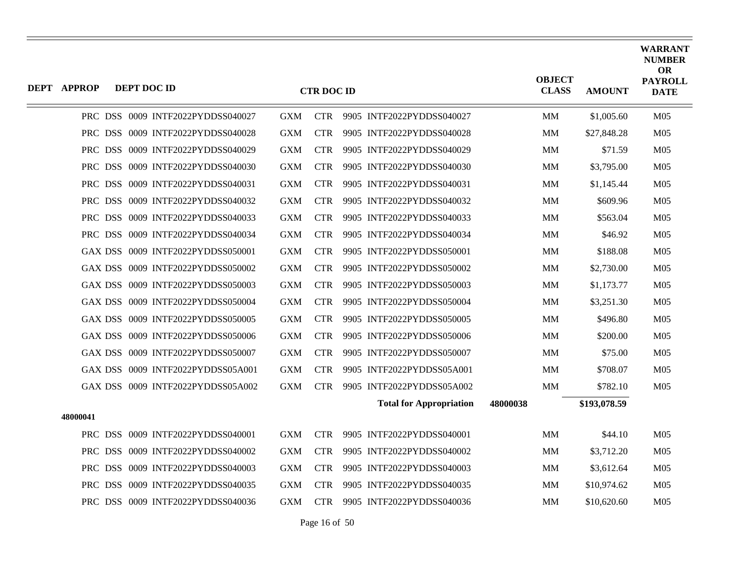| DEPT | APPROP | DEPT DOC ID | CTR DOC ID | OBJECT CLASS | AMOUNT | WARRANT NUMBER OR PAYROLL DATE |
|---|---|---|---|---|---|---|
| PRC | DSS 0009 | INTF2022PYDDSS040027 | GXM CTR 9905 INTF2022PYDDSS040027 | MM | $1,005.60 | M05 |
| PRC | DSS 0009 | INTF2022PYDDSS040028 | GXM CTR 9905 INTF2022PYDDSS040028 | MM | $27,848.28 | M05 |
| PRC | DSS 0009 | INTF2022PYDDSS040029 | GXM CTR 9905 INTF2022PYDDSS040029 | MM | $71.59 | M05 |
| PRC | DSS 0009 | INTF2022PYDDSS040030 | GXM CTR 9905 INTF2022PYDDSS040030 | MM | $3,795.00 | M05 |
| PRC | DSS 0009 | INTF2022PYDDSS040031 | GXM CTR 9905 INTF2022PYDDSS040031 | MM | $1,145.44 | M05 |
| PRC | DSS 0009 | INTF2022PYDDSS040032 | GXM CTR 9905 INTF2022PYDDSS040032 | MM | $609.96 | M05 |
| PRC | DSS 0009 | INTF2022PYDDSS040033 | GXM CTR 9905 INTF2022PYDDSS040033 | MM | $563.04 | M05 |
| PRC | DSS 0009 | INTF2022PYDDSS040034 | GXM CTR 9905 INTF2022PYDDSS040034 | MM | $46.92 | M05 |
| GAX | DSS 0009 | INTF2022PYDDSS050001 | GXM CTR 9905 INTF2022PYDDSS050001 | MM | $188.08 | M05 |
| GAX | DSS 0009 | INTF2022PYDDSS050002 | GXM CTR 9905 INTF2022PYDDSS050002 | MM | $2,730.00 | M05 |
| GAX | DSS 0009 | INTF2022PYDDSS050003 | GXM CTR 9905 INTF2022PYDDSS050003 | MM | $1,173.77 | M05 |
| GAX | DSS 0009 | INTF2022PYDDSS050004 | GXM CTR 9905 INTF2022PYDDSS050004 | MM | $3,251.30 | M05 |
| GAX | DSS 0009 | INTF2022PYDDSS050005 | GXM CTR 9905 INTF2022PYDDSS050005 | MM | $496.80 | M05 |
| GAX | DSS 0009 | INTF2022PYDDSS050006 | GXM CTR 9905 INTF2022PYDDSS050006 | MM | $200.00 | M05 |
| GAX | DSS 0009 | INTF2022PYDDSS050007 | GXM CTR 9905 INTF2022PYDDSS050007 | MM | $75.00 | M05 |
| GAX | DSS 0009 | INTF2022PYDDSS05A001 | GXM CTR 9905 INTF2022PYDDSS05A001 | MM | $708.07 | M05 |
| GAX | DSS 0009 | INTF2022PYDDSS05A002 | GXM CTR 9905 INTF2022PYDDSS05A002 | MM | $782.10 | M05 |
| | | | **Total for Appropriation** | **48000038** | **$193,078.59** | |
| **48000041** | | | | | | |
| PRC | DSS 0009 | INTF2022PYDDSS040001 | GXM CTR 9905 INTF2022PYDDSS040001 | MM | $44.10 | M05 |
| PRC | DSS 0009 | INTF2022PYDDSS040002 | GXM CTR 9905 INTF2022PYDDSS040002 | MM | $3,712.20 | M05 |
| PRC | DSS 0009 | INTF2022PYDDSS040003 | GXM CTR 9905 INTF2022PYDDSS040003 | MM | $3,612.64 | M05 |
| PRC | DSS 0009 | INTF2022PYDDSS040035 | GXM CTR 9905 INTF2022PYDDSS040035 | MM | $10,974.62 | M05 |
| PRC | DSS 0009 | INTF2022PYDDSS040036 | GXM CTR 9905 INTF2022PYDDSS040036 | MM | $10,620.60 | M05 |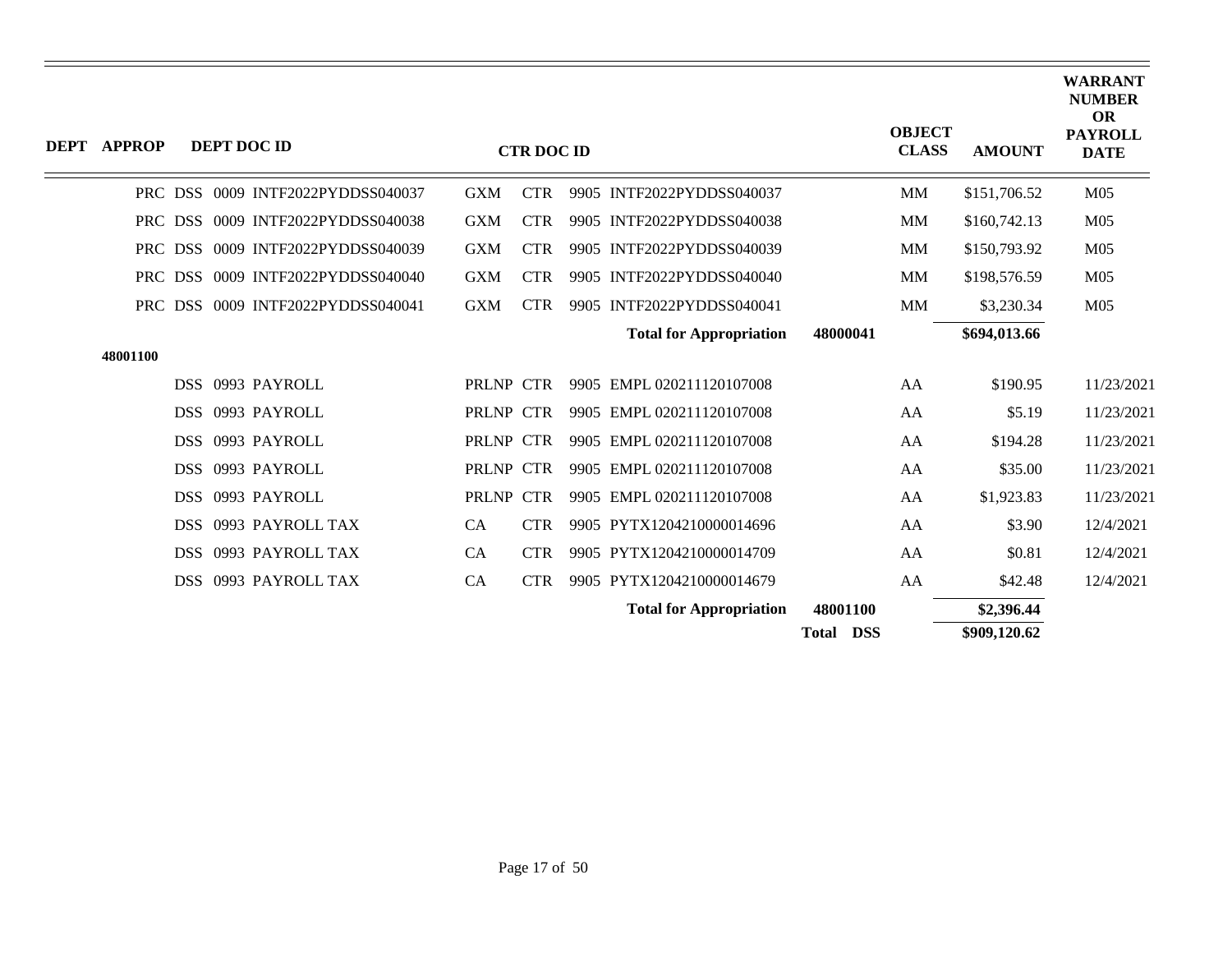| DEPT | APPROP | DEPT DOC ID | CTR DOC ID | OBJECT CLASS | AMOUNT | WARRANT NUMBER OR PAYROLL DATE |
|---|---|---|---|---|---|---|
| | | PRC DSS 0009 INTF2022PYDDSS040037 | GXM CTR 9905 INTF2022PYDDSS040037 | MM | $151,706.52 | M05 |
| | | PRC DSS 0009 INTF2022PYDDSS040038 | GXM CTR 9905 INTF2022PYDDSS040038 | MM | $160,742.13 | M05 |
| | | PRC DSS 0009 INTF2022PYDDSS040039 | GXM CTR 9905 INTF2022PYDDSS040039 | MM | $150,793.92 | M05 |
| | | PRC DSS 0009 INTF2022PYDDSS040040 | GXM CTR 9905 INTF2022PYDDSS040040 | MM | $198,576.59 | M05 |
| | | PRC DSS 0009 INTF2022PYDDSS040041 | GXM CTR 9905 INTF2022PYDDSS040041 | MM | $3,230.34 | M05 |
| | | | **Total for Appropriation** **48000041** | | **$694,013.66** | |
| | **48001100** | | | | | |
| | | DSS 0993 PAYROLL | PRLNP CTR 9905 EMPL 020211120107008 | AA | $190.95 | 11/23/2021 |
| | | DSS 0993 PAYROLL | PRLNP CTR 9905 EMPL 020211120107008 | AA | $5.19 | 11/23/2021 |
| | | DSS 0993 PAYROLL | PRLNP CTR 9905 EMPL 020211120107008 | AA | $194.28 | 11/23/2021 |
| | | DSS 0993 PAYROLL | PRLNP CTR 9905 EMPL 020211120107008 | AA | $35.00 | 11/23/2021 |
| | | DSS 0993 PAYROLL | PRLNP CTR 9905 EMPL 020211120107008 | AA | $1,923.83 | 11/23/2021 |
| | | DSS 0993 PAYROLL TAX | CA CTR 9905 PYTX1204210000014696 | AA | $3.90 | 12/4/2021 |
| | | DSS 0993 PAYROLL TAX | CA CTR 9905 PYTX1204210000014709 | AA | $0.81 | 12/4/2021 |
| | | DSS 0993 PAYROLL TAX | CA CTR 9905 PYTX1204210000014679 | AA | $42.48 | 12/4/2021 |
| | | | **Total for Appropriation** **48001100** | | **$2,396.44** | |
| | | | **Total DSS** | | **$909,120.62** | |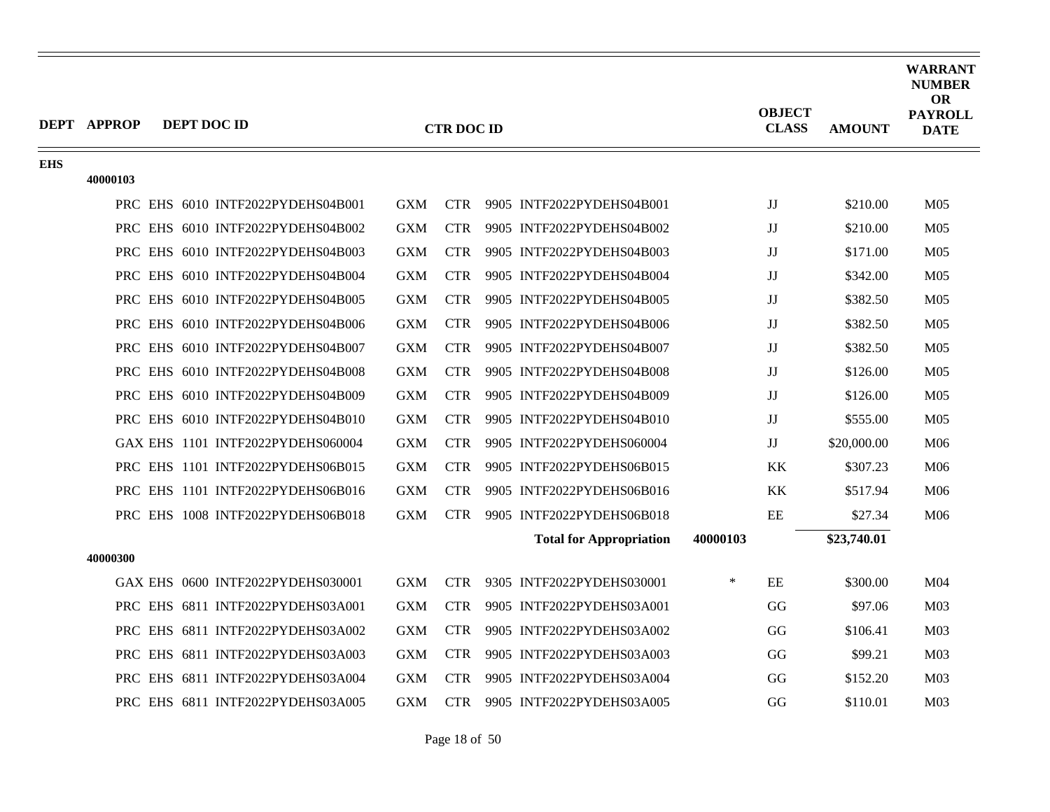| DEPT | APPROP | DEPT DOC ID | CTR DOC ID | | OBJECT CLASS | AMOUNT | WARRANT NUMBER OR PAYROLL DATE |
|---|---|---|---|---|---|---|---|
| EHS | | | | | | | |
| | 40000103 | | | | | | |
| | | PRC EHS 6010 INTF2022PYDEHS04B001 | GXM CTR 9905 INTF2022PYDEHS04B001 | | JJ | $210.00 | M05 |
| | | PRC EHS 6010 INTF2022PYDEHS04B002 | GXM CTR 9905 INTF2022PYDEHS04B002 | | JJ | $210.00 | M05 |
| | | PRC EHS 6010 INTF2022PYDEHS04B003 | GXM CTR 9905 INTF2022PYDEHS04B003 | | JJ | $171.00 | M05 |
| | | PRC EHS 6010 INTF2022PYDEHS04B004 | GXM CTR 9905 INTF2022PYDEHS04B004 | | JJ | $342.00 | M05 |
| | | PRC EHS 6010 INTF2022PYDEHS04B005 | GXM CTR 9905 INTF2022PYDEHS04B005 | | JJ | $382.50 | M05 |
| | | PRC EHS 6010 INTF2022PYDEHS04B006 | GXM CTR 9905 INTF2022PYDEHS04B006 | | JJ | $382.50 | M05 |
| | | PRC EHS 6010 INTF2022PYDEHS04B007 | GXM CTR 9905 INTF2022PYDEHS04B007 | | JJ | $382.50 | M05 |
| | | PRC EHS 6010 INTF2022PYDEHS04B008 | GXM CTR 9905 INTF2022PYDEHS04B008 | | JJ | $126.00 | M05 |
| | | PRC EHS 6010 INTF2022PYDEHS04B009 | GXM CTR 9905 INTF2022PYDEHS04B009 | | JJ | $126.00 | M05 |
| | | PRC EHS 6010 INTF2022PYDEHS04B010 | GXM CTR 9905 INTF2022PYDEHS04B010 | | JJ | $555.00 | M05 |
| | | GAX EHS 1101 INTF2022PYDEHS060004 | GXM CTR 9905 INTF2022PYDEHS060004 | | JJ | $20,000.00 | M06 |
| | | PRC EHS 1101 INTF2022PYDEHS06B015 | GXM CTR 9905 INTF2022PYDEHS06B015 | | KK | $307.23 | M06 |
| | | PRC EHS 1101 INTF2022PYDEHS06B016 | GXM CTR 9905 INTF2022PYDEHS06B016 | | KK | $517.94 | M06 |
| | | PRC EHS 1008 INTF2022PYDEHS06B018 | GXM CTR 9905 INTF2022PYDEHS06B018 | | EE | $27.34 | M06 |
| | | | **Total for Appropriation** | **40000103** | | **$23,740.01** | |
| | 40000300 | | | | | | |
| | | GAX EHS 0600 INTF2022PYDEHS030001 | GXM CTR 9305 INTF2022PYDEHS030001 | * | EE | $300.00 | M04 |
| | | PRC EHS 6811 INTF2022PYDEHS03A001 | GXM CTR 9905 INTF2022PYDEHS03A001 | | GG | $97.06 | M03 |
| | | PRC EHS 6811 INTF2022PYDEHS03A002 | GXM CTR 9905 INTF2022PYDEHS03A002 | | GG | $106.41 | M03 |
| | | PRC EHS 6811 INTF2022PYDEHS03A003 | GXM CTR 9905 INTF2022PYDEHS03A003 | | GG | $99.21 | M03 |
| | | PRC EHS 6811 INTF2022PYDEHS03A004 | GXM CTR 9905 INTF2022PYDEHS03A004 | | GG | $152.20 | M03 |
| | | PRC EHS 6811 INTF2022PYDEHS03A005 | GXM CTR 9905 INTF2022PYDEHS03A005 | | GG | $110.01 | M03 |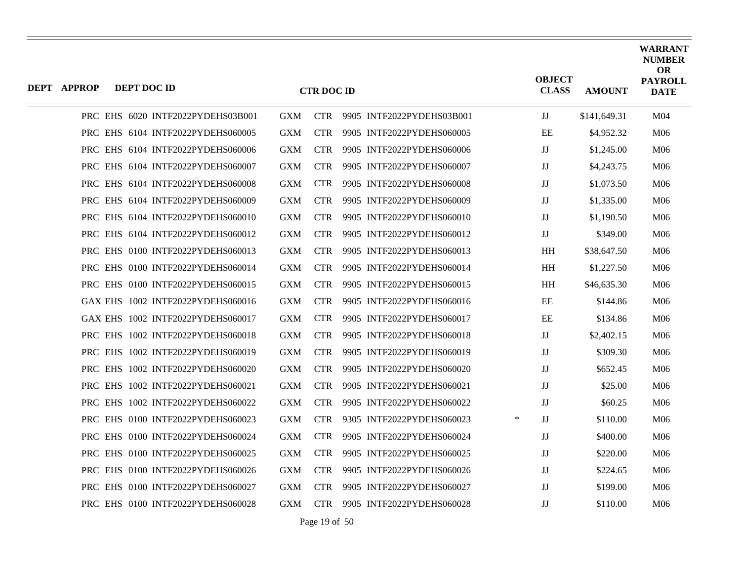| DEPT | APPROP | DEPT DOC ID | CTR DOC ID | | | | | OBJECT CLASS | AMOUNT | WARRANT NUMBER OR PAYROLL DATE |
|---|---|---|---|---|---|---|---|---|---|---|
| PRC | EHS | 6020 INTF2022PYDEHS03B001 | GXM | CTR | 9905 | INTF2022PYDEHS03B001 | | JJ | $141,649.31 | M04 |
| PRC | EHS | 6104 INTF2022PYDEHS060005 | GXM | CTR | 9905 | INTF2022PYDEHS060005 | | EE | $4,952.32 | M06 |
| PRC | EHS | 6104 INTF2022PYDEHS060006 | GXM | CTR | 9905 | INTF2022PYDEHS060006 | | JJ | $1,245.00 | M06 |
| PRC | EHS | 6104 INTF2022PYDEHS060007 | GXM | CTR | 9905 | INTF2022PYDEHS060007 | | JJ | $4,243.75 | M06 |
| PRC | EHS | 6104 INTF2022PYDEHS060008 | GXM | CTR | 9905 | INTF2022PYDEHS060008 | | JJ | $1,073.50 | M06 |
| PRC | EHS | 6104 INTF2022PYDEHS060009 | GXM | CTR | 9905 | INTF2022PYDEHS060009 | | JJ | $1,335.00 | M06 |
| PRC | EHS | 6104 INTF2022PYDEHS060010 | GXM | CTR | 9905 | INTF2022PYDEHS060010 | | JJ | $1,190.50 | M06 |
| PRC | EHS | 6104 INTF2022PYDEHS060012 | GXM | CTR | 9905 | INTF2022PYDEHS060012 | | JJ | $349.00 | M06 |
| PRC | EHS | 0100 INTF2022PYDEHS060013 | GXM | CTR | 9905 | INTF2022PYDEHS060013 | | HH | $38,647.50 | M06 |
| PRC | EHS | 0100 INTF2022PYDEHS060014 | GXM | CTR | 9905 | INTF2022PYDEHS060014 | | HH | $1,227.50 | M06 |
| PRC | EHS | 0100 INTF2022PYDEHS060015 | GXM | CTR | 9905 | INTF2022PYDEHS060015 | | HH | $46,635.30 | M06 |
| GAX | EHS | 1002 INTF2022PYDEHS060016 | GXM | CTR | 9905 | INTF2022PYDEHS060016 | | EE | $144.86 | M06 |
| GAX | EHS | 1002 INTF2022PYDEHS060017 | GXM | CTR | 9905 | INTF2022PYDEHS060017 | | EE | $134.86 | M06 |
| PRC | EHS | 1002 INTF2022PYDEHS060018 | GXM | CTR | 9905 | INTF2022PYDEHS060018 | | JJ | $2,402.15 | M06 |
| PRC | EHS | 1002 INTF2022PYDEHS060019 | GXM | CTR | 9905 | INTF2022PYDEHS060019 | | JJ | $309.30 | M06 |
| PRC | EHS | 1002 INTF2022PYDEHS060020 | GXM | CTR | 9905 | INTF2022PYDEHS060020 | | JJ | $652.45 | M06 |
| PRC | EHS | 1002 INTF2022PYDEHS060021 | GXM | CTR | 9905 | INTF2022PYDEHS060021 | | JJ | $25.00 | M06 |
| PRC | EHS | 1002 INTF2022PYDEHS060022 | GXM | CTR | 9905 | INTF2022PYDEHS060022 | | JJ | $60.25 | M06 |
| PRC | EHS | 0100 INTF2022PYDEHS060023 | GXM | CTR | 9305 | INTF2022PYDEHS060023 | * | JJ | $110.00 | M06 |
| PRC | EHS | 0100 INTF2022PYDEHS060024 | GXM | CTR | 9905 | INTF2022PYDEHS060024 | | JJ | $400.00 | M06 |
| PRC | EHS | 0100 INTF2022PYDEHS060025 | GXM | CTR | 9905 | INTF2022PYDEHS060025 | | JJ | $220.00 | M06 |
| PRC | EHS | 0100 INTF2022PYDEHS060026 | GXM | CTR | 9905 | INTF2022PYDEHS060026 | | JJ | $224.65 | M06 |
| PRC | EHS | 0100 INTF2022PYDEHS060027 | GXM | CTR | 9905 | INTF2022PYDEHS060027 | | JJ | $199.00 | M06 |
| PRC | EHS | 0100 INTF2022PYDEHS060028 | GXM | CTR | 9905 | INTF2022PYDEHS060028 | | JJ | $110.00 | M06 |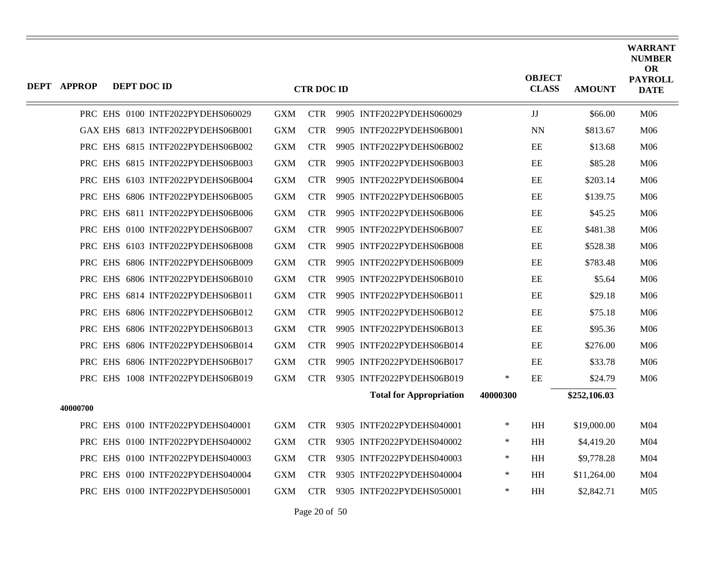| DEPT | APPROP | DEPT DOC ID | CTR DOC ID | | | | | OBJECT CLASS | AMOUNT | WARRANT NUMBER OR PAYROLL DATE |
|---|---|---|---|---|---|---|---|---|---|---|
| | | PRC EHS 0100 INTF2022PYDEHS060029 | GXM | CTR | 9905 INTF2022PYDEHS060029 | | | JJ | $66.00 | M06 |
| | | GAX EHS 6813 INTF2022PYDEHS06B001 | GXM | CTR | 9905 INTF2022PYDEHS06B001 | | | NN | $813.67 | M06 |
| | | PRC EHS 6815 INTF2022PYDEHS06B002 | GXM | CTR | 9905 INTF2022PYDEHS06B002 | | | EE | $13.68 | M06 |
| | | PRC EHS 6815 INTF2022PYDEHS06B003 | GXM | CTR | 9905 INTF2022PYDEHS06B003 | | | EE | $85.28 | M06 |
| | | PRC EHS 6103 INTF2022PYDEHS06B004 | GXM | CTR | 9905 INTF2022PYDEHS06B004 | | | EE | $203.14 | M06 |
| | | PRC EHS 6806 INTF2022PYDEHS06B005 | GXM | CTR | 9905 INTF2022PYDEHS06B005 | | | EE | $139.75 | M06 |
| | | PRC EHS 6811 INTF2022PYDEHS06B006 | GXM | CTR | 9905 INTF2022PYDEHS06B006 | | | EE | $45.25 | M06 |
| | | PRC EHS 0100 INTF2022PYDEHS06B007 | GXM | CTR | 9905 INTF2022PYDEHS06B007 | | | EE | $481.38 | M06 |
| | | PRC EHS 6103 INTF2022PYDEHS06B008 | GXM | CTR | 9905 INTF2022PYDEHS06B008 | | | EE | $528.38 | M06 |
| | | PRC EHS 6806 INTF2022PYDEHS06B009 | GXM | CTR | 9905 INTF2022PYDEHS06B009 | | | EE | $783.48 | M06 |
| | | PRC EHS 6806 INTF2022PYDEHS06B010 | GXM | CTR | 9905 INTF2022PYDEHS06B010 | | | EE | $5.64 | M06 |
| | | PRC EHS 6814 INTF2022PYDEHS06B011 | GXM | CTR | 9905 INTF2022PYDEHS06B011 | | | EE | $29.18 | M06 |
| | | PRC EHS 6806 INTF2022PYDEHS06B012 | GXM | CTR | 9905 INTF2022PYDEHS06B012 | | | EE | $75.18 | M06 |
| | | PRC EHS 6806 INTF2022PYDEHS06B013 | GXM | CTR | 9905 INTF2022PYDEHS06B013 | | | EE | $95.36 | M06 |
| | | PRC EHS 6806 INTF2022PYDEHS06B014 | GXM | CTR | 9905 INTF2022PYDEHS06B014 | | | EE | $276.00 | M06 |
| | | PRC EHS 6806 INTF2022PYDEHS06B017 | GXM | CTR | 9905 INTF2022PYDEHS06B017 | | | EE | $33.78 | M06 |
| | | PRC EHS 1008 INTF2022PYDEHS06B019 | GXM | CTR | 9305 INTF2022PYDEHS06B019 | | * | EE | $24.79 | M06 |
| | | | | | **Total for Appropriation** | **40000300** | | | **$252,106.03** | |
| | **40000700** | | | | | | | | | |
| | | PRC EHS 0100 INTF2022PYDEHS040001 | GXM | CTR | 9305 INTF2022PYDEHS040001 | | * | HH | $19,000.00 | M04 |
| | | PRC EHS 0100 INTF2022PYDEHS040002 | GXM | CTR | 9305 INTF2022PYDEHS040002 | | * | HH | $4,419.20 | M04 |
| | | PRC EHS 0100 INTF2022PYDEHS040003 | GXM | CTR | 9305 INTF2022PYDEHS040003 | | * | HH | $9,778.28 | M04 |
| | | PRC EHS 0100 INTF2022PYDEHS040004 | GXM | CTR | 9305 INTF2022PYDEHS040004 | | * | HH | $11,264.00 | M04 |
| | | PRC EHS 0100 INTF2022PYDEHS050001 | GXM | CTR | 9305 INTF2022PYDEHS050001 | | * | HH | $2,842.71 | M05 |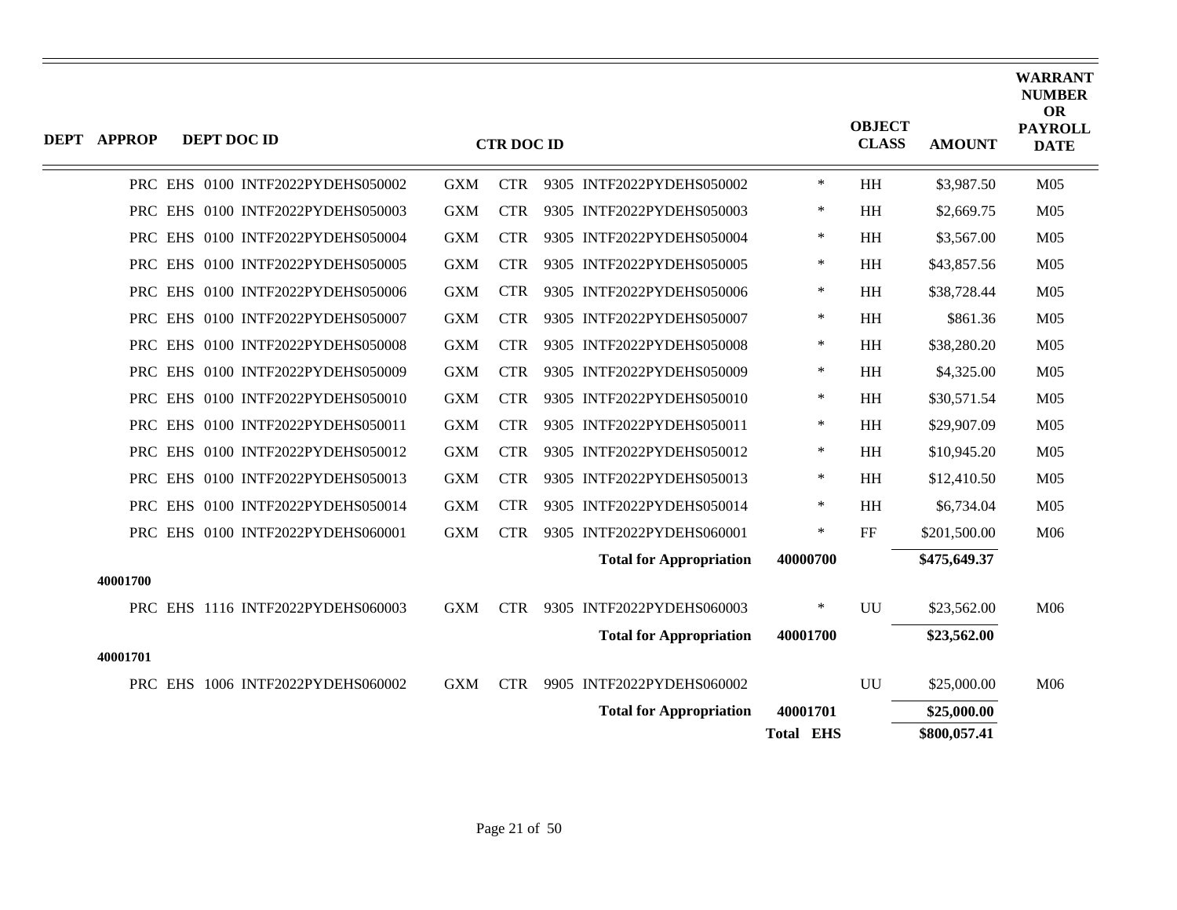| DEPT | APPROP | DEPT DOC ID | CTR DOC ID | | OBJECT CLASS | AMOUNT | WARRANT NUMBER OR PAYROLL DATE |
|---|---|---|---|---|---|---|---|
| | | PRC EHS 0100 INTF2022PYDEHS050002 | GXM CTR 9305 INTF2022PYDEHS050002 | * | HH | $3,987.50 | M05 |
| | | PRC EHS 0100 INTF2022PYDEHS050003 | GXM CTR 9305 INTF2022PYDEHS050003 | * | HH | $2,669.75 | M05 |
| | | PRC EHS 0100 INTF2022PYDEHS050004 | GXM CTR 9305 INTF2022PYDEHS050004 | * | HH | $3,567.00 | M05 |
| | | PRC EHS 0100 INTF2022PYDEHS050005 | GXM CTR 9305 INTF2022PYDEHS050005 | * | HH | $43,857.56 | M05 |
| | | PRC EHS 0100 INTF2022PYDEHS050006 | GXM CTR 9305 INTF2022PYDEHS050006 | * | HH | $38,728.44 | M05 |
| | | PRC EHS 0100 INTF2022PYDEHS050007 | GXM CTR 9305 INTF2022PYDEHS050007 | * | HH | $861.36 | M05 |
| | | PRC EHS 0100 INTF2022PYDEHS050008 | GXM CTR 9305 INTF2022PYDEHS050008 | * | HH | $38,280.20 | M05 |
| | | PRC EHS 0100 INTF2022PYDEHS050009 | GXM CTR 9305 INTF2022PYDEHS050009 | * | HH | $4,325.00 | M05 |
| | | PRC EHS 0100 INTF2022PYDEHS050010 | GXM CTR 9305 INTF2022PYDEHS050010 | * | HH | $30,571.54 | M05 |
| | | PRC EHS 0100 INTF2022PYDEHS050011 | GXM CTR 9305 INTF2022PYDEHS050011 | * | HH | $29,907.09 | M05 |
| | | PRC EHS 0100 INTF2022PYDEHS050012 | GXM CTR 9305 INTF2022PYDEHS050012 | * | HH | $10,945.20 | M05 |
| | | PRC EHS 0100 INTF2022PYDEHS050013 | GXM CTR 9305 INTF2022PYDEHS050013 | * | HH | $12,410.50 | M05 |
| | | PRC EHS 0100 INTF2022PYDEHS050014 | GXM CTR 9305 INTF2022PYDEHS050014 | * | HH | $6,734.04 | M05 |
| | | PRC EHS 0100 INTF2022PYDEHS060001 | GXM CTR 9305 INTF2022PYDEHS060001 | * | FF | $201,500.00 | M06 |
| | | | **Total for Appropriation** | **40000700** | | **$475,649.37** | |
| | **40001700** | | | | | | |
| | | PRC EHS 1116 INTF2022PYDEHS060003 | GXM CTR 9305 INTF2022PYDEHS060003 | * | UU | $23,562.00 | M06 |
| | | | **Total for Appropriation** | **40001700** | | **$23,562.00** | |
| | **40001701** | | | | | | |
| | | PRC EHS 1006 INTF2022PYDEHS060002 | GXM CTR 9905 INTF2022PYDEHS060002 | | UU | $25,000.00 | M06 |
| | | | **Total for Appropriation** | **40001701** | | **$25,000.00** | |
| | | | | **Total EHS** | | **$800,057.41** | |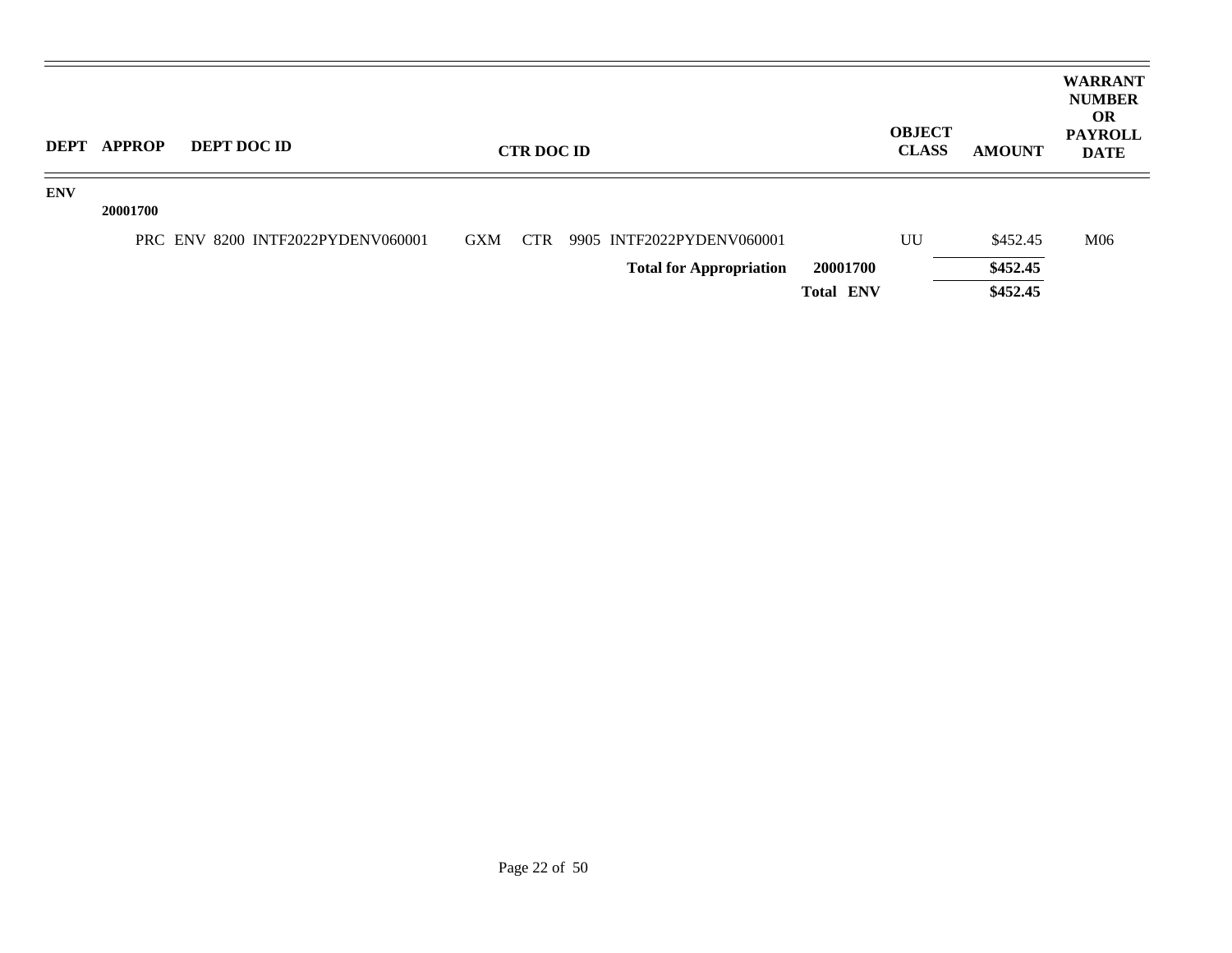| DEPT | APPROP | DEPT DOC ID | CTR DOC ID | | OBJECT CLASS | AMOUNT | WARRANT NUMBER OR PAYROLL DATE |
|---|---|---|---|---|---|---|---|
| **ENV** | | | | | | | |
| | **20001700** | | | | | | |
| | | PRC ENV 8200 INTF2022PYDENV060001 | GXM CTR 9905 INTF2022PYDENV060001 | | UU | $452.45 | M06 |
| | | | **Total for Appropriation** | **20001700** | | **$452.45** | |
| | | | | **Total ENV** | | **$452.45** | |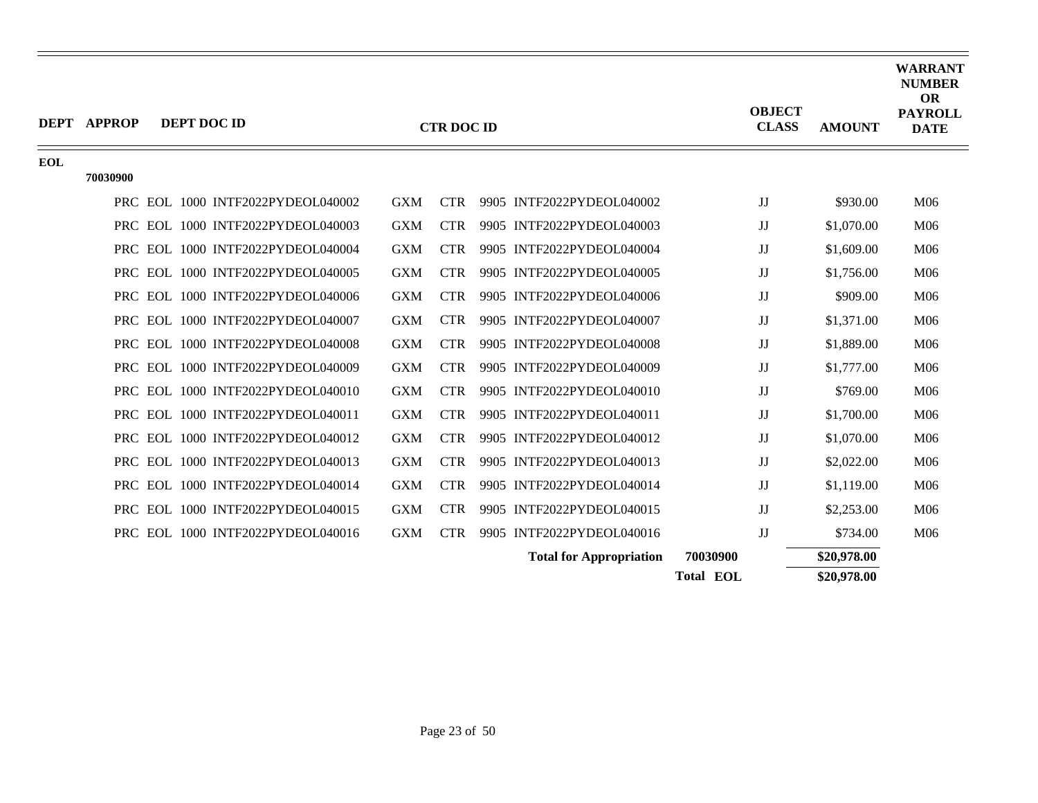| DEPT | APPROP | DEPT DOC ID | CTR DOC ID | OBJECT CLASS | AMOUNT | WARRANT NUMBER OR PAYROLL DATE |
|---|---|---|---|---|---|---|
| EOL | | | | | | |
| | 70030900 | | | | | |
| | | PRC EOL 1000 INTF2022PYDEOL040002 | GXM CTR 9905 INTF2022PYDEOL040002 | JJ | $930.00 | M06 |
| | | PRC EOL 1000 INTF2022PYDEOL040003 | GXM CTR 9905 INTF2022PYDEOL040003 | JJ | $1,070.00 | M06 |
| | | PRC EOL 1000 INTF2022PYDEOL040004 | GXM CTR 9905 INTF2022PYDEOL040004 | JJ | $1,609.00 | M06 |
| | | PRC EOL 1000 INTF2022PYDEOL040005 | GXM CTR 9905 INTF2022PYDEOL040005 | JJ | $1,756.00 | M06 |
| | | PRC EOL 1000 INTF2022PYDEOL040006 | GXM CTR 9905 INTF2022PYDEOL040006 | JJ | $909.00 | M06 |
| | | PRC EOL 1000 INTF2022PYDEOL040007 | GXM CTR 9905 INTF2022PYDEOL040007 | JJ | $1,371.00 | M06 |
| | | PRC EOL 1000 INTF2022PYDEOL040008 | GXM CTR 9905 INTF2022PYDEOL040008 | JJ | $1,889.00 | M06 |
| | | PRC EOL 1000 INTF2022PYDEOL040009 | GXM CTR 9905 INTF2022PYDEOL040009 | JJ | $1,777.00 | M06 |
| | | PRC EOL 1000 INTF2022PYDEOL040010 | GXM CTR 9905 INTF2022PYDEOL040010 | JJ | $769.00 | M06 |
| | | PRC EOL 1000 INTF2022PYDEOL040011 | GXM CTR 9905 INTF2022PYDEOL040011 | JJ | $1,700.00 | M06 |
| | | PRC EOL 1000 INTF2022PYDEOL040012 | GXM CTR 9905 INTF2022PYDEOL040012 | JJ | $1,070.00 | M06 |
| | | PRC EOL 1000 INTF2022PYDEOL040013 | GXM CTR 9905 INTF2022PYDEOL040013 | JJ | $2,022.00 | M06 |
| | | PRC EOL 1000 INTF2022PYDEOL040014 | GXM CTR 9905 INTF2022PYDEOL040014 | JJ | $1,119.00 | M06 |
| | | PRC EOL 1000 INTF2022PYDEOL040015 | GXM CTR 9905 INTF2022PYDEOL040015 | JJ | $2,253.00 | M06 |
| | | PRC EOL 1000 INTF2022PYDEOL040016 | GXM CTR 9905 INTF2022PYDEOL040016 | JJ | $734.00 | M06 |
| | | | **Total for Appropriation** | **70030900** | **$20,978.00** | |
| | | | | **Total EOL** | **$20,978.00** | |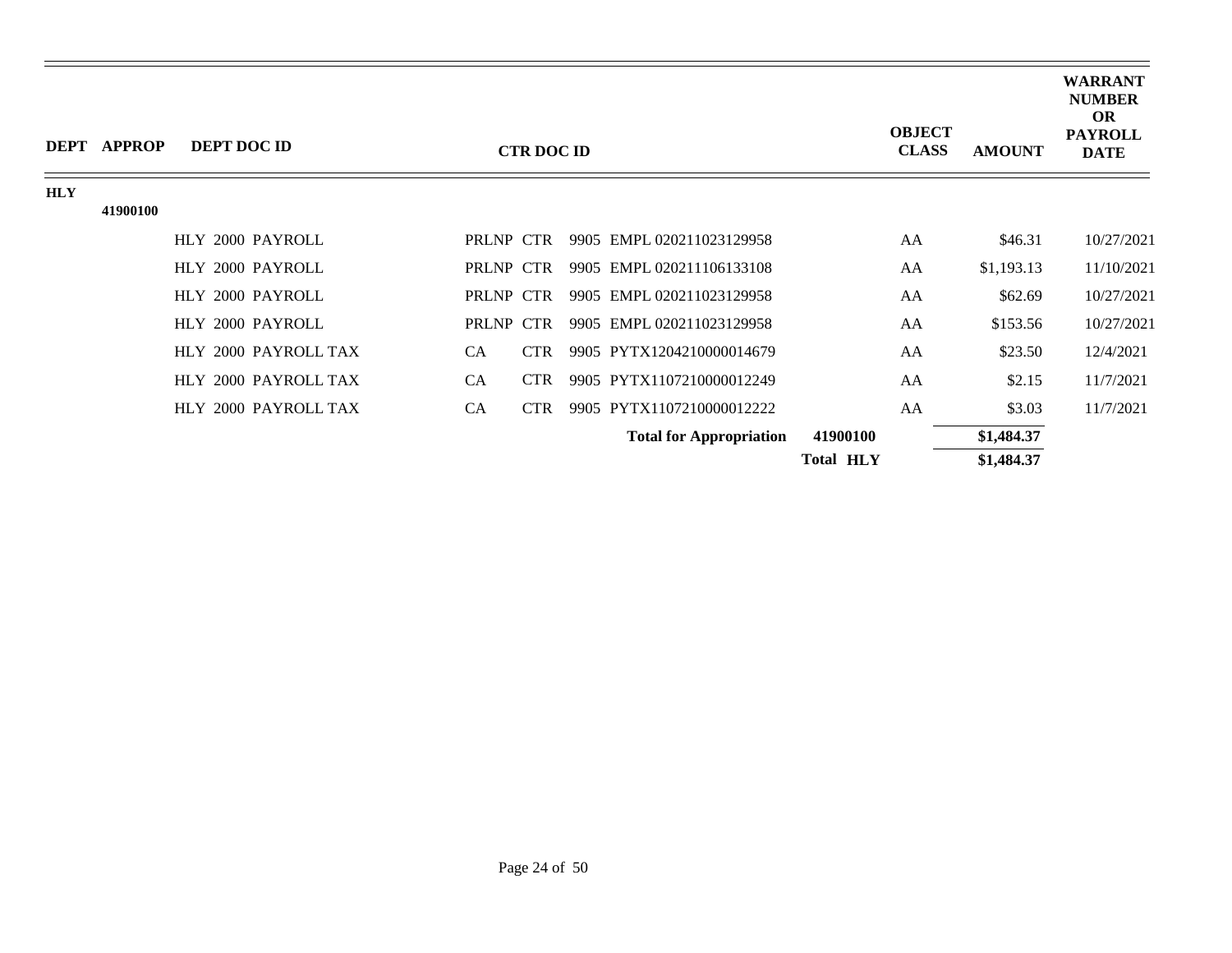| DEPT | APPROP | DEPT DOC ID | CTR DOC ID | | | | OBJECT CLASS | AMOUNT | WARRANT NUMBER OR PAYROLL DATE |
|---|---|---|---|---|---|---|---|---|---|
| **HLY** | | | | | | | | | |
| | **41900100** | | | | | | | | |
| | | HLY 2000 PAYROLL | PRLNP | CTR | 9905 EMPL 020211023129958 | | AA | $46.31 | 10/27/2021 |
| | | HLY 2000 PAYROLL | PRLNP | CTR | 9905 EMPL 020211106133108 | | AA | $1,193.13 | 11/10/2021 |
| | | HLY 2000 PAYROLL | PRLNP | CTR | 9905 EMPL 020211023129958 | | AA | $62.69 | 10/27/2021 |
| | | HLY 2000 PAYROLL | PRLNP | CTR | 9905 EMPL 020211023129958 | | AA | $153.56 | 10/27/2021 |
| | | HLY 2000 PAYROLL TAX | CA | CTR | 9905 PYTX1204210000014679 | | AA | $23.50 | 12/4/2021 |
| | | HLY 2000 PAYROLL TAX | CA | CTR | 9905 PYTX1107210000012249 | | AA | $2.15 | 11/7/2021 |
| | | HLY 2000 PAYROLL TAX | CA | CTR | 9905 PYTX1107210000012222 | | AA | $3.03 | 11/7/2021 |
| | | | | | **Total for Appropriation** | **41900100** | | **$1,484.37** | |
| | | | | | | **Total HLY** | | **$1,484.37** | |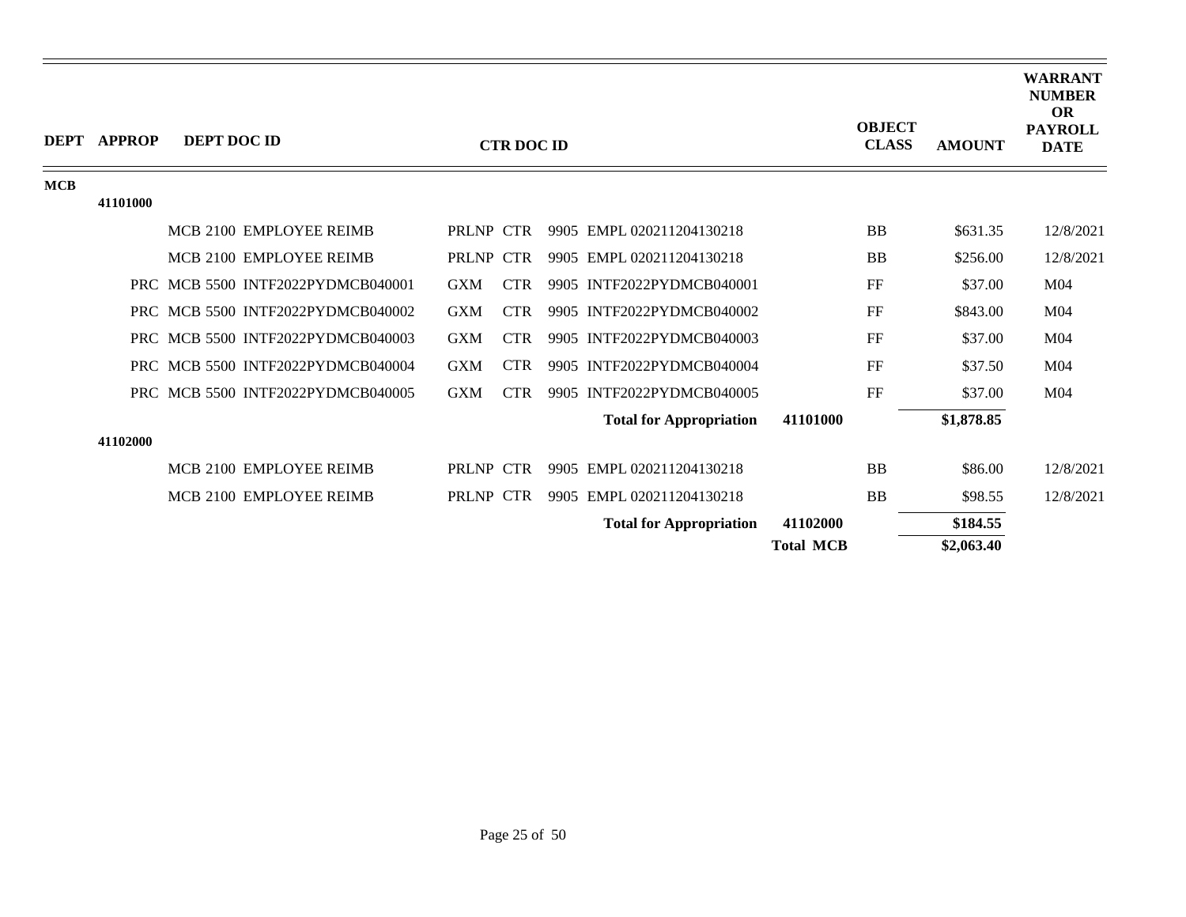| DEPT | APPROP | DEPT DOC ID | CTR DOC ID | | | | OBJECT CLASS | AMOUNT | WARRANT NUMBER OR PAYROLL DATE |
|---|---|---|---|---|---|---|---|---|---|
| MCB | | | | | | | | | |
| | 41101000 | | | | | | | | |
| | | MCB 2100 EMPLOYEE REIMB | PRLNP | CTR | 9905 EMPL 020211204130218 | | BB | $631.35 | 12/8/2021 |
| | | MCB 2100 EMPLOYEE REIMB | PRLNP | CTR | 9905 EMPL 020211204130218 | | BB | $256.00 | 12/8/2021 |
| | | PRC MCB 5500 INTF2022PYDMCB040001 | GXM | CTR | 9905 INTF2022PYDMCB040001 | | FF | $37.00 | M04 |
| | | PRC MCB 5500 INTF2022PYDMCB040002 | GXM | CTR | 9905 INTF2022PYDMCB040002 | | FF | $843.00 | M04 |
| | | PRC MCB 5500 INTF2022PYDMCB040003 | GXM | CTR | 9905 INTF2022PYDMCB040003 | | FF | $37.00 | M04 |
| | | PRC MCB 5500 INTF2022PYDMCB040004 | GXM | CTR | 9905 INTF2022PYDMCB040004 | | FF | $37.50 | M04 |
| | | PRC MCB 5500 INTF2022PYDMCB040005 | GXM | CTR | 9905 INTF2022PYDMCB040005 | | FF | $37.00 | M04 |
| | | | | | **Total for Appropriation** | **41101000** | | **$1,878.85** | |
| | 41102000 | | | | | | | | |
| | | MCB 2100 EMPLOYEE REIMB | PRLNP | CTR | 9905 EMPL 020211204130218 | | BB | $86.00 | 12/8/2021 |
| | | MCB 2100 EMPLOYEE REIMB | PRLNP | CTR | 9905 EMPL 020211204130218 | | BB | $98.55 | 12/8/2021 |
| | | | | | **Total for Appropriation** | **41102000** | | **$184.55** | |
| | | | | | | **Total MCB** | | **$2,063.40** | |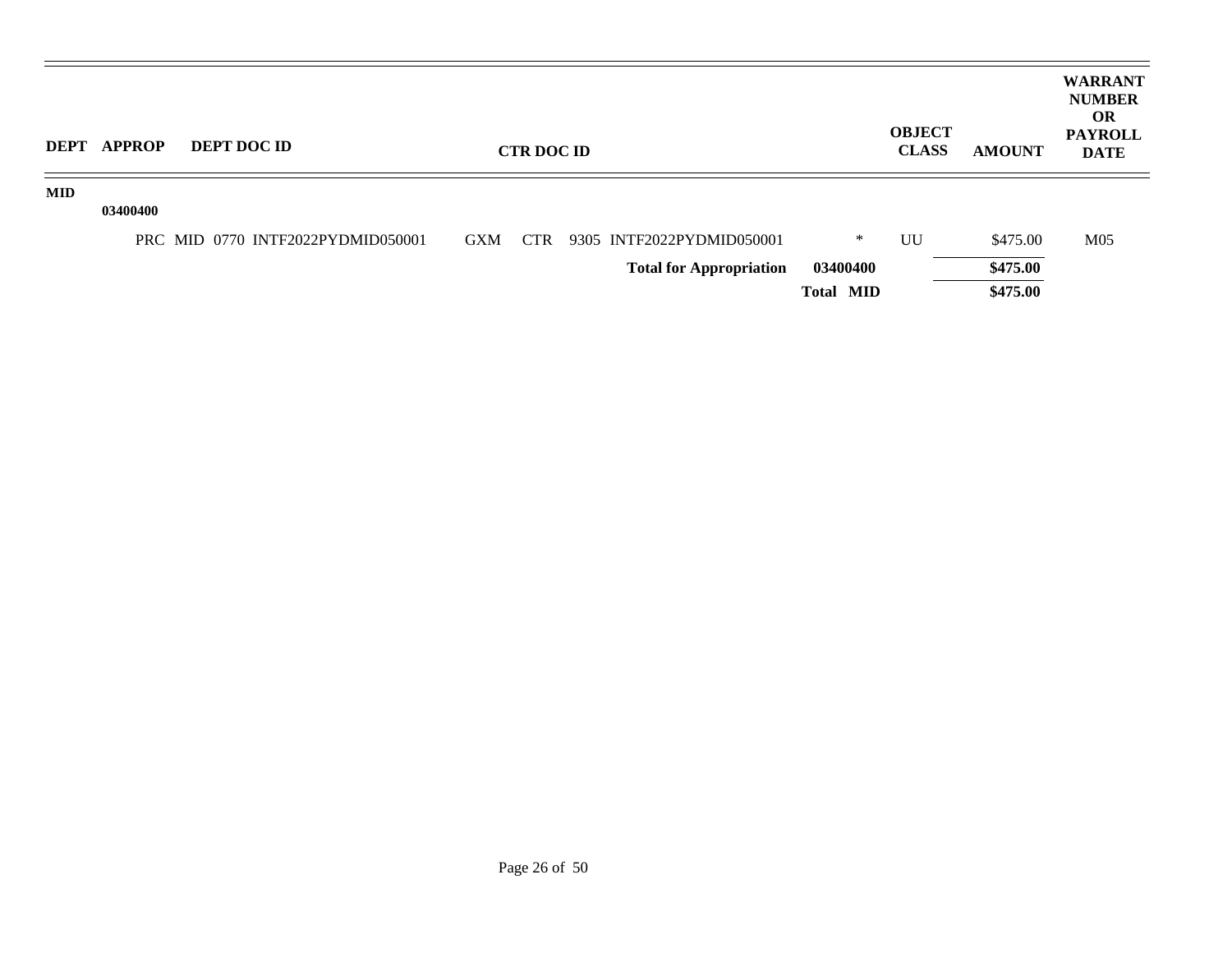| DEPT | APPROP | DEPT DOC ID | CTR DOC ID | | OBJECT CLASS | AMOUNT | WARRANT NUMBER OR PAYROLL DATE |
|---|---|---|---|---|---|---|---|
| **MID** | | | | | | | |
| | **03400400** | | | | | | |
| | | PRC MID 0770 INTF2022PYDMID050001 | GXM CTR 9305 INTF2022PYDMID050001 | * | UU | $475.00 | M05 |
| | | | **Total for Appropriation** | **03400400** | | **$475.00** | |
| | | | | **Total MID** | | **$475.00** | |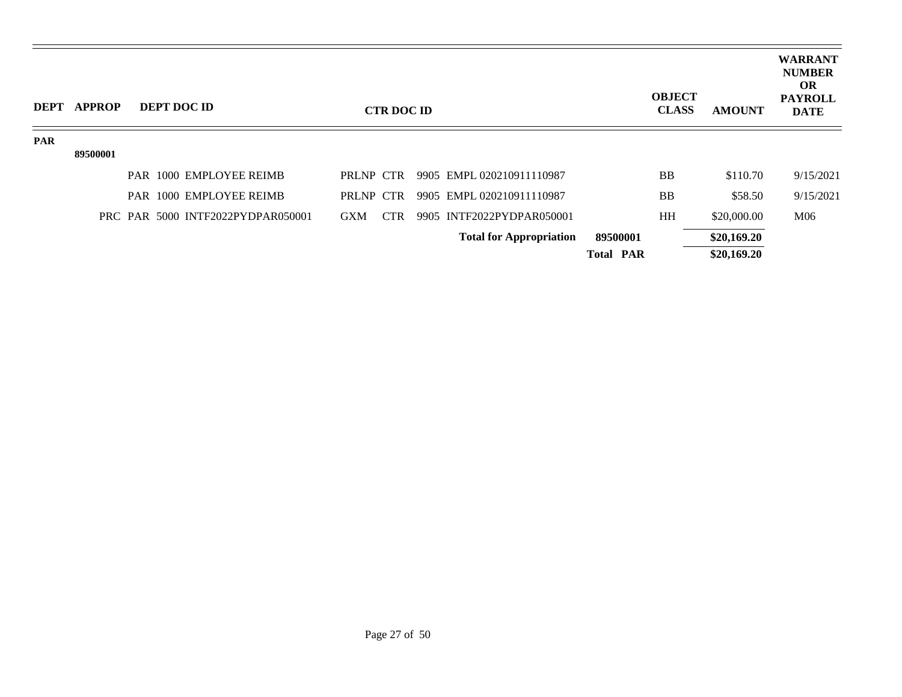| DEPT | APPROP | DEPT DOC ID | CTR DOC ID | | OBJECT CLASS | AMOUNT | WARRANT NUMBER OR PAYROLL DATE |
|---|---|---|---|---|---|---|---|
| PAR | | | | | | | |
| | 89500001 | | | | | | |
| | | PAR 1000 EMPLOYEE REIMB | PRLNP CTR 9905 EMPL 020210911110987 | | BB | $110.70 | 9/15/2021 |
| | | PAR 1000 EMPLOYEE REIMB | PRLNP CTR 9905 EMPL 020210911110987 | | BB | $58.50 | 9/15/2021 |
| | | PRC PAR 5000 INTF2022PYDPAR050001 | GXM CTR 9905 INTF2022PYDPAR050001 | | HH | $20,000.00 | M06 |
| | | | **Total for Appropriation** | **89500001** | | **$20,169.20** | |
| | | | | **Total PAR** | | **$20,169.20** | |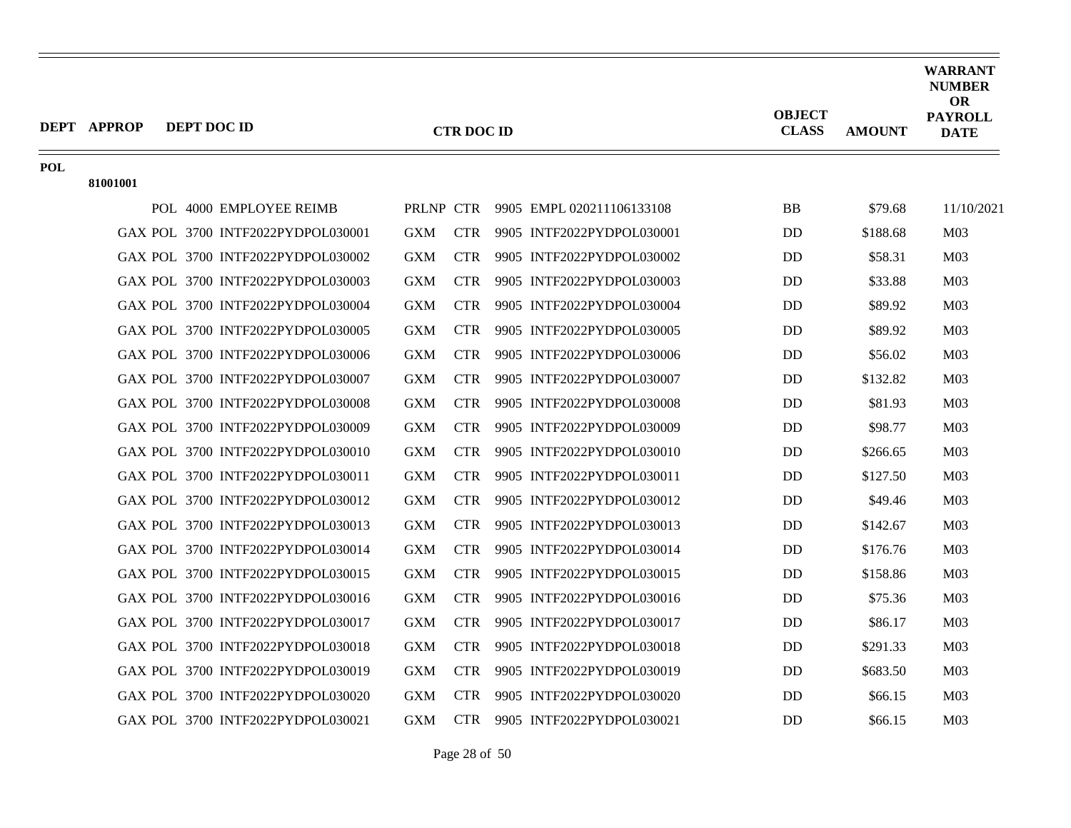| DEPT | APPROP | DEPT DOC ID | CTR DOC ID | OBJECT CLASS | AMOUNT | WARRANT NUMBER OR PAYROLL DATE |
|---|---|---|---|---|---|---|
| POL | | | | | | |
| | 81001001 | | | | | |
| | | POL 4000 EMPLOYEE REIMB | PRLNP CTR 9905 EMPL 020211106133108 | BB | $79.68 | 11/10/2021 |
| | | GAX POL 3700 INTF2022PYDPOL030001 | GXM CTR 9905 INTF2022PYDPOL030001 | DD | $188.68 | M03 |
| | | GAX POL 3700 INTF2022PYDPOL030002 | GXM CTR 9905 INTF2022PYDPOL030002 | DD | $58.31 | M03 |
| | | GAX POL 3700 INTF2022PYDPOL030003 | GXM CTR 9905 INTF2022PYDPOL030003 | DD | $33.88 | M03 |
| | | GAX POL 3700 INTF2022PYDPOL030004 | GXM CTR 9905 INTF2022PYDPOL030004 | DD | $89.92 | M03 |
| | | GAX POL 3700 INTF2022PYDPOL030005 | GXM CTR 9905 INTF2022PYDPOL030005 | DD | $89.92 | M03 |
| | | GAX POL 3700 INTF2022PYDPOL030006 | GXM CTR 9905 INTF2022PYDPOL030006 | DD | $56.02 | M03 |
| | | GAX POL 3700 INTF2022PYDPOL030007 | GXM CTR 9905 INTF2022PYDPOL030007 | DD | $132.82 | M03 |
| | | GAX POL 3700 INTF2022PYDPOL030008 | GXM CTR 9905 INTF2022PYDPOL030008 | DD | $81.93 | M03 |
| | | GAX POL 3700 INTF2022PYDPOL030009 | GXM CTR 9905 INTF2022PYDPOL030009 | DD | $98.77 | M03 |
| | | GAX POL 3700 INTF2022PYDPOL030010 | GXM CTR 9905 INTF2022PYDPOL030010 | DD | $266.65 | M03 |
| | | GAX POL 3700 INTF2022PYDPOL030011 | GXM CTR 9905 INTF2022PYDPOL030011 | DD | $127.50 | M03 |
| | | GAX POL 3700 INTF2022PYDPOL030012 | GXM CTR 9905 INTF2022PYDPOL030012 | DD | $49.46 | M03 |
| | | GAX POL 3700 INTF2022PYDPOL030013 | GXM CTR 9905 INTF2022PYDPOL030013 | DD | $142.67 | M03 |
| | | GAX POL 3700 INTF2022PYDPOL030014 | GXM CTR 9905 INTF2022PYDPOL030014 | DD | $176.76 | M03 |
| | | GAX POL 3700 INTF2022PYDPOL030015 | GXM CTR 9905 INTF2022PYDPOL030015 | DD | $158.86 | M03 |
| | | GAX POL 3700 INTF2022PYDPOL030016 | GXM CTR 9905 INTF2022PYDPOL030016 | DD | $75.36 | M03 |
| | | GAX POL 3700 INTF2022PYDPOL030017 | GXM CTR 9905 INTF2022PYDPOL030017 | DD | $86.17 | M03 |
| | | GAX POL 3700 INTF2022PYDPOL030018 | GXM CTR 9905 INTF2022PYDPOL030018 | DD | $291.33 | M03 |
| | | GAX POL 3700 INTF2022PYDPOL030019 | GXM CTR 9905 INTF2022PYDPOL030019 | DD | $683.50 | M03 |
| | | GAX POL 3700 INTF2022PYDPOL030020 | GXM CTR 9905 INTF2022PYDPOL030020 | DD | $66.15 | M03 |
| | | GAX POL 3700 INTF2022PYDPOL030021 | GXM CTR 9905 INTF2022PYDPOL030021 | DD | $66.15 | M03 |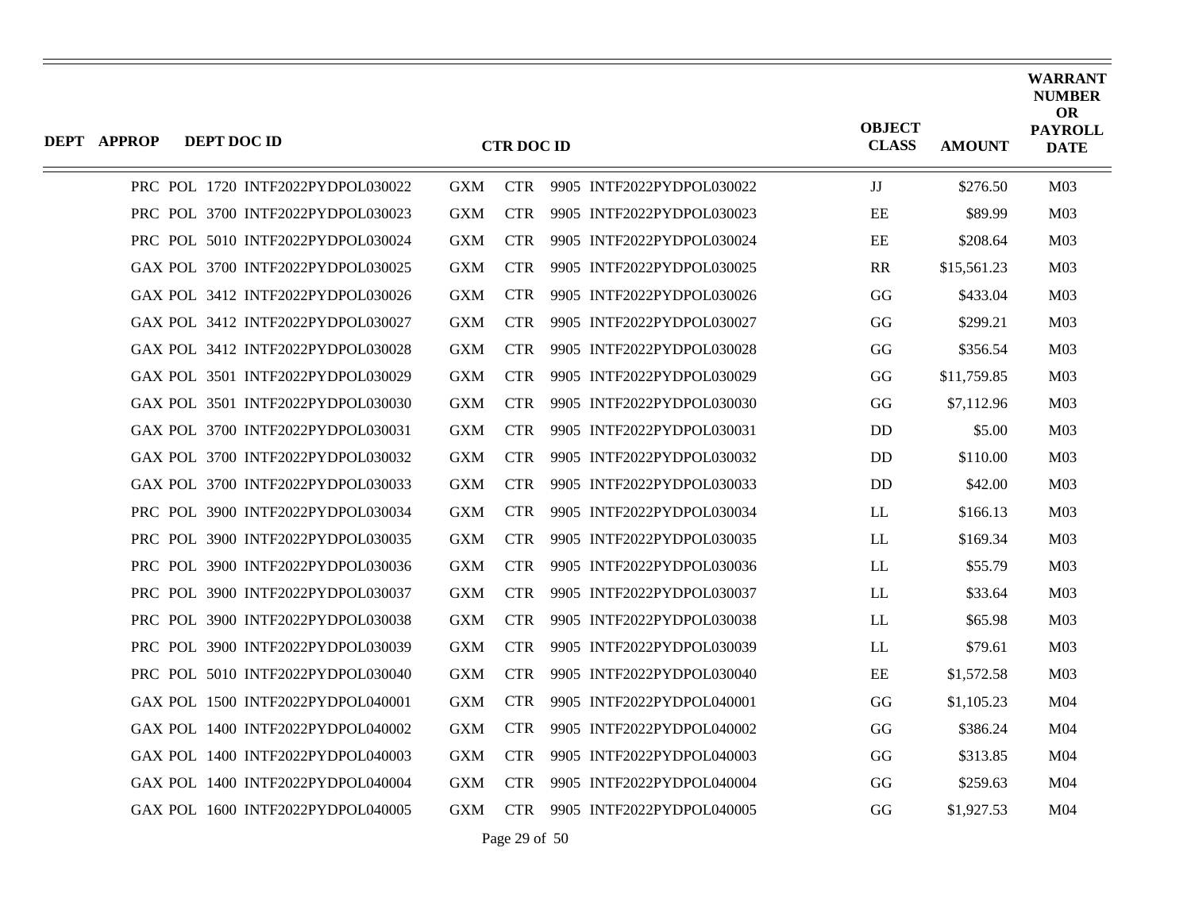| DEPT | APPROP | DEPT DOC ID | CTR DOC ID | | | | OBJECT CLASS | AMOUNT | WARRANT NUMBER OR PAYROLL DATE |
|---|---|---|---|---|---|---|---|---|---|
| PRC | POL | 1720 INTF2022PYDPOL030022 | GXM | CTR | 9905 | INTF2022PYDPOL030022 | JJ | $276.50 | M03 |
| PRC | POL | 3700 INTF2022PYDPOL030023 | GXM | CTR | 9905 | INTF2022PYDPOL030023 | EE | $89.99 | M03 |
| PRC | POL | 5010 INTF2022PYDPOL030024 | GXM | CTR | 9905 | INTF2022PYDPOL030024 | EE | $208.64 | M03 |
| GAX | POL | 3700 INTF2022PYDPOL030025 | GXM | CTR | 9905 | INTF2022PYDPOL030025 | RR | $15,561.23 | M03 |
| GAX | POL | 3412 INTF2022PYDPOL030026 | GXM | CTR | 9905 | INTF2022PYDPOL030026 | GG | $433.04 | M03 |
| GAX | POL | 3412 INTF2022PYDPOL030027 | GXM | CTR | 9905 | INTF2022PYDPOL030027 | GG | $299.21 | M03 |
| GAX | POL | 3412 INTF2022PYDPOL030028 | GXM | CTR | 9905 | INTF2022PYDPOL030028 | GG | $356.54 | M03 |
| GAX | POL | 3501 INTF2022PYDPOL030029 | GXM | CTR | 9905 | INTF2022PYDPOL030029 | GG | $11,759.85 | M03 |
| GAX | POL | 3501 INTF2022PYDPOL030030 | GXM | CTR | 9905 | INTF2022PYDPOL030030 | GG | $7,112.96 | M03 |
| GAX | POL | 3700 INTF2022PYDPOL030031 | GXM | CTR | 9905 | INTF2022PYDPOL030031 | DD | $5.00 | M03 |
| GAX | POL | 3700 INTF2022PYDPOL030032 | GXM | CTR | 9905 | INTF2022PYDPOL030032 | DD | $110.00 | M03 |
| GAX | POL | 3700 INTF2022PYDPOL030033 | GXM | CTR | 9905 | INTF2022PYDPOL030033 | DD | $42.00 | M03 |
| PRC | POL | 3900 INTF2022PYDPOL030034 | GXM | CTR | 9905 | INTF2022PYDPOL030034 | LL | $166.13 | M03 |
| PRC | POL | 3900 INTF2022PYDPOL030035 | GXM | CTR | 9905 | INTF2022PYDPOL030035 | LL | $169.34 | M03 |
| PRC | POL | 3900 INTF2022PYDPOL030036 | GXM | CTR | 9905 | INTF2022PYDPOL030036 | LL | $55.79 | M03 |
| PRC | POL | 3900 INTF2022PYDPOL030037 | GXM | CTR | 9905 | INTF2022PYDPOL030037 | LL | $33.64 | M03 |
| PRC | POL | 3900 INTF2022PYDPOL030038 | GXM | CTR | 9905 | INTF2022PYDPOL030038 | LL | $65.98 | M03 |
| PRC | POL | 3900 INTF2022PYDPOL030039 | GXM | CTR | 9905 | INTF2022PYDPOL030039 | LL | $79.61 | M03 |
| PRC | POL | 5010 INTF2022PYDPOL030040 | GXM | CTR | 9905 | INTF2022PYDPOL030040 | EE | $1,572.58 | M03 |
| GAX | POL | 1500 INTF2022PYDPOL040001 | GXM | CTR | 9905 | INTF2022PYDPOL040001 | GG | $1,105.23 | M04 |
| GAX | POL | 1400 INTF2022PYDPOL040002 | GXM | CTR | 9905 | INTF2022PYDPOL040002 | GG | $386.24 | M04 |
| GAX | POL | 1400 INTF2022PYDPOL040003 | GXM | CTR | 9905 | INTF2022PYDPOL040003 | GG | $313.85 | M04 |
| GAX | POL | 1400 INTF2022PYDPOL040004 | GXM | CTR | 9905 | INTF2022PYDPOL040004 | GG | $259.63 | M04 |
| GAX | POL | 1600 INTF2022PYDPOL040005 | GXM | CTR | 9905 | INTF2022PYDPOL040005 | GG | $1,927.53 | M04 |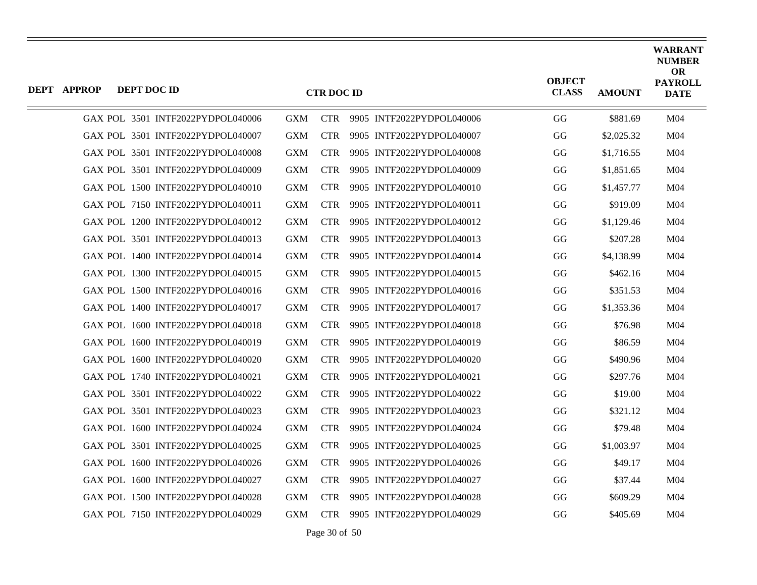| DEPT | APPROP | DEPT DOC ID | CTR DOC ID | OBJECT CLASS | AMOUNT | WARRANT NUMBER OR PAYROLL DATE |
|---|---|---|---|---|---|---|
| GAX | POL | 3501 INTF2022PYDPOL040006 | GXM CTR 9905 INTF2022PYDPOL040006 | GG | $881.69 | M04 |
| GAX | POL | 3501 INTF2022PYDPOL040007 | GXM CTR 9905 INTF2022PYDPOL040007 | GG | $2,025.32 | M04 |
| GAX | POL | 3501 INTF2022PYDPOL040008 | GXM CTR 9905 INTF2022PYDPOL040008 | GG | $1,716.55 | M04 |
| GAX | POL | 3501 INTF2022PYDPOL040009 | GXM CTR 9905 INTF2022PYDPOL040009 | GG | $1,851.65 | M04 |
| GAX | POL | 1500 INTF2022PYDPOL040010 | GXM CTR 9905 INTF2022PYDPOL040010 | GG | $1,457.77 | M04 |
| GAX | POL | 7150 INTF2022PYDPOL040011 | GXM CTR 9905 INTF2022PYDPOL040011 | GG | $919.09 | M04 |
| GAX | POL | 1200 INTF2022PYDPOL040012 | GXM CTR 9905 INTF2022PYDPOL040012 | GG | $1,129.46 | M04 |
| GAX | POL | 3501 INTF2022PYDPOL040013 | GXM CTR 9905 INTF2022PYDPOL040013 | GG | $207.28 | M04 |
| GAX | POL | 1400 INTF2022PYDPOL040014 | GXM CTR 9905 INTF2022PYDPOL040014 | GG | $4,138.99 | M04 |
| GAX | POL | 1300 INTF2022PYDPOL040015 | GXM CTR 9905 INTF2022PYDPOL040015 | GG | $462.16 | M04 |
| GAX | POL | 1500 INTF2022PYDPOL040016 | GXM CTR 9905 INTF2022PYDPOL040016 | GG | $351.53 | M04 |
| GAX | POL | 1400 INTF2022PYDPOL040017 | GXM CTR 9905 INTF2022PYDPOL040017 | GG | $1,353.36 | M04 |
| GAX | POL | 1600 INTF2022PYDPOL040018 | GXM CTR 9905 INTF2022PYDPOL040018 | GG | $76.98 | M04 |
| GAX | POL | 1600 INTF2022PYDPOL040019 | GXM CTR 9905 INTF2022PYDPOL040019 | GG | $86.59 | M04 |
| GAX | POL | 1600 INTF2022PYDPOL040020 | GXM CTR 9905 INTF2022PYDPOL040020 | GG | $490.96 | M04 |
| GAX | POL | 1740 INTF2022PYDPOL040021 | GXM CTR 9905 INTF2022PYDPOL040021 | GG | $297.76 | M04 |
| GAX | POL | 3501 INTF2022PYDPOL040022 | GXM CTR 9905 INTF2022PYDPOL040022 | GG | $19.00 | M04 |
| GAX | POL | 3501 INTF2022PYDPOL040023 | GXM CTR 9905 INTF2022PYDPOL040023 | GG | $321.12 | M04 |
| GAX | POL | 1600 INTF2022PYDPOL040024 | GXM CTR 9905 INTF2022PYDPOL040024 | GG | $79.48 | M04 |
| GAX | POL | 3501 INTF2022PYDPOL040025 | GXM CTR 9905 INTF2022PYDPOL040025 | GG | $1,003.97 | M04 |
| GAX | POL | 1600 INTF2022PYDPOL040026 | GXM CTR 9905 INTF2022PYDPOL040026 | GG | $49.17 | M04 |
| GAX | POL | 1600 INTF2022PYDPOL040027 | GXM CTR 9905 INTF2022PYDPOL040027 | GG | $37.44 | M04 |
| GAX | POL | 1500 INTF2022PYDPOL040028 | GXM CTR 9905 INTF2022PYDPOL040028 | GG | $609.29 | M04 |
| GAX | POL | 7150 INTF2022PYDPOL040029 | GXM CTR 9905 INTF2022PYDPOL040029 | GG | $405.69 | M04 |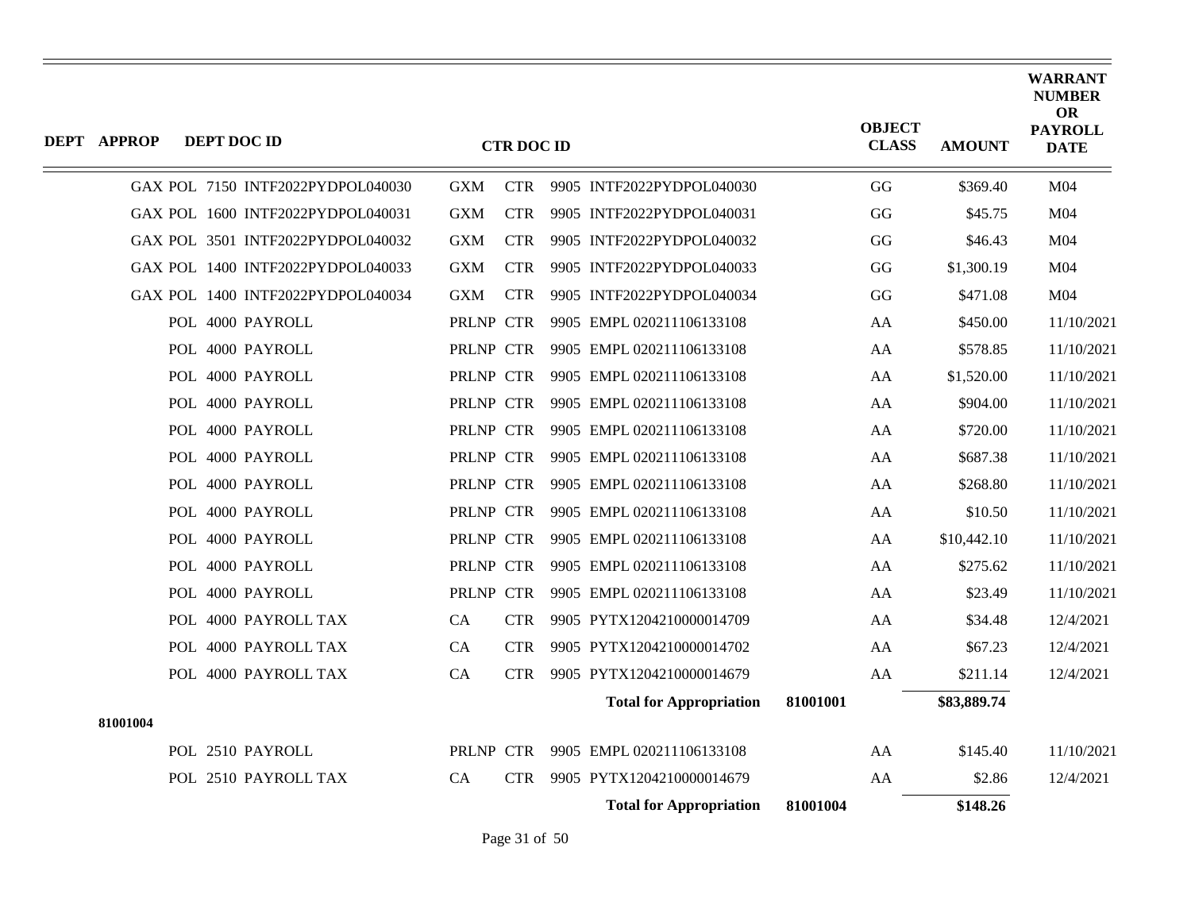| DEPT | APPROP | DEPT DOC ID | CTR DOC ID | OBJECT CLASS | AMOUNT | WARRANT NUMBER OR PAYROLL DATE |
|---|---|---|---|---|---|---|
| | | GAX POL 7150 INTF2022PYDPOL040030 | GXM CTR 9905 INTF2022PYDPOL040030 | GG | $369.40 | M04 |
| | | GAX POL 1600 INTF2022PYDPOL040031 | GXM CTR 9905 INTF2022PYDPOL040031 | GG | $45.75 | M04 |
| | | GAX POL 3501 INTF2022PYDPOL040032 | GXM CTR 9905 INTF2022PYDPOL040032 | GG | $46.43 | M04 |
| | | GAX POL 1400 INTF2022PYDPOL040033 | GXM CTR 9905 INTF2022PYDPOL040033 | GG | $1,300.19 | M04 |
| | | GAX POL 1400 INTF2022PYDPOL040034 | GXM CTR 9905 INTF2022PYDPOL040034 | GG | $471.08 | M04 |
| | | POL 4000 PAYROLL | PRLNP CTR 9905 EMPL 020211106133108 | AA | $450.00 | 11/10/2021 |
| | | POL 4000 PAYROLL | PRLNP CTR 9905 EMPL 020211106133108 | AA | $578.85 | 11/10/2021 |
| | | POL 4000 PAYROLL | PRLNP CTR 9905 EMPL 020211106133108 | AA | $1,520.00 | 11/10/2021 |
| | | POL 4000 PAYROLL | PRLNP CTR 9905 EMPL 020211106133108 | AA | $904.00 | 11/10/2021 |
| | | POL 4000 PAYROLL | PRLNP CTR 9905 EMPL 020211106133108 | AA | $720.00 | 11/10/2021 |
| | | POL 4000 PAYROLL | PRLNP CTR 9905 EMPL 020211106133108 | AA | $687.38 | 11/10/2021 |
| | | POL 4000 PAYROLL | PRLNP CTR 9905 EMPL 020211106133108 | AA | $268.80 | 11/10/2021 |
| | | POL 4000 PAYROLL | PRLNP CTR 9905 EMPL 020211106133108 | AA | $10.50 | 11/10/2021 |
| | | POL 4000 PAYROLL | PRLNP CTR 9905 EMPL 020211106133108 | AA | $10,442.10 | 11/10/2021 |
| | | POL 4000 PAYROLL | PRLNP CTR 9905 EMPL 020211106133108 | AA | $275.62 | 11/10/2021 |
| | | POL 4000 PAYROLL | PRLNP CTR 9905 EMPL 020211106133108 | AA | $23.49 | 11/10/2021 |
| | | POL 4000 PAYROLL TAX | CA CTR 9905 PYTX1204210000014709 | AA | $34.48 | 12/4/2021 |
| | | POL 4000 PAYROLL TAX | CA CTR 9905 PYTX1204210000014702 | AA | $67.23 | 12/4/2021 |
| | | POL 4000 PAYROLL TAX | CA CTR 9905 PYTX1204210000014679 | AA | $211.14 | 12/4/2021 |
| | | | **Total for Appropriation** **81001001** | | **$83,889.74** | |
| | **81001004** | | | | | |
| | | POL 2510 PAYROLL | PRLNP CTR 9905 EMPL 020211106133108 | AA | $145.40 | 11/10/2021 |
| | | POL 2510 PAYROLL TAX | CA CTR 9905 PYTX1204210000014679 | AA | $2.86 | 12/4/2021 |
| | | | **Total for Appropriation** **81001004** | | **$148.26** | |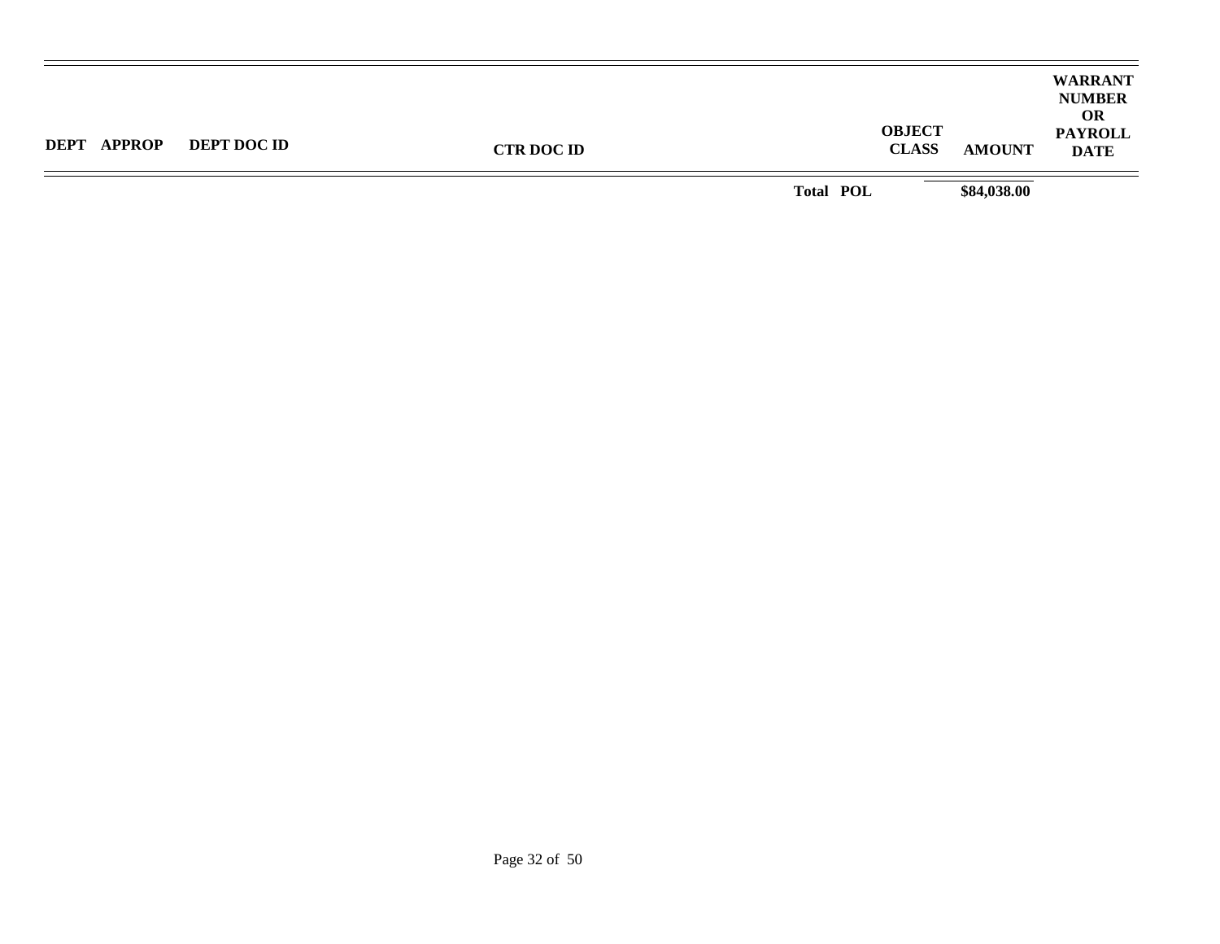| DEPT | APPROP | DEPT DOC ID | CTR DOC ID | OBJECT CLASS | AMOUNT | WARRANT NUMBER OR PAYROLL DATE |
|---|---|---|---|---|---|---|
| | | | Total POL | | $84,038.00 | |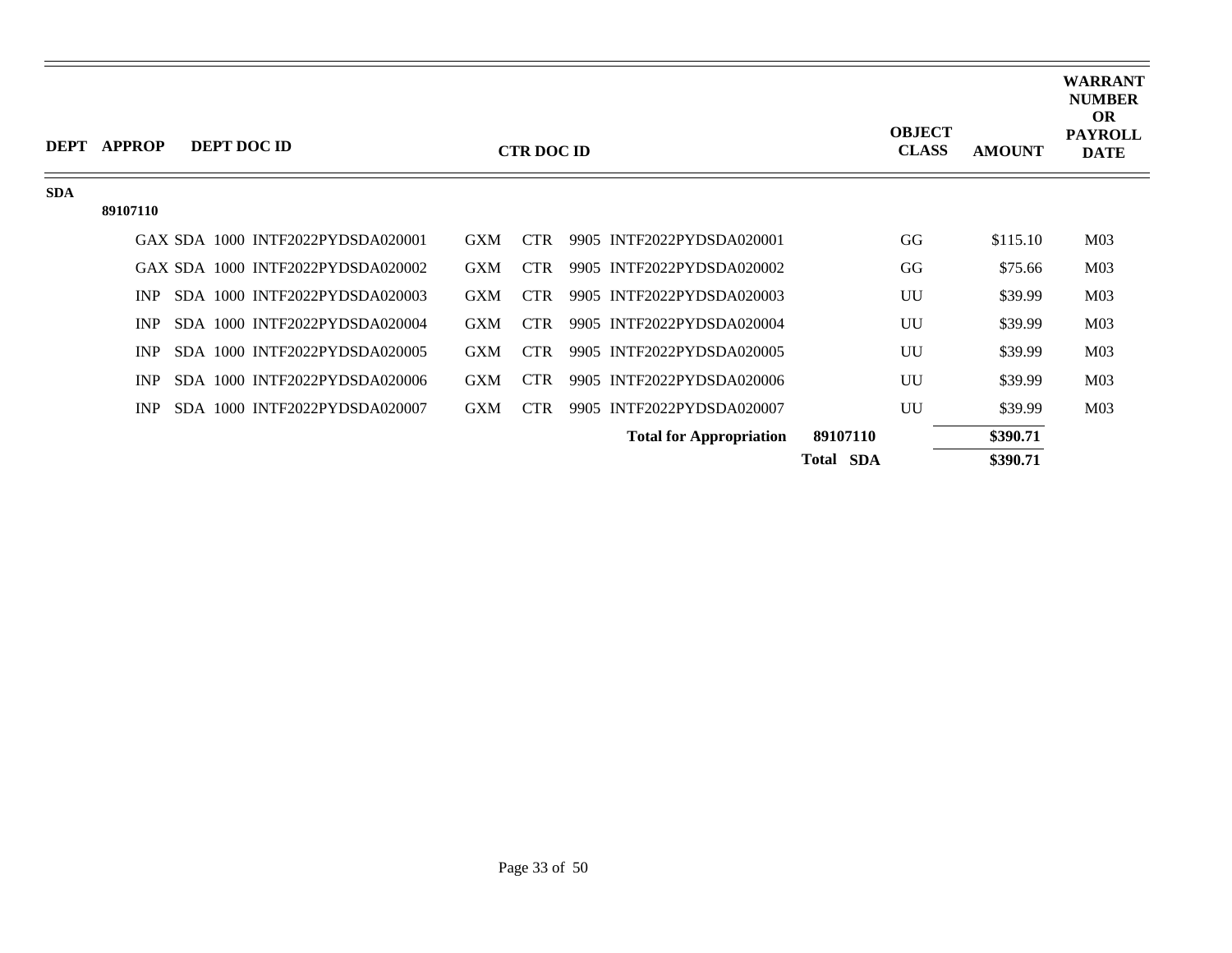| DEPT | APPROP | DEPT DOC ID | CTR DOC ID | | | | OBJECT CLASS | AMOUNT | WARRANT NUMBER OR PAYROLL DATE |
|---|---|---|---|---|---|---|---|---|---|
| SDA | | | | | | | | | |
| | 89107110 | | | | | | | | |
| | | GAX SDA 1000 INTF2022PYDSDA020001 | GXM | CTR | 9905 INTF2022PYDSDA020001 | | GG | $115.10 | M03 |
| | | GAX SDA 1000 INTF2022PYDSDA020002 | GXM | CTR | 9905 INTF2022PYDSDA020002 | | GG | $75.66 | M03 |
| | | INP SDA 1000 INTF2022PYDSDA020003 | GXM | CTR | 9905 INTF2022PYDSDA020003 | | UU | $39.99 | M03 |
| | | INP SDA 1000 INTF2022PYDSDA020004 | GXM | CTR | 9905 INTF2022PYDSDA020004 | | UU | $39.99 | M03 |
| | | INP SDA 1000 INTF2022PYDSDA020005 | GXM | CTR | 9905 INTF2022PYDSDA020005 | | UU | $39.99 | M03 |
| | | INP SDA 1000 INTF2022PYDSDA020006 | GXM | CTR | 9905 INTF2022PYDSDA020006 | | UU | $39.99 | M03 |
| | | INP SDA 1000 INTF2022PYDSDA020007 | GXM | CTR | 9905 INTF2022PYDSDA020007 | | UU | $39.99 | M03 |
| | | | | | **Total for Appropriation** | **89107110** | | **$390.71** | |
| | | | | | | **Total SDA** | | **$390.71** | |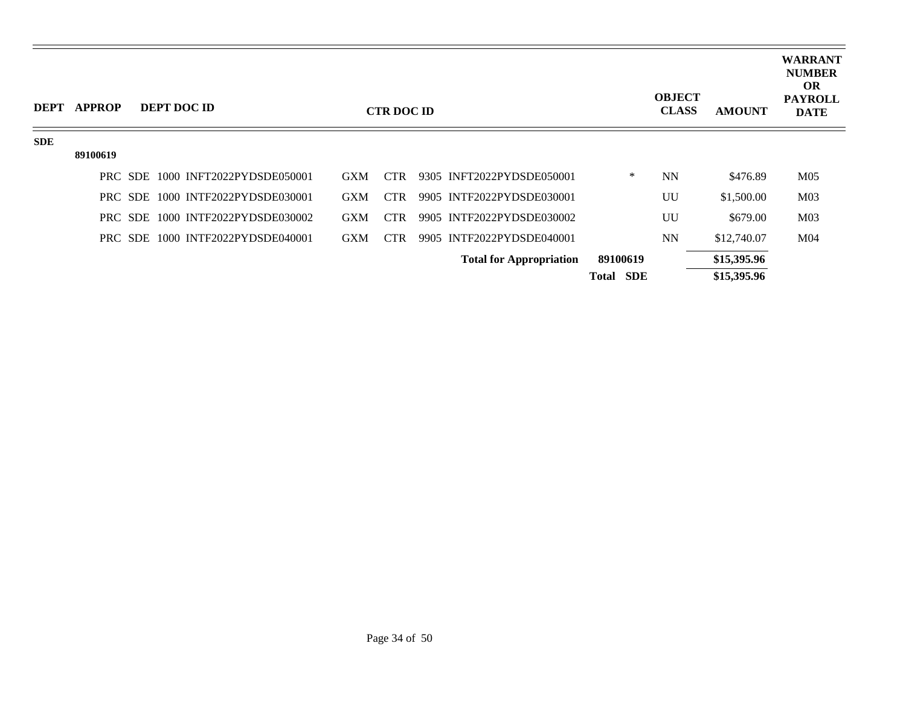| DEPT | APPROP | DEPT DOC ID | CTR DOC ID | | OBJECT CLASS | AMOUNT | WARRANT NUMBER OR PAYROLL DATE |
|---|---|---|---|---|---|---|---|
| **SDE** | | | | | | | |
| | **89100619** | | | | | | |
| | | PRC SDE 1000 INFT2022PYDSDE050001 | GXM CTR 9305 INFT2022PYDSDE050001 | * | NN | $476.89 | M05 |
| | | PRC SDE 1000 INTF2022PYDSDE030001 | GXM CTR 9905 INTF2022PYDSDE030001 | | UU | $1,500.00 | M03 |
| | | PRC SDE 1000 INTF2022PYDSDE030002 | GXM CTR 9905 INTF2022PYDSDE030002 | | UU | $679.00 | M03 |
| | | PRC SDE 1000 INTF2022PYDSDE040001 | GXM CTR 9905 INTF2022PYDSDE040001 | | NN | $12,740.07 | M04 |
| | | | **Total for Appropriation** | **89100619** | | **$15,395.96** | |
| | | | | **Total SDE** | | **$15,395.96** | |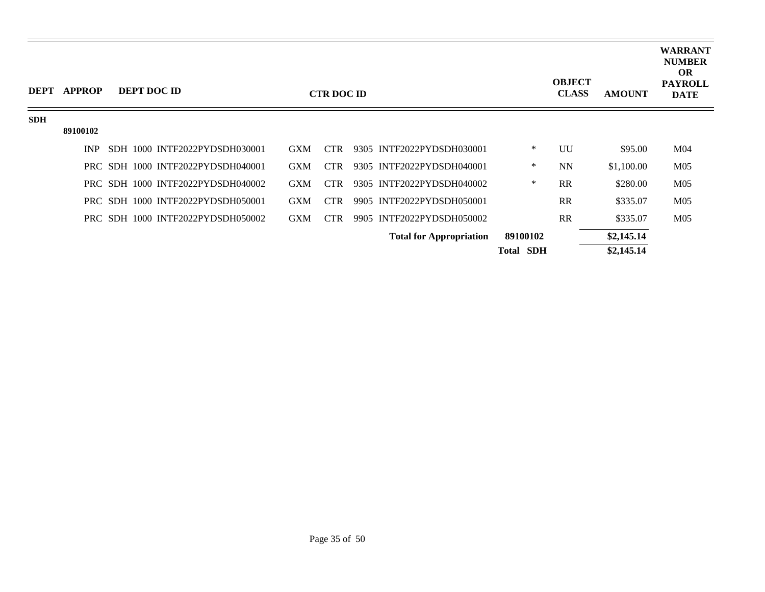| DEPT | APPROP | DEPT DOC ID | CTR DOC ID | | OBJECT CLASS | AMOUNT | WARRANT NUMBER OR PAYROLL DATE |
|---|---|---|---|---|---|---|---|
| SDH | | | | | | | |
| | 89100102 | | | | | | |
| | | INP SDH 1000 INTF2022PYDSDH030001 | GXM CTR 9305 INTF2022PYDSDH030001 | * | UU | $95.00 | M04 |
| | | PRC SDH 1000 INTF2022PYDSDH040001 | GXM CTR 9305 INTF2022PYDSDH040001 | * | NN | $1,100.00 | M05 |
| | | PRC SDH 1000 INTF2022PYDSDH040002 | GXM CTR 9305 INTF2022PYDSDH040002 | * | RR | $280.00 | M05 |
| | | PRC SDH 1000 INTF2022PYDSDH050001 | GXM CTR 9905 INTF2022PYDSDH050001 | | RR | $335.07 | M05 |
| | | PRC SDH 1000 INTF2022PYDSDH050002 | GXM CTR 9905 INTF2022PYDSDH050002 | | RR | $335.07 | M05 |
| | | | **Total for Appropriation** | **89100102** | | **$2,145.14** | |
| | | | | **Total SDH** | | **$2,145.14** | |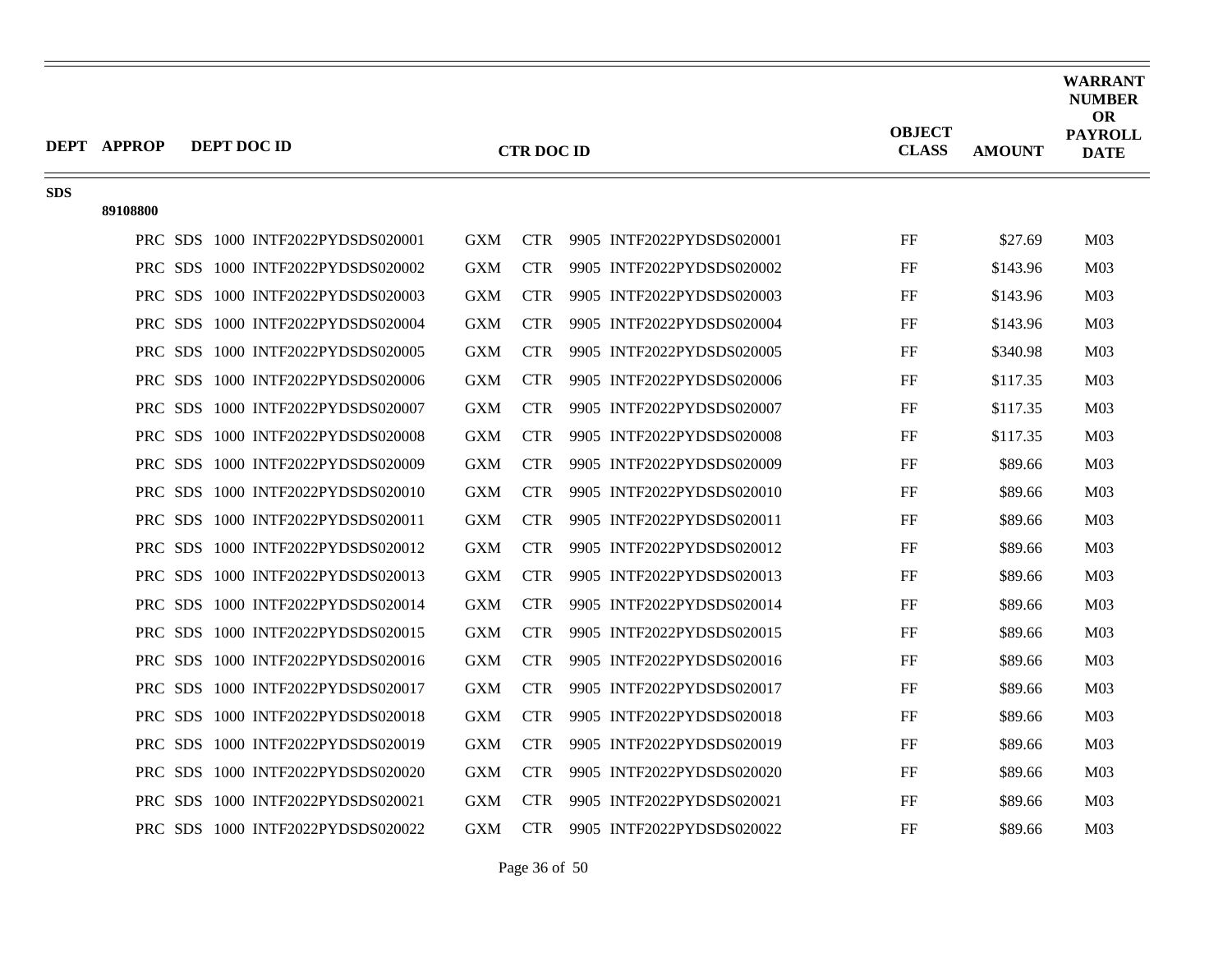| DEPT | APPROP | DEPT DOC ID | CTR DOC ID | OBJECT CLASS | AMOUNT | WARRANT NUMBER OR PAYROLL DATE |
|---|---|---|---|---|---|---|
| SDS | | | | | | |
| | 89108800 | | | | | |
| | | PRC SDS 1000 INTF2022PYDSDS020001 | GXM CTR 9905 INTF2022PYDSDS020001 | FF | $27.69 | M03 |
| | | PRC SDS 1000 INTF2022PYDSDS020002 | GXM CTR 9905 INTF2022PYDSDS020002 | FF | $143.96 | M03 |
| | | PRC SDS 1000 INTF2022PYDSDS020003 | GXM CTR 9905 INTF2022PYDSDS020003 | FF | $143.96 | M03 |
| | | PRC SDS 1000 INTF2022PYDSDS020004 | GXM CTR 9905 INTF2022PYDSDS020004 | FF | $143.96 | M03 |
| | | PRC SDS 1000 INTF2022PYDSDS020005 | GXM CTR 9905 INTF2022PYDSDS020005 | FF | $340.98 | M03 |
| | | PRC SDS 1000 INTF2022PYDSDS020006 | GXM CTR 9905 INTF2022PYDSDS020006 | FF | $117.35 | M03 |
| | | PRC SDS 1000 INTF2022PYDSDS020007 | GXM CTR 9905 INTF2022PYDSDS020007 | FF | $117.35 | M03 |
| | | PRC SDS 1000 INTF2022PYDSDS020008 | GXM CTR 9905 INTF2022PYDSDS020008 | FF | $117.35 | M03 |
| | | PRC SDS 1000 INTF2022PYDSDS020009 | GXM CTR 9905 INTF2022PYDSDS020009 | FF | $89.66 | M03 |
| | | PRC SDS 1000 INTF2022PYDSDS020010 | GXM CTR 9905 INTF2022PYDSDS020010 | FF | $89.66 | M03 |
| | | PRC SDS 1000 INTF2022PYDSDS020011 | GXM CTR 9905 INTF2022PYDSDS020011 | FF | $89.66 | M03 |
| | | PRC SDS 1000 INTF2022PYDSDS020012 | GXM CTR 9905 INTF2022PYDSDS020012 | FF | $89.66 | M03 |
| | | PRC SDS 1000 INTF2022PYDSDS020013 | GXM CTR 9905 INTF2022PYDSDS020013 | FF | $89.66 | M03 |
| | | PRC SDS 1000 INTF2022PYDSDS020014 | GXM CTR 9905 INTF2022PYDSDS020014 | FF | $89.66 | M03 |
| | | PRC SDS 1000 INTF2022PYDSDS020015 | GXM CTR 9905 INTF2022PYDSDS020015 | FF | $89.66 | M03 |
| | | PRC SDS 1000 INTF2022PYDSDS020016 | GXM CTR 9905 INTF2022PYDSDS020016 | FF | $89.66 | M03 |
| | | PRC SDS 1000 INTF2022PYDSDS020017 | GXM CTR 9905 INTF2022PYDSDS020017 | FF | $89.66 | M03 |
| | | PRC SDS 1000 INTF2022PYDSDS020018 | GXM CTR 9905 INTF2022PYDSDS020018 | FF | $89.66 | M03 |
| | | PRC SDS 1000 INTF2022PYDSDS020019 | GXM CTR 9905 INTF2022PYDSDS020019 | FF | $89.66 | M03 |
| | | PRC SDS 1000 INTF2022PYDSDS020020 | GXM CTR 9905 INTF2022PYDSDS020020 | FF | $89.66 | M03 |
| | | PRC SDS 1000 INTF2022PYDSDS020021 | GXM CTR 9905 INTF2022PYDSDS020021 | FF | $89.66 | M03 |
| | | PRC SDS 1000 INTF2022PYDSDS020022 | GXM CTR 9905 INTF2022PYDSDS020022 | FF | $89.66 | M03 |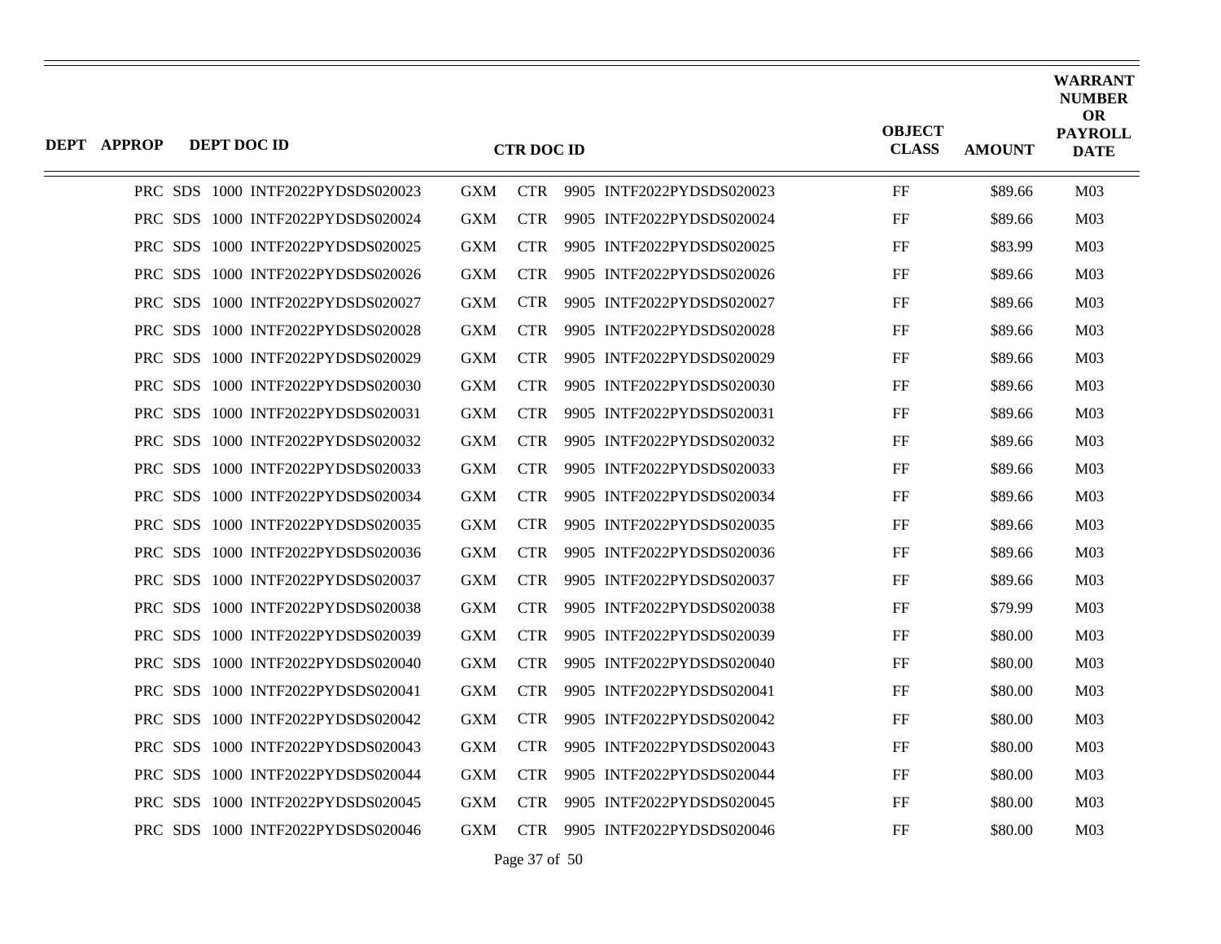| DEPT | APPROP | DEPT DOC ID | CTR DOC ID | OBJECT CLASS | AMOUNT | WARRANT NUMBER OR PAYROLL DATE |
|---|---|---|---|---|---|---|
| PRC | SDS 1000 | INTF2022PYDSDS020023 | GXM CTR 9905 INTF2022PYDSDS020023 | FF | $89.66 | M03 |
| PRC | SDS 1000 | INTF2022PYDSDS020024 | GXM CTR 9905 INTF2022PYDSDS020024 | FF | $89.66 | M03 |
| PRC | SDS 1000 | INTF2022PYDSDS020025 | GXM CTR 9905 INTF2022PYDSDS020025 | FF | $83.99 | M03 |
| PRC | SDS 1000 | INTF2022PYDSDS020026 | GXM CTR 9905 INTF2022PYDSDS020026 | FF | $89.66 | M03 |
| PRC | SDS 1000 | INTF2022PYDSDS020027 | GXM CTR 9905 INTF2022PYDSDS020027 | FF | $89.66 | M03 |
| PRC | SDS 1000 | INTF2022PYDSDS020028 | GXM CTR 9905 INTF2022PYDSDS020028 | FF | $89.66 | M03 |
| PRC | SDS 1000 | INTF2022PYDSDS020029 | GXM CTR 9905 INTF2022PYDSDS020029 | FF | $89.66 | M03 |
| PRC | SDS 1000 | INTF2022PYDSDS020030 | GXM CTR 9905 INTF2022PYDSDS020030 | FF | $89.66 | M03 |
| PRC | SDS 1000 | INTF2022PYDSDS020031 | GXM CTR 9905 INTF2022PYDSDS020031 | FF | $89.66 | M03 |
| PRC | SDS 1000 | INTF2022PYDSDS020032 | GXM CTR 9905 INTF2022PYDSDS020032 | FF | $89.66 | M03 |
| PRC | SDS 1000 | INTF2022PYDSDS020033 | GXM CTR 9905 INTF2022PYDSDS020033 | FF | $89.66 | M03 |
| PRC | SDS 1000 | INTF2022PYDSDS020034 | GXM CTR 9905 INTF2022PYDSDS020034 | FF | $89.66 | M03 |
| PRC | SDS 1000 | INTF2022PYDSDS020035 | GXM CTR 9905 INTF2022PYDSDS020035 | FF | $89.66 | M03 |
| PRC | SDS 1000 | INTF2022PYDSDS020036 | GXM CTR 9905 INTF2022PYDSDS020036 | FF | $89.66 | M03 |
| PRC | SDS 1000 | INTF2022PYDSDS020037 | GXM CTR 9905 INTF2022PYDSDS020037 | FF | $89.66 | M03 |
| PRC | SDS 1000 | INTF2022PYDSDS020038 | GXM CTR 9905 INTF2022PYDSDS020038 | FF | $79.99 | M03 |
| PRC | SDS 1000 | INTF2022PYDSDS020039 | GXM CTR 9905 INTF2022PYDSDS020039 | FF | $80.00 | M03 |
| PRC | SDS 1000 | INTF2022PYDSDS020040 | GXM CTR 9905 INTF2022PYDSDS020040 | FF | $80.00 | M03 |
| PRC | SDS 1000 | INTF2022PYDSDS020041 | GXM CTR 9905 INTF2022PYDSDS020041 | FF | $80.00 | M03 |
| PRC | SDS 1000 | INTF2022PYDSDS020042 | GXM CTR 9905 INTF2022PYDSDS020042 | FF | $80.00 | M03 |
| PRC | SDS 1000 | INTF2022PYDSDS020043 | GXM CTR 9905 INTF2022PYDSDS020043 | FF | $80.00 | M03 |
| PRC | SDS 1000 | INTF2022PYDSDS020044 | GXM CTR 9905 INTF2022PYDSDS020044 | FF | $80.00 | M03 |
| PRC | SDS 1000 | INTF2022PYDSDS020045 | GXM CTR 9905 INTF2022PYDSDS020045 | FF | $80.00 | M03 |
| PRC | SDS 1000 | INTF2022PYDSDS020046 | GXM CTR 9905 INTF2022PYDSDS020046 | FF | $80.00 | M03 |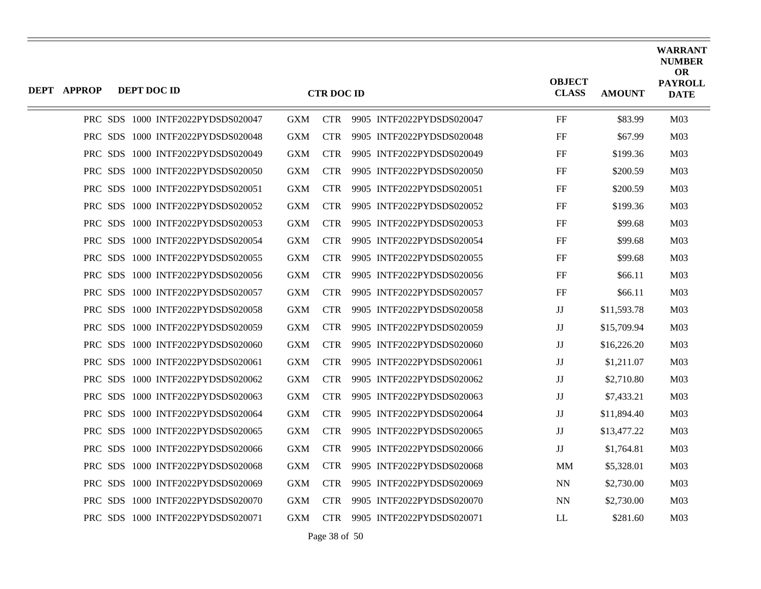| DEPT | APPROP | DEPT DOC ID | CTR DOC ID | OBJECT CLASS | AMOUNT | WARRANT NUMBER OR PAYROLL DATE |
|---|---|---|---|---|---|---|
| PRC | SDS | 1000 INTF2022PYDSDS020047 | GXM CTR 9905 INTF2022PYDSDS020047 | FF | $83.99 | M03 |
| PRC | SDS | 1000 INTF2022PYDSDS020048 | GXM CTR 9905 INTF2022PYDSDS020048 | FF | $67.99 | M03 |
| PRC | SDS | 1000 INTF2022PYDSDS020049 | GXM CTR 9905 INTF2022PYDSDS020049 | FF | $199.36 | M03 |
| PRC | SDS | 1000 INTF2022PYDSDS020050 | GXM CTR 9905 INTF2022PYDSDS020050 | FF | $200.59 | M03 |
| PRC | SDS | 1000 INTF2022PYDSDS020051 | GXM CTR 9905 INTF2022PYDSDS020051 | FF | $200.59 | M03 |
| PRC | SDS | 1000 INTF2022PYDSDS020052 | GXM CTR 9905 INTF2022PYDSDS020052 | FF | $199.36 | M03 |
| PRC | SDS | 1000 INTF2022PYDSDS020053 | GXM CTR 9905 INTF2022PYDSDS020053 | FF | $99.68 | M03 |
| PRC | SDS | 1000 INTF2022PYDSDS020054 | GXM CTR 9905 INTF2022PYDSDS020054 | FF | $99.68 | M03 |
| PRC | SDS | 1000 INTF2022PYDSDS020055 | GXM CTR 9905 INTF2022PYDSDS020055 | FF | $99.68 | M03 |
| PRC | SDS | 1000 INTF2022PYDSDS020056 | GXM CTR 9905 INTF2022PYDSDS020056 | FF | $66.11 | M03 |
| PRC | SDS | 1000 INTF2022PYDSDS020057 | GXM CTR 9905 INTF2022PYDSDS020057 | FF | $66.11 | M03 |
| PRC | SDS | 1000 INTF2022PYDSDS020058 | GXM CTR 9905 INTF2022PYDSDS020058 | JJ | $11,593.78 | M03 |
| PRC | SDS | 1000 INTF2022PYDSDS020059 | GXM CTR 9905 INTF2022PYDSDS020059 | JJ | $15,709.94 | M03 |
| PRC | SDS | 1000 INTF2022PYDSDS020060 | GXM CTR 9905 INTF2022PYDSDS020060 | JJ | $16,226.20 | M03 |
| PRC | SDS | 1000 INTF2022PYDSDS020061 | GXM CTR 9905 INTF2022PYDSDS020061 | JJ | $1,211.07 | M03 |
| PRC | SDS | 1000 INTF2022PYDSDS020062 | GXM CTR 9905 INTF2022PYDSDS020062 | JJ | $2,710.80 | M03 |
| PRC | SDS | 1000 INTF2022PYDSDS020063 | GXM CTR 9905 INTF2022PYDSDS020063 | JJ | $7,433.21 | M03 |
| PRC | SDS | 1000 INTF2022PYDSDS020064 | GXM CTR 9905 INTF2022PYDSDS020064 | JJ | $11,894.40 | M03 |
| PRC | SDS | 1000 INTF2022PYDSDS020065 | GXM CTR 9905 INTF2022PYDSDS020065 | JJ | $13,477.22 | M03 |
| PRC | SDS | 1000 INTF2022PYDSDS020066 | GXM CTR 9905 INTF2022PYDSDS020066 | JJ | $1,764.81 | M03 |
| PRC | SDS | 1000 INTF2022PYDSDS020068 | GXM CTR 9905 INTF2022PYDSDS020068 | MM | $5,328.01 | M03 |
| PRC | SDS | 1000 INTF2022PYDSDS020069 | GXM CTR 9905 INTF2022PYDSDS020069 | NN | $2,730.00 | M03 |
| PRC | SDS | 1000 INTF2022PYDSDS020070 | GXM CTR 9905 INTF2022PYDSDS020070 | NN | $2,730.00 | M03 |
| PRC | SDS | 1000 INTF2022PYDSDS020071 | GXM CTR 9905 INTF2022PYDSDS020071 | LL | $281.60 | M03 |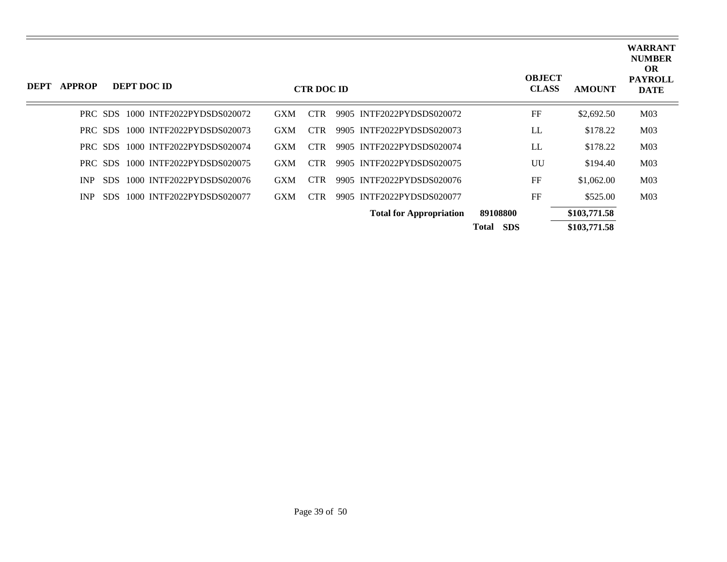| DEPT | APPROP | DEPT DOC ID | CTR DOC ID | OBJECT CLASS | AMOUNT | WARRANT NUMBER OR PAYROLL DATE |
|---|---|---|---|---|---|---|
| PRC | SDS | 1000 INTF2022PYDSDS020072 | GXM CTR 9905 INTF2022PYDSDS020072 | FF | $2,692.50 | M03 |
| PRC | SDS | 1000 INTF2022PYDSDS020073 | GXM CTR 9905 INTF2022PYDSDS020073 | LL | $178.22 | M03 |
| PRC | SDS | 1000 INTF2022PYDSDS020074 | GXM CTR 9905 INTF2022PYDSDS020074 | LL | $178.22 | M03 |
| PRC | SDS | 1000 INTF2022PYDSDS020075 | GXM CTR 9905 INTF2022PYDSDS020075 | UU | $194.40 | M03 |
| INP | SDS | 1000 INTF2022PYDSDS020076 | GXM CTR 9905 INTF2022PYDSDS020076 | FF | $1,062.00 | M03 |
| INP | SDS | 1000 INTF2022PYDSDS020077 | GXM CTR 9905 INTF2022PYDSDS020077 | FF | $525.00 | M03 |
| | | | **Total for Appropriation** | **89108800** | **$103,771.58** | |
| | | | | **Total SDS** | **$103,771.58** | |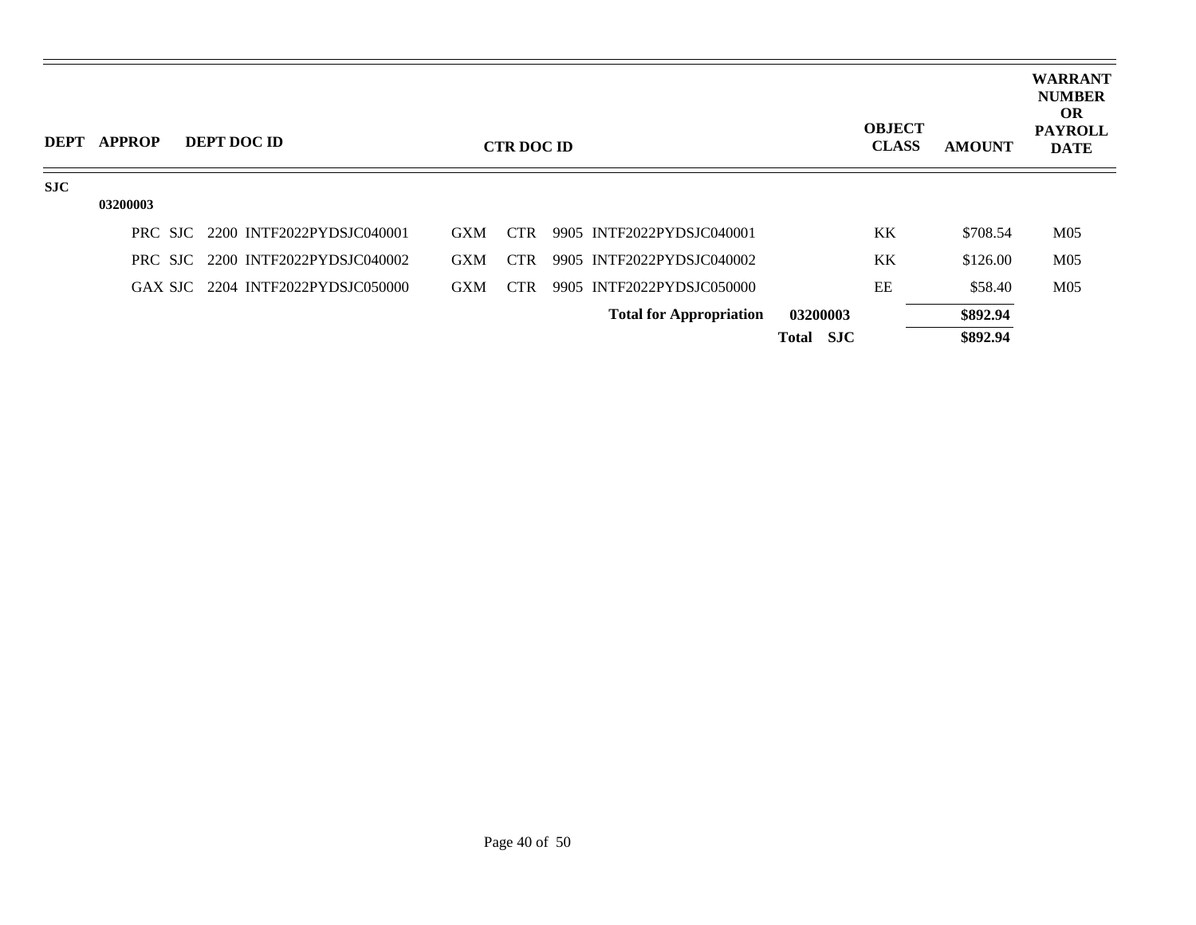| DEPT | APPROP | DEPT DOC ID | CTR DOC ID | OBJECT CLASS | AMOUNT | WARRANT NUMBER OR PAYROLL DATE |
|---|---|---|---|---|---|---|
| SJC | | | | | | |
| | 03200003 | | | | | |
| | | PRC SJC 2200 INTF2022PYDSJC040001 | GXM CTR 9905 INTF2022PYDSJC040001 | KK | $708.54 | M05 |
| | | PRC SJC 2200 INTF2022PYDSJC040002 | GXM CTR 9905 INTF2022PYDSJC040002 | KK | $126.00 | M05 |
| | | GAX SJC 2204 INTF2022PYDSJC050000 | GXM CTR 9905 INTF2022PYDSJC050000 | EE | $58.40 | M05 |
| | | | **Total for Appropriation** **03200003** | | **$892.94** | |
| | | | **Total SJC** | | **$892.94** | |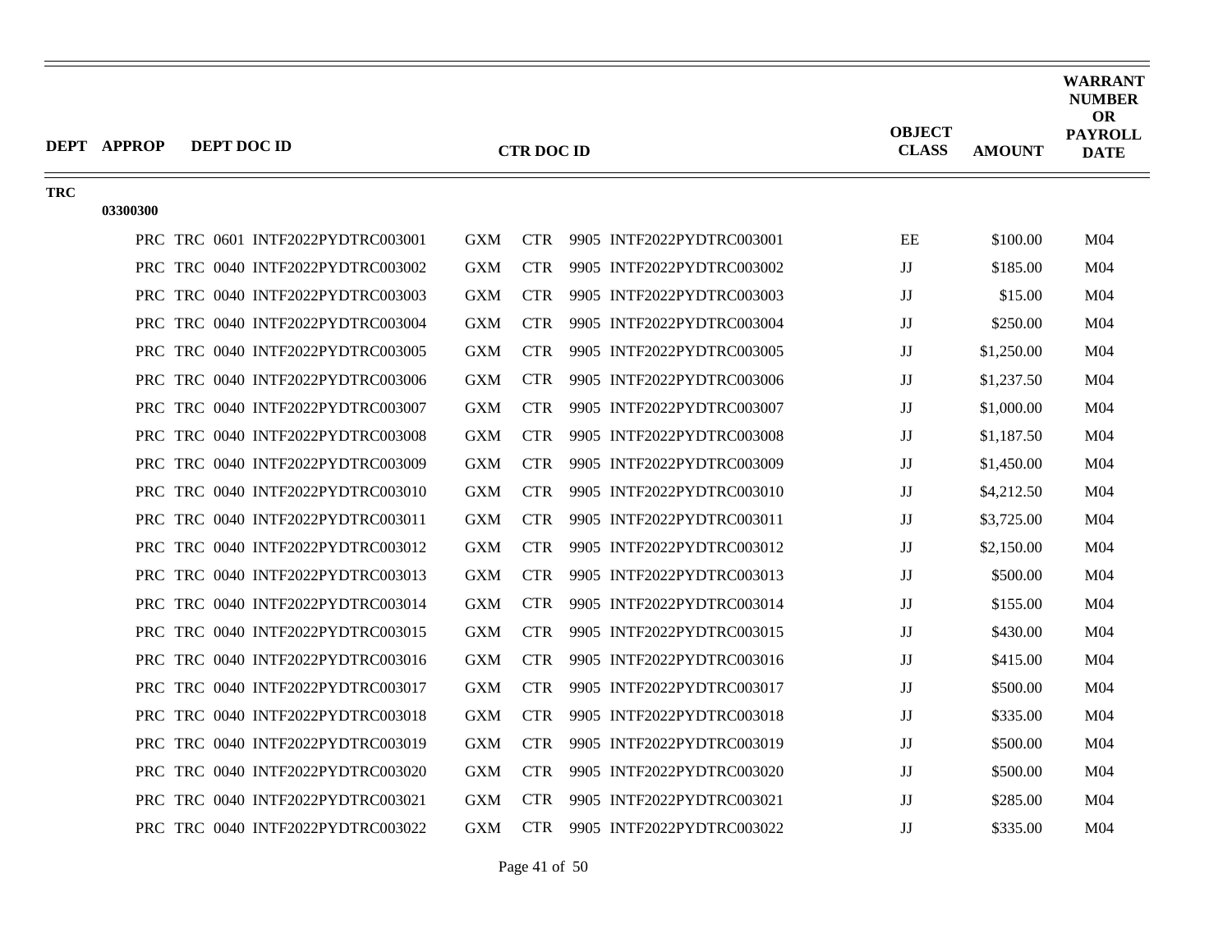| DEPT | APPROP | DEPT DOC ID | CTR DOC ID | OBJECT CLASS | AMOUNT | WARRANT NUMBER OR PAYROLL DATE |
|---|---|---|---|---|---|---|
| TRC | | | | | | |
| | 03300300 | | | | | |
| | | PRC TRC 0601 INTF2022PYDTRC003001 | GXM CTR 9905 INTF2022PYDTRC003001 | EE | $100.00 | M04 |
| | | PRC TRC 0040 INTF2022PYDTRC003002 | GXM CTR 9905 INTF2022PYDTRC003002 | JJ | $185.00 | M04 |
| | | PRC TRC 0040 INTF2022PYDTRC003003 | GXM CTR 9905 INTF2022PYDTRC003003 | JJ | $15.00 | M04 |
| | | PRC TRC 0040 INTF2022PYDTRC003004 | GXM CTR 9905 INTF2022PYDTRC003004 | JJ | $250.00 | M04 |
| | | PRC TRC 0040 INTF2022PYDTRC003005 | GXM CTR 9905 INTF2022PYDTRC003005 | JJ | $1,250.00 | M04 |
| | | PRC TRC 0040 INTF2022PYDTRC003006 | GXM CTR 9905 INTF2022PYDTRC003006 | JJ | $1,237.50 | M04 |
| | | PRC TRC 0040 INTF2022PYDTRC003007 | GXM CTR 9905 INTF2022PYDTRC003007 | JJ | $1,000.00 | M04 |
| | | PRC TRC 0040 INTF2022PYDTRC003008 | GXM CTR 9905 INTF2022PYDTRC003008 | JJ | $1,187.50 | M04 |
| | | PRC TRC 0040 INTF2022PYDTRC003009 | GXM CTR 9905 INTF2022PYDTRC003009 | JJ | $1,450.00 | M04 |
| | | PRC TRC 0040 INTF2022PYDTRC003010 | GXM CTR 9905 INTF2022PYDTRC003010 | JJ | $4,212.50 | M04 |
| | | PRC TRC 0040 INTF2022PYDTRC003011 | GXM CTR 9905 INTF2022PYDTRC003011 | JJ | $3,725.00 | M04 |
| | | PRC TRC 0040 INTF2022PYDTRC003012 | GXM CTR 9905 INTF2022PYDTRC003012 | JJ | $2,150.00 | M04 |
| | | PRC TRC 0040 INTF2022PYDTRC003013 | GXM CTR 9905 INTF2022PYDTRC003013 | JJ | $500.00 | M04 |
| | | PRC TRC 0040 INTF2022PYDTRC003014 | GXM CTR 9905 INTF2022PYDTRC003014 | JJ | $155.00 | M04 |
| | | PRC TRC 0040 INTF2022PYDTRC003015 | GXM CTR 9905 INTF2022PYDTRC003015 | JJ | $430.00 | M04 |
| | | PRC TRC 0040 INTF2022PYDTRC003016 | GXM CTR 9905 INTF2022PYDTRC003016 | JJ | $415.00 | M04 |
| | | PRC TRC 0040 INTF2022PYDTRC003017 | GXM CTR 9905 INTF2022PYDTRC003017 | JJ | $500.00 | M04 |
| | | PRC TRC 0040 INTF2022PYDTRC003018 | GXM CTR 9905 INTF2022PYDTRC003018 | JJ | $335.00 | M04 |
| | | PRC TRC 0040 INTF2022PYDTRC003019 | GXM CTR 9905 INTF2022PYDTRC003019 | JJ | $500.00 | M04 |
| | | PRC TRC 0040 INTF2022PYDTRC003020 | GXM CTR 9905 INTF2022PYDTRC003020 | JJ | $500.00 | M04 |
| | | PRC TRC 0040 INTF2022PYDTRC003021 | GXM CTR 9905 INTF2022PYDTRC003021 | JJ | $285.00 | M04 |
| | | PRC TRC 0040 INTF2022PYDTRC003022 | GXM CTR 9905 INTF2022PYDTRC003022 | JJ | $335.00 | M04 |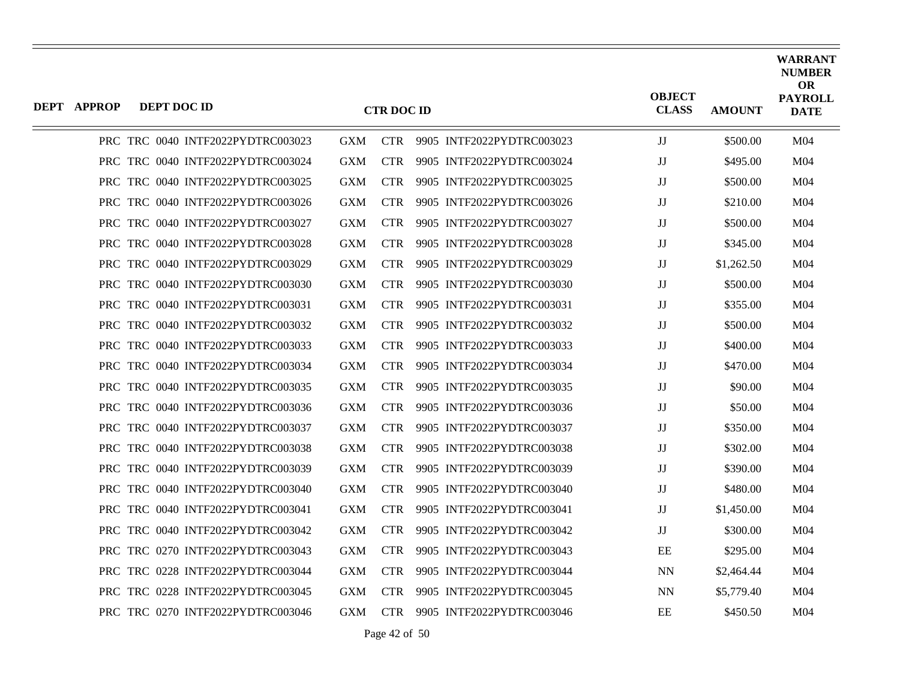| DEPT | APPROP | DEPT DOC ID | CTR DOC ID | | | | OBJECT CLASS | AMOUNT | WARRANT NUMBER OR PAYROLL DATE |
|---|---|---|---|---|---|---|---|---|---|
| PRC | TRC | 0040 INTF2022PYDTRC003023 | GXM | CTR | 9905 | INTF2022PYDTRC003023 | JJ | $500.00 | M04 |
| PRC | TRC | 0040 INTF2022PYDTRC003024 | GXM | CTR | 9905 | INTF2022PYDTRC003024 | JJ | $495.00 | M04 |
| PRC | TRC | 0040 INTF2022PYDTRC003025 | GXM | CTR | 9905 | INTF2022PYDTRC003025 | JJ | $500.00 | M04 |
| PRC | TRC | 0040 INTF2022PYDTRC003026 | GXM | CTR | 9905 | INTF2022PYDTRC003026 | JJ | $210.00 | M04 |
| PRC | TRC | 0040 INTF2022PYDTRC003027 | GXM | CTR | 9905 | INTF2022PYDTRC003027 | JJ | $500.00 | M04 |
| PRC | TRC | 0040 INTF2022PYDTRC003028 | GXM | CTR | 9905 | INTF2022PYDTRC003028 | JJ | $345.00 | M04 |
| PRC | TRC | 0040 INTF2022PYDTRC003029 | GXM | CTR | 9905 | INTF2022PYDTRC003029 | JJ | $1,262.50 | M04 |
| PRC | TRC | 0040 INTF2022PYDTRC003030 | GXM | CTR | 9905 | INTF2022PYDTRC003030 | JJ | $500.00 | M04 |
| PRC | TRC | 0040 INTF2022PYDTRC003031 | GXM | CTR | 9905 | INTF2022PYDTRC003031 | JJ | $355.00 | M04 |
| PRC | TRC | 0040 INTF2022PYDTRC003032 | GXM | CTR | 9905 | INTF2022PYDTRC003032 | JJ | $500.00 | M04 |
| PRC | TRC | 0040 INTF2022PYDTRC003033 | GXM | CTR | 9905 | INTF2022PYDTRC003033 | JJ | $400.00 | M04 |
| PRC | TRC | 0040 INTF2022PYDTRC003034 | GXM | CTR | 9905 | INTF2022PYDTRC003034 | JJ | $470.00 | M04 |
| PRC | TRC | 0040 INTF2022PYDTRC003035 | GXM | CTR | 9905 | INTF2022PYDTRC003035 | JJ | $90.00 | M04 |
| PRC | TRC | 0040 INTF2022PYDTRC003036 | GXM | CTR | 9905 | INTF2022PYDTRC003036 | JJ | $50.00 | M04 |
| PRC | TRC | 0040 INTF2022PYDTRC003037 | GXM | CTR | 9905 | INTF2022PYDTRC003037 | JJ | $350.00 | M04 |
| PRC | TRC | 0040 INTF2022PYDTRC003038 | GXM | CTR | 9905 | INTF2022PYDTRC003038 | JJ | $302.00 | M04 |
| PRC | TRC | 0040 INTF2022PYDTRC003039 | GXM | CTR | 9905 | INTF2022PYDTRC003039 | JJ | $390.00 | M04 |
| PRC | TRC | 0040 INTF2022PYDTRC003040 | GXM | CTR | 9905 | INTF2022PYDTRC003040 | JJ | $480.00 | M04 |
| PRC | TRC | 0040 INTF2022PYDTRC003041 | GXM | CTR | 9905 | INTF2022PYDTRC003041 | JJ | $1,450.00 | M04 |
| PRC | TRC | 0040 INTF2022PYDTRC003042 | GXM | CTR | 9905 | INTF2022PYDTRC003042 | JJ | $300.00 | M04 |
| PRC | TRC | 0270 INTF2022PYDTRC003043 | GXM | CTR | 9905 | INTF2022PYDTRC003043 | EE | $295.00 | M04 |
| PRC | TRC | 0228 INTF2022PYDTRC003044 | GXM | CTR | 9905 | INTF2022PYDTRC003044 | NN | $2,464.44 | M04 |
| PRC | TRC | 0228 INTF2022PYDTRC003045 | GXM | CTR | 9905 | INTF2022PYDTRC003045 | NN | $5,779.40 | M04 |
| PRC | TRC | 0270 INTF2022PYDTRC003046 | GXM | CTR | 9905 | INTF2022PYDTRC003046 | EE | $450.50 | M04 |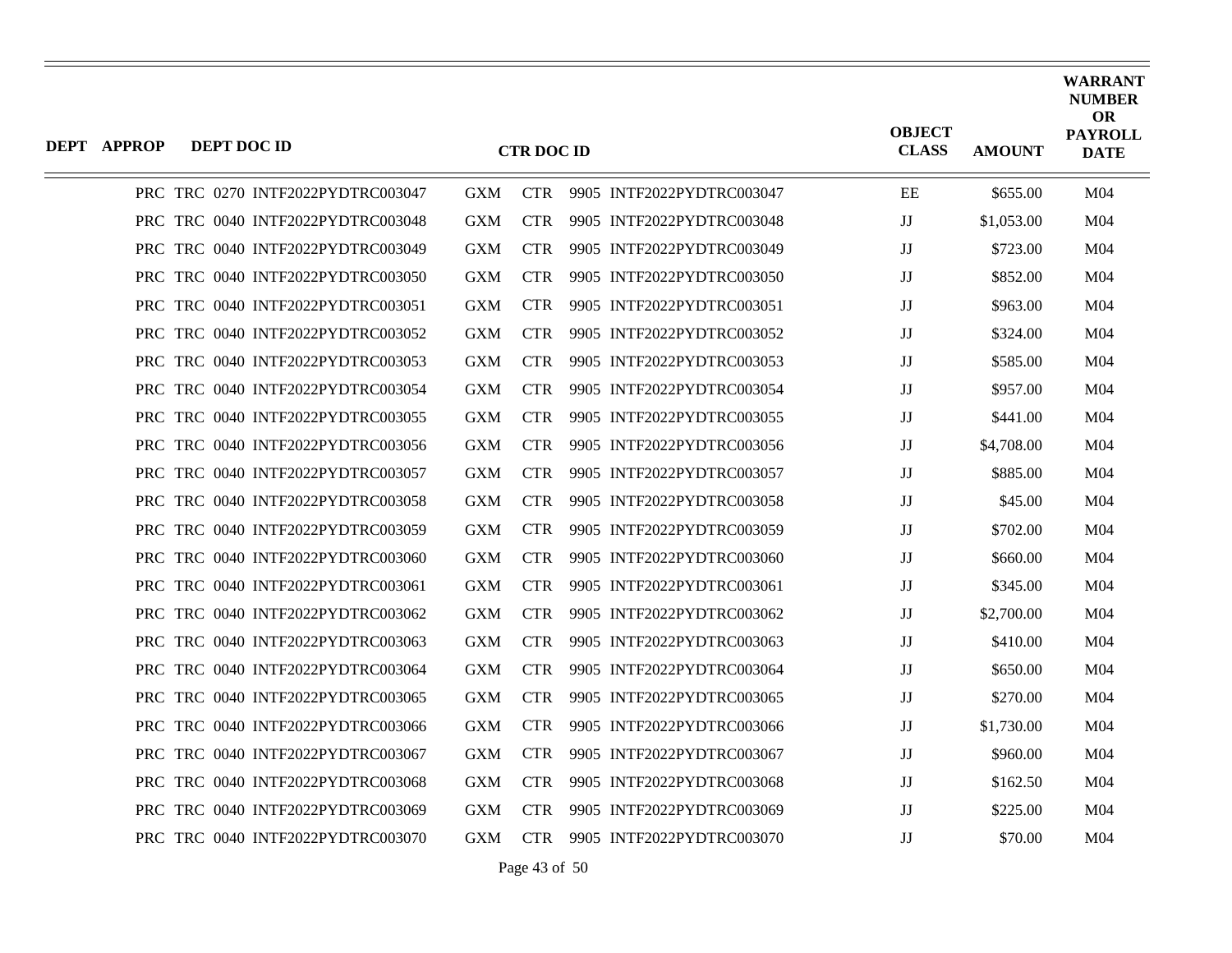| DEPT | APPROP | DEPT DOC ID | CTR DOC ID | | | | OBJECT CLASS | AMOUNT | WARRANT NUMBER OR PAYROLL DATE |
|---|---|---|---|---|---|---|---|---|---|
| PRC | TRC | 0270 INTF2022PYDTRC003047 | GXM | CTR | 9905 | INTF2022PYDTRC003047 | EE | $655.00 | M04 |
| PRC | TRC | 0040 INTF2022PYDTRC003048 | GXM | CTR | 9905 | INTF2022PYDTRC003048 | JJ | $1,053.00 | M04 |
| PRC | TRC | 0040 INTF2022PYDTRC003049 | GXM | CTR | 9905 | INTF2022PYDTRC003049 | JJ | $723.00 | M04 |
| PRC | TRC | 0040 INTF2022PYDTRC003050 | GXM | CTR | 9905 | INTF2022PYDTRC003050 | JJ | $852.00 | M04 |
| PRC | TRC | 0040 INTF2022PYDTRC003051 | GXM | CTR | 9905 | INTF2022PYDTRC003051 | JJ | $963.00 | M04 |
| PRC | TRC | 0040 INTF2022PYDTRC003052 | GXM | CTR | 9905 | INTF2022PYDTRC003052 | JJ | $324.00 | M04 |
| PRC | TRC | 0040 INTF2022PYDTRC003053 | GXM | CTR | 9905 | INTF2022PYDTRC003053 | JJ | $585.00 | M04 |
| PRC | TRC | 0040 INTF2022PYDTRC003054 | GXM | CTR | 9905 | INTF2022PYDTRC003054 | JJ | $957.00 | M04 |
| PRC | TRC | 0040 INTF2022PYDTRC003055 | GXM | CTR | 9905 | INTF2022PYDTRC003055 | JJ | $441.00 | M04 |
| PRC | TRC | 0040 INTF2022PYDTRC003056 | GXM | CTR | 9905 | INTF2022PYDTRC003056 | JJ | $4,708.00 | M04 |
| PRC | TRC | 0040 INTF2022PYDTRC003057 | GXM | CTR | 9905 | INTF2022PYDTRC003057 | JJ | $885.00 | M04 |
| PRC | TRC | 0040 INTF2022PYDTRC003058 | GXM | CTR | 9905 | INTF2022PYDTRC003058 | JJ | $45.00 | M04 |
| PRC | TRC | 0040 INTF2022PYDTRC003059 | GXM | CTR | 9905 | INTF2022PYDTRC003059 | JJ | $702.00 | M04 |
| PRC | TRC | 0040 INTF2022PYDTRC003060 | GXM | CTR | 9905 | INTF2022PYDTRC003060 | JJ | $660.00 | M04 |
| PRC | TRC | 0040 INTF2022PYDTRC003061 | GXM | CTR | 9905 | INTF2022PYDTRC003061 | JJ | $345.00 | M04 |
| PRC | TRC | 0040 INTF2022PYDTRC003062 | GXM | CTR | 9905 | INTF2022PYDTRC003062 | JJ | $2,700.00 | M04 |
| PRC | TRC | 0040 INTF2022PYDTRC003063 | GXM | CTR | 9905 | INTF2022PYDTRC003063 | JJ | $410.00 | M04 |
| PRC | TRC | 0040 INTF2022PYDTRC003064 | GXM | CTR | 9905 | INTF2022PYDTRC003064 | JJ | $650.00 | M04 |
| PRC | TRC | 0040 INTF2022PYDTRC003065 | GXM | CTR | 9905 | INTF2022PYDTRC003065 | JJ | $270.00 | M04 |
| PRC | TRC | 0040 INTF2022PYDTRC003066 | GXM | CTR | 9905 | INTF2022PYDTRC003066 | JJ | $1,730.00 | M04 |
| PRC | TRC | 0040 INTF2022PYDTRC003067 | GXM | CTR | 9905 | INTF2022PYDTRC003067 | JJ | $960.00 | M04 |
| PRC | TRC | 0040 INTF2022PYDTRC003068 | GXM | CTR | 9905 | INTF2022PYDTRC003068 | JJ | $162.50 | M04 |
| PRC | TRC | 0040 INTF2022PYDTRC003069 | GXM | CTR | 9905 | INTF2022PYDTRC003069 | JJ | $225.00 | M04 |
| PRC | TRC | 0040 INTF2022PYDTRC003070 | GXM | CTR | 9905 | INTF2022PYDTRC003070 | JJ | $70.00 | M04 |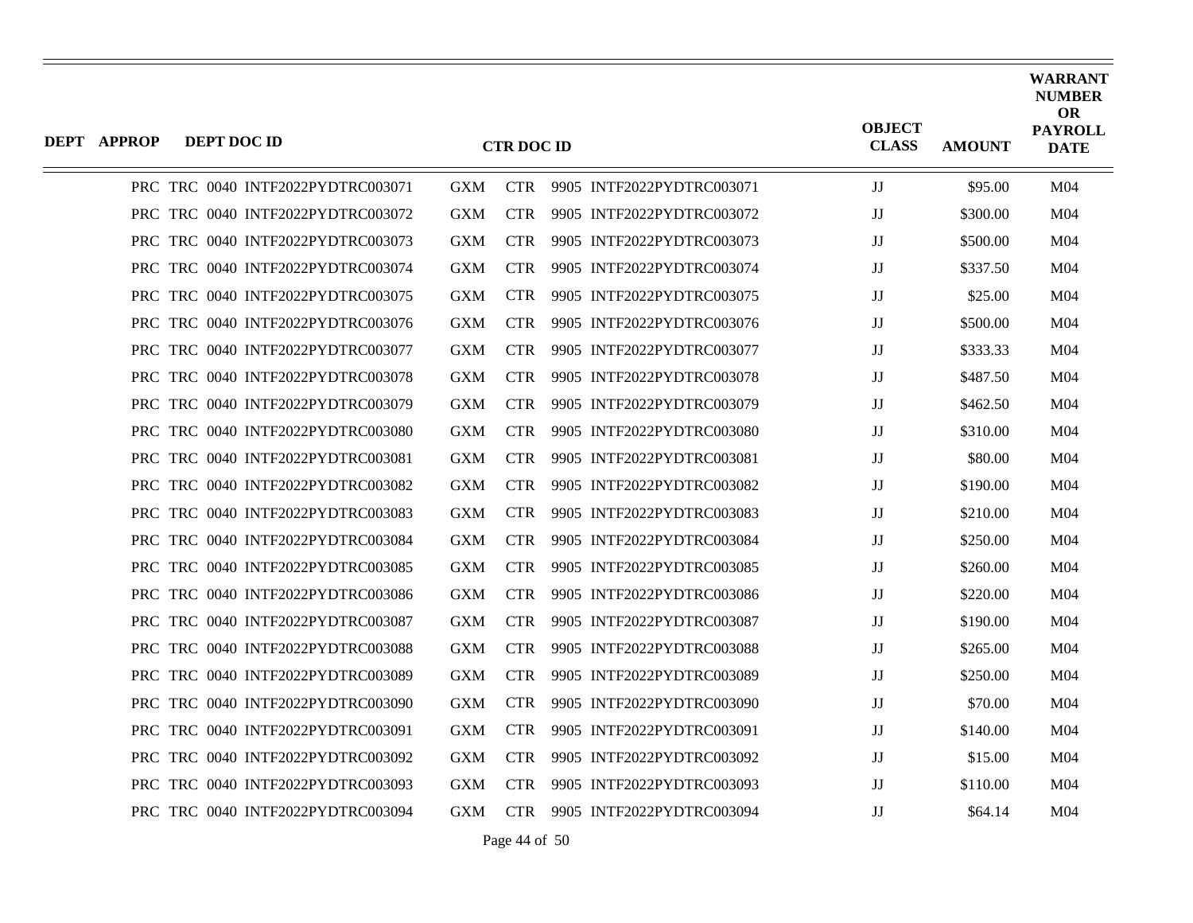| DEPT | APPROP | DEPT DOC ID | CTR DOC ID | OBJECT CLASS | AMOUNT | WARRANT NUMBER OR PAYROLL DATE |
|---|---|---|---|---|---|---|
| PRC | TRC | 0040 INTF2022PYDTRC003071 | GXM CTR 9905 INTF2022PYDTRC003071 | JJ | $95.00 | M04 |
| PRC | TRC | 0040 INTF2022PYDTRC003072 | GXM CTR 9905 INTF2022PYDTRC003072 | JJ | $300.00 | M04 |
| PRC | TRC | 0040 INTF2022PYDTRC003073 | GXM CTR 9905 INTF2022PYDTRC003073 | JJ | $500.00 | M04 |
| PRC | TRC | 0040 INTF2022PYDTRC003074 | GXM CTR 9905 INTF2022PYDTRC003074 | JJ | $337.50 | M04 |
| PRC | TRC | 0040 INTF2022PYDTRC003075 | GXM CTR 9905 INTF2022PYDTRC003075 | JJ | $25.00 | M04 |
| PRC | TRC | 0040 INTF2022PYDTRC003076 | GXM CTR 9905 INTF2022PYDTRC003076 | JJ | $500.00 | M04 |
| PRC | TRC | 0040 INTF2022PYDTRC003077 | GXM CTR 9905 INTF2022PYDTRC003077 | JJ | $333.33 | M04 |
| PRC | TRC | 0040 INTF2022PYDTRC003078 | GXM CTR 9905 INTF2022PYDTRC003078 | JJ | $487.50 | M04 |
| PRC | TRC | 0040 INTF2022PYDTRC003079 | GXM CTR 9905 INTF2022PYDTRC003079 | JJ | $462.50 | M04 |
| PRC | TRC | 0040 INTF2022PYDTRC003080 | GXM CTR 9905 INTF2022PYDTRC003080 | JJ | $310.00 | M04 |
| PRC | TRC | 0040 INTF2022PYDTRC003081 | GXM CTR 9905 INTF2022PYDTRC003081 | JJ | $80.00 | M04 |
| PRC | TRC | 0040 INTF2022PYDTRC003082 | GXM CTR 9905 INTF2022PYDTRC003082 | JJ | $190.00 | M04 |
| PRC | TRC | 0040 INTF2022PYDTRC003083 | GXM CTR 9905 INTF2022PYDTRC003083 | JJ | $210.00 | M04 |
| PRC | TRC | 0040 INTF2022PYDTRC003084 | GXM CTR 9905 INTF2022PYDTRC003084 | JJ | $250.00 | M04 |
| PRC | TRC | 0040 INTF2022PYDTRC003085 | GXM CTR 9905 INTF2022PYDTRC003085 | JJ | $260.00 | M04 |
| PRC | TRC | 0040 INTF2022PYDTRC003086 | GXM CTR 9905 INTF2022PYDTRC003086 | JJ | $220.00 | M04 |
| PRC | TRC | 0040 INTF2022PYDTRC003087 | GXM CTR 9905 INTF2022PYDTRC003087 | JJ | $190.00 | M04 |
| PRC | TRC | 0040 INTF2022PYDTRC003088 | GXM CTR 9905 INTF2022PYDTRC003088 | JJ | $265.00 | M04 |
| PRC | TRC | 0040 INTF2022PYDTRC003089 | GXM CTR 9905 INTF2022PYDTRC003089 | JJ | $250.00 | M04 |
| PRC | TRC | 0040 INTF2022PYDTRC003090 | GXM CTR 9905 INTF2022PYDTRC003090 | JJ | $70.00 | M04 |
| PRC | TRC | 0040 INTF2022PYDTRC003091 | GXM CTR 9905 INTF2022PYDTRC003091 | JJ | $140.00 | M04 |
| PRC | TRC | 0040 INTF2022PYDTRC003092 | GXM CTR 9905 INTF2022PYDTRC003092 | JJ | $15.00 | M04 |
| PRC | TRC | 0040 INTF2022PYDTRC003093 | GXM CTR 9905 INTF2022PYDTRC003093 | JJ | $110.00 | M04 |
| PRC | TRC | 0040 INTF2022PYDTRC003094 | GXM CTR 9905 INTF2022PYDTRC003094 | JJ | $64.14 | M04 |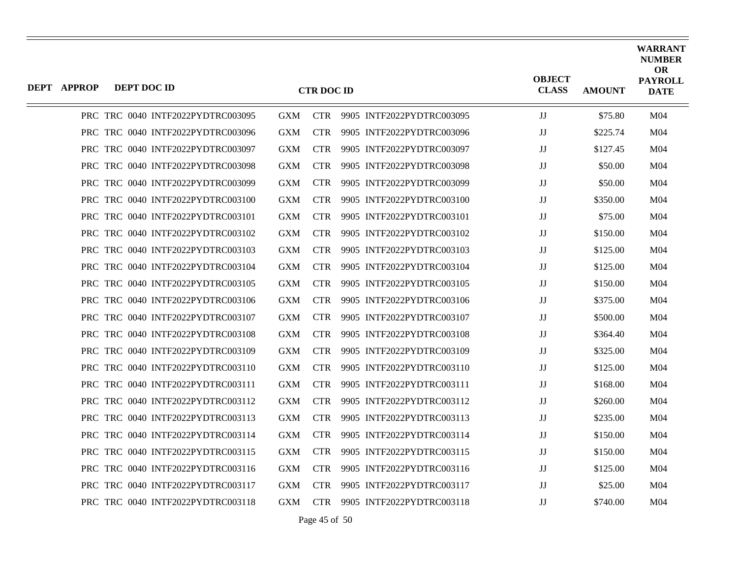| DEPT | APPROP | DEPT DOC ID | CTR DOC ID | OBJECT CLASS | AMOUNT | WARRANT NUMBER OR PAYROLL DATE |
|---|---|---|---|---|---|---|
| PRC | TRC | 0040 INTF2022PYDTRC003095 | GXM CTR 9905 INTF2022PYDTRC003095 | JJ | $75.80 | M04 |
| PRC | TRC | 0040 INTF2022PYDTRC003096 | GXM CTR 9905 INTF2022PYDTRC003096 | JJ | $225.74 | M04 |
| PRC | TRC | 0040 INTF2022PYDTRC003097 | GXM CTR 9905 INTF2022PYDTRC003097 | JJ | $127.45 | M04 |
| PRC | TRC | 0040 INTF2022PYDTRC003098 | GXM CTR 9905 INTF2022PYDTRC003098 | JJ | $50.00 | M04 |
| PRC | TRC | 0040 INTF2022PYDTRC003099 | GXM CTR 9905 INTF2022PYDTRC003099 | JJ | $50.00 | M04 |
| PRC | TRC | 0040 INTF2022PYDTRC003100 | GXM CTR 9905 INTF2022PYDTRC003100 | JJ | $350.00 | M04 |
| PRC | TRC | 0040 INTF2022PYDTRC003101 | GXM CTR 9905 INTF2022PYDTRC003101 | JJ | $75.00 | M04 |
| PRC | TRC | 0040 INTF2022PYDTRC003102 | GXM CTR 9905 INTF2022PYDTRC003102 | JJ | $150.00 | M04 |
| PRC | TRC | 0040 INTF2022PYDTRC003103 | GXM CTR 9905 INTF2022PYDTRC003103 | JJ | $125.00 | M04 |
| PRC | TRC | 0040 INTF2022PYDTRC003104 | GXM CTR 9905 INTF2022PYDTRC003104 | JJ | $125.00 | M04 |
| PRC | TRC | 0040 INTF2022PYDTRC003105 | GXM CTR 9905 INTF2022PYDTRC003105 | JJ | $150.00 | M04 |
| PRC | TRC | 0040 INTF2022PYDTRC003106 | GXM CTR 9905 INTF2022PYDTRC003106 | JJ | $375.00 | M04 |
| PRC | TRC | 0040 INTF2022PYDTRC003107 | GXM CTR 9905 INTF2022PYDTRC003107 | JJ | $500.00 | M04 |
| PRC | TRC | 0040 INTF2022PYDTRC003108 | GXM CTR 9905 INTF2022PYDTRC003108 | JJ | $364.40 | M04 |
| PRC | TRC | 0040 INTF2022PYDTRC003109 | GXM CTR 9905 INTF2022PYDTRC003109 | JJ | $325.00 | M04 |
| PRC | TRC | 0040 INTF2022PYDTRC003110 | GXM CTR 9905 INTF2022PYDTRC003110 | JJ | $125.00 | M04 |
| PRC | TRC | 0040 INTF2022PYDTRC003111 | GXM CTR 9905 INTF2022PYDTRC003111 | JJ | $168.00 | M04 |
| PRC | TRC | 0040 INTF2022PYDTRC003112 | GXM CTR 9905 INTF2022PYDTRC003112 | JJ | $260.00 | M04 |
| PRC | TRC | 0040 INTF2022PYDTRC003113 | GXM CTR 9905 INTF2022PYDTRC003113 | JJ | $235.00 | M04 |
| PRC | TRC | 0040 INTF2022PYDTRC003114 | GXM CTR 9905 INTF2022PYDTRC003114 | JJ | $150.00 | M04 |
| PRC | TRC | 0040 INTF2022PYDTRC003115 | GXM CTR 9905 INTF2022PYDTRC003115 | JJ | $150.00 | M04 |
| PRC | TRC | 0040 INTF2022PYDTRC003116 | GXM CTR 9905 INTF2022PYDTRC003116 | JJ | $125.00 | M04 |
| PRC | TRC | 0040 INTF2022PYDTRC003117 | GXM CTR 9905 INTF2022PYDTRC003117 | JJ | $25.00 | M04 |
| PRC | TRC | 0040 INTF2022PYDTRC003118 | GXM CTR 9905 INTF2022PYDTRC003118 | JJ | $740.00 | M04 |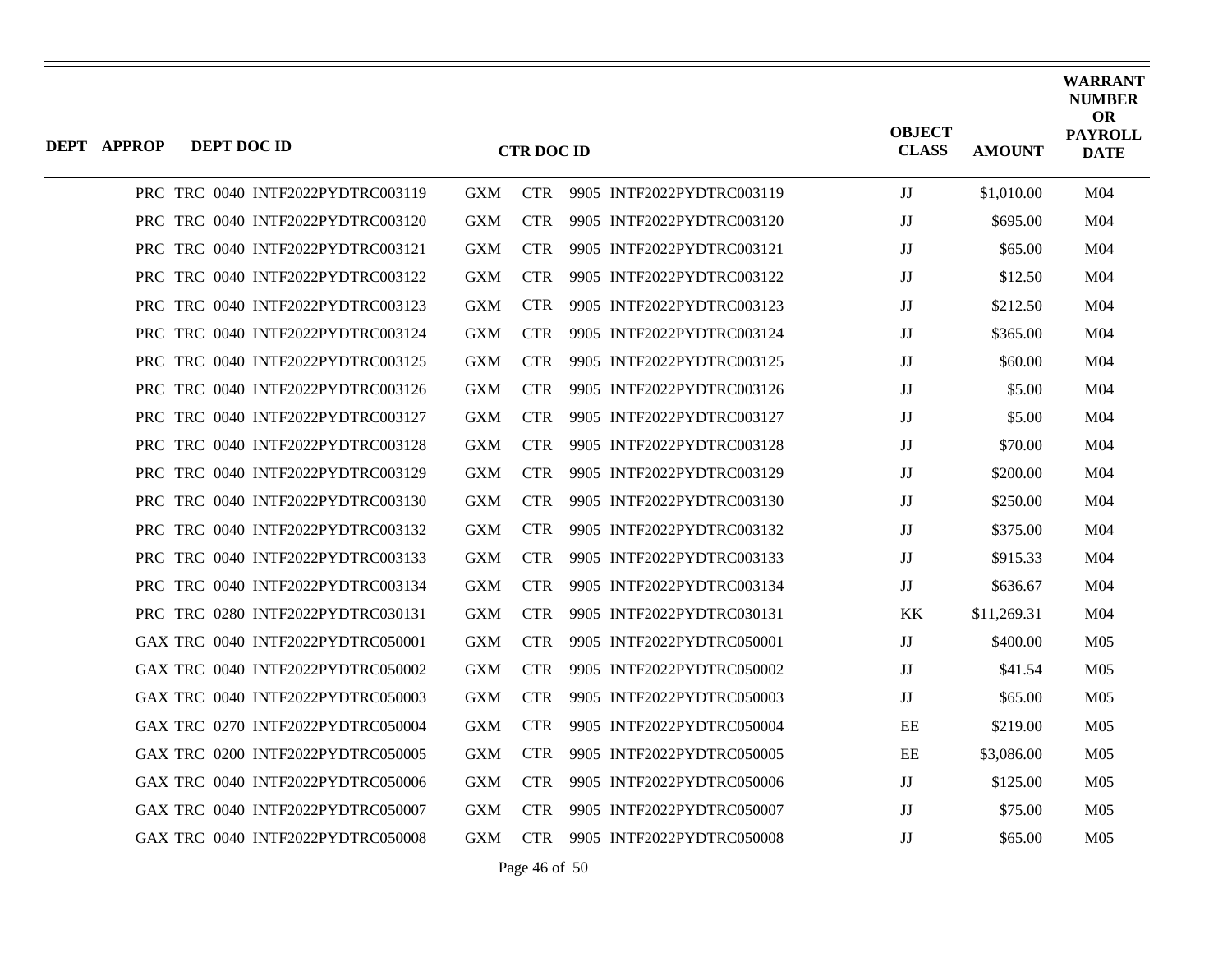| DEPT | APPROP | DEPT DOC ID | CTR DOC ID | OBJECT CLASS | AMOUNT | WARRANT NUMBER OR PAYROLL DATE |
|---|---|---|---|---|---|---|
| PRC | TRC 0040 | INTF2022PYDTRC003119 | GXM CTR 9905 INTF2022PYDTRC003119 | JJ | $1,010.00 | M04 |
| PRC | TRC 0040 | INTF2022PYDTRC003120 | GXM CTR 9905 INTF2022PYDTRC003120 | JJ | $695.00 | M04 |
| PRC | TRC 0040 | INTF2022PYDTRC003121 | GXM CTR 9905 INTF2022PYDTRC003121 | JJ | $65.00 | M04 |
| PRC | TRC 0040 | INTF2022PYDTRC003122 | GXM CTR 9905 INTF2022PYDTRC003122 | JJ | $12.50 | M04 |
| PRC | TRC 0040 | INTF2022PYDTRC003123 | GXM CTR 9905 INTF2022PYDTRC003123 | JJ | $212.50 | M04 |
| PRC | TRC 0040 | INTF2022PYDTRC003124 | GXM CTR 9905 INTF2022PYDTRC003124 | JJ | $365.00 | M04 |
| PRC | TRC 0040 | INTF2022PYDTRC003125 | GXM CTR 9905 INTF2022PYDTRC003125 | JJ | $60.00 | M04 |
| PRC | TRC 0040 | INTF2022PYDTRC003126 | GXM CTR 9905 INTF2022PYDTRC003126 | JJ | $5.00 | M04 |
| PRC | TRC 0040 | INTF2022PYDTRC003127 | GXM CTR 9905 INTF2022PYDTRC003127 | JJ | $5.00 | M04 |
| PRC | TRC 0040 | INTF2022PYDTRC003128 | GXM CTR 9905 INTF2022PYDTRC003128 | JJ | $70.00 | M04 |
| PRC | TRC 0040 | INTF2022PYDTRC003129 | GXM CTR 9905 INTF2022PYDTRC003129 | JJ | $200.00 | M04 |
| PRC | TRC 0040 | INTF2022PYDTRC003130 | GXM CTR 9905 INTF2022PYDTRC003130 | JJ | $250.00 | M04 |
| PRC | TRC 0040 | INTF2022PYDTRC003132 | GXM CTR 9905 INTF2022PYDTRC003132 | JJ | $375.00 | M04 |
| PRC | TRC 0040 | INTF2022PYDTRC003133 | GXM CTR 9905 INTF2022PYDTRC003133 | JJ | $915.33 | M04 |
| PRC | TRC 0040 | INTF2022PYDTRC003134 | GXM CTR 9905 INTF2022PYDTRC003134 | JJ | $636.67 | M04 |
| PRC | TRC 0280 | INTF2022PYDTRC030131 | GXM CTR 9905 INTF2022PYDTRC030131 | KK | $11,269.31 | M04 |
| GAX | TRC 0040 | INTF2022PYDTRC050001 | GXM CTR 9905 INTF2022PYDTRC050001 | JJ | $400.00 | M05 |
| GAX | TRC 0040 | INTF2022PYDTRC050002 | GXM CTR 9905 INTF2022PYDTRC050002 | JJ | $41.54 | M05 |
| GAX | TRC 0040 | INTF2022PYDTRC050003 | GXM CTR 9905 INTF2022PYDTRC050003 | JJ | $65.00 | M05 |
| GAX | TRC 0270 | INTF2022PYDTRC050004 | GXM CTR 9905 INTF2022PYDTRC050004 | EE | $219.00 | M05 |
| GAX | TRC 0200 | INTF2022PYDTRC050005 | GXM CTR 9905 INTF2022PYDTRC050005 | EE | $3,086.00 | M05 |
| GAX | TRC 0040 | INTF2022PYDTRC050006 | GXM CTR 9905 INTF2022PYDTRC050006 | JJ | $125.00 | M05 |
| GAX | TRC 0040 | INTF2022PYDTRC050007 | GXM CTR 9905 INTF2022PYDTRC050007 | JJ | $75.00 | M05 |
| GAX | TRC 0040 | INTF2022PYDTRC050008 | GXM CTR 9905 INTF2022PYDTRC050008 | JJ | $65.00 | M05 |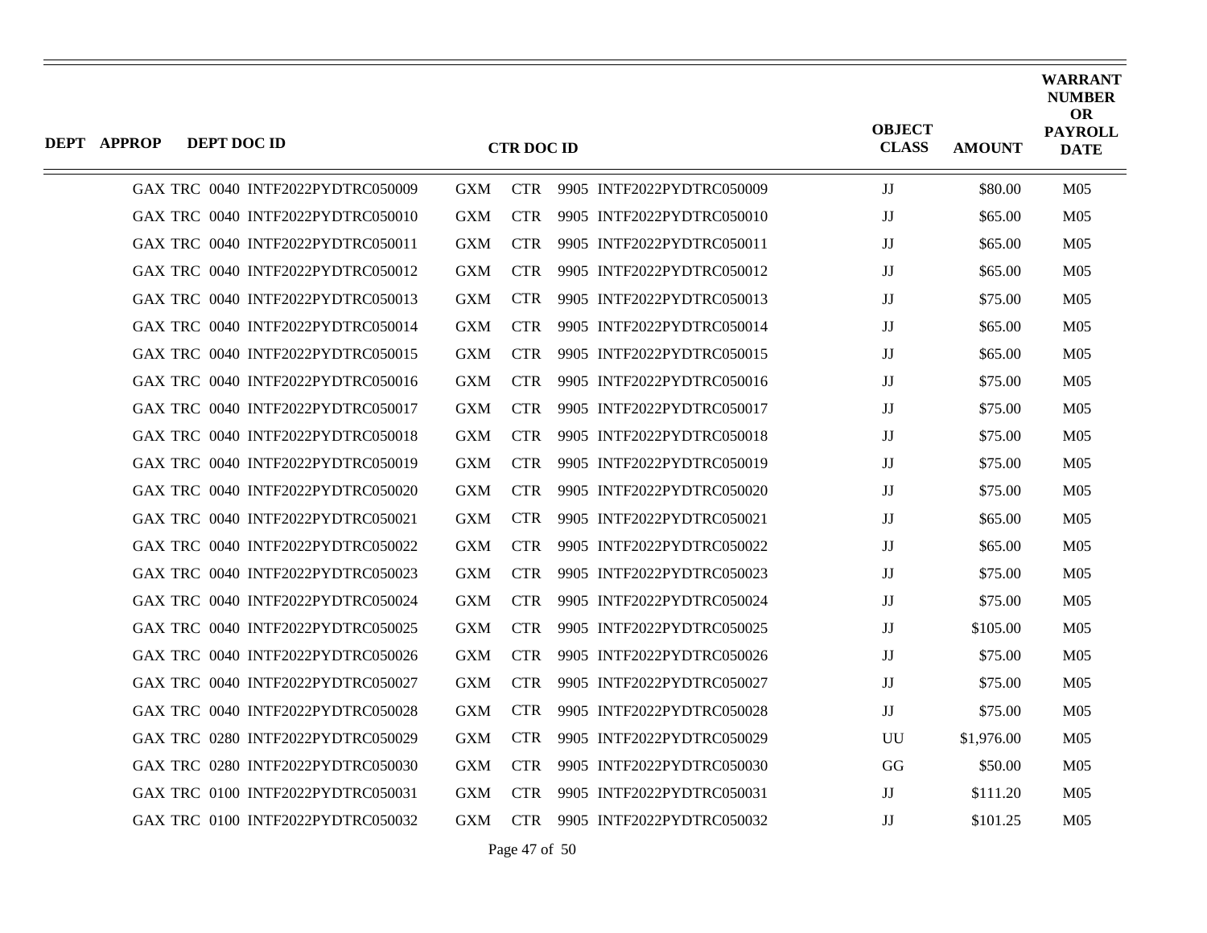| DEPT | APPROP | DEPT DOC ID | CTR DOC ID | OBJECT CLASS | AMOUNT | WARRANT NUMBER OR PAYROLL DATE |
|---|---|---|---|---|---|---|
| GAX | TRC | 0040 INTF2022PYDTRC050009 | GXM CTR 9905 INTF2022PYDTRC050009 | JJ | $80.00 | M05 |
| GAX | TRC | 0040 INTF2022PYDTRC050010 | GXM CTR 9905 INTF2022PYDTRC050010 | JJ | $65.00 | M05 |
| GAX | TRC | 0040 INTF2022PYDTRC050011 | GXM CTR 9905 INTF2022PYDTRC050011 | JJ | $65.00 | M05 |
| GAX | TRC | 0040 INTF2022PYDTRC050012 | GXM CTR 9905 INTF2022PYDTRC050012 | JJ | $65.00 | M05 |
| GAX | TRC | 0040 INTF2022PYDTRC050013 | GXM CTR 9905 INTF2022PYDTRC050013 | JJ | $75.00 | M05 |
| GAX | TRC | 0040 INTF2022PYDTRC050014 | GXM CTR 9905 INTF2022PYDTRC050014 | JJ | $65.00 | M05 |
| GAX | TRC | 0040 INTF2022PYDTRC050015 | GXM CTR 9905 INTF2022PYDTRC050015 | JJ | $65.00 | M05 |
| GAX | TRC | 0040 INTF2022PYDTRC050016 | GXM CTR 9905 INTF2022PYDTRC050016 | JJ | $75.00 | M05 |
| GAX | TRC | 0040 INTF2022PYDTRC050017 | GXM CTR 9905 INTF2022PYDTRC050017 | JJ | $75.00 | M05 |
| GAX | TRC | 0040 INTF2022PYDTRC050018 | GXM CTR 9905 INTF2022PYDTRC050018 | JJ | $75.00 | M05 |
| GAX | TRC | 0040 INTF2022PYDTRC050019 | GXM CTR 9905 INTF2022PYDTRC050019 | JJ | $75.00 | M05 |
| GAX | TRC | 0040 INTF2022PYDTRC050020 | GXM CTR 9905 INTF2022PYDTRC050020 | JJ | $75.00 | M05 |
| GAX | TRC | 0040 INTF2022PYDTRC050021 | GXM CTR 9905 INTF2022PYDTRC050021 | JJ | $65.00 | M05 |
| GAX | TRC | 0040 INTF2022PYDTRC050022 | GXM CTR 9905 INTF2022PYDTRC050022 | JJ | $65.00 | M05 |
| GAX | TRC | 0040 INTF2022PYDTRC050023 | GXM CTR 9905 INTF2022PYDTRC050023 | JJ | $75.00 | M05 |
| GAX | TRC | 0040 INTF2022PYDTRC050024 | GXM CTR 9905 INTF2022PYDTRC050024 | JJ | $75.00 | M05 |
| GAX | TRC | 0040 INTF2022PYDTRC050025 | GXM CTR 9905 INTF2022PYDTRC050025 | JJ | $105.00 | M05 |
| GAX | TRC | 0040 INTF2022PYDTRC050026 | GXM CTR 9905 INTF2022PYDTRC050026 | JJ | $75.00 | M05 |
| GAX | TRC | 0040 INTF2022PYDTRC050027 | GXM CTR 9905 INTF2022PYDTRC050027 | JJ | $75.00 | M05 |
| GAX | TRC | 0040 INTF2022PYDTRC050028 | GXM CTR 9905 INTF2022PYDTRC050028 | JJ | $75.00 | M05 |
| GAX | TRC | 0280 INTF2022PYDTRC050029 | GXM CTR 9905 INTF2022PYDTRC050029 | UU | $1,976.00 | M05 |
| GAX | TRC | 0280 INTF2022PYDTRC050030 | GXM CTR 9905 INTF2022PYDTRC050030 | GG | $50.00 | M05 |
| GAX | TRC | 0100 INTF2022PYDTRC050031 | GXM CTR 9905 INTF2022PYDTRC050031 | JJ | $111.20 | M05 |
| GAX | TRC | 0100 INTF2022PYDTRC050032 | GXM CTR 9905 INTF2022PYDTRC050032 | JJ | $101.25 | M05 |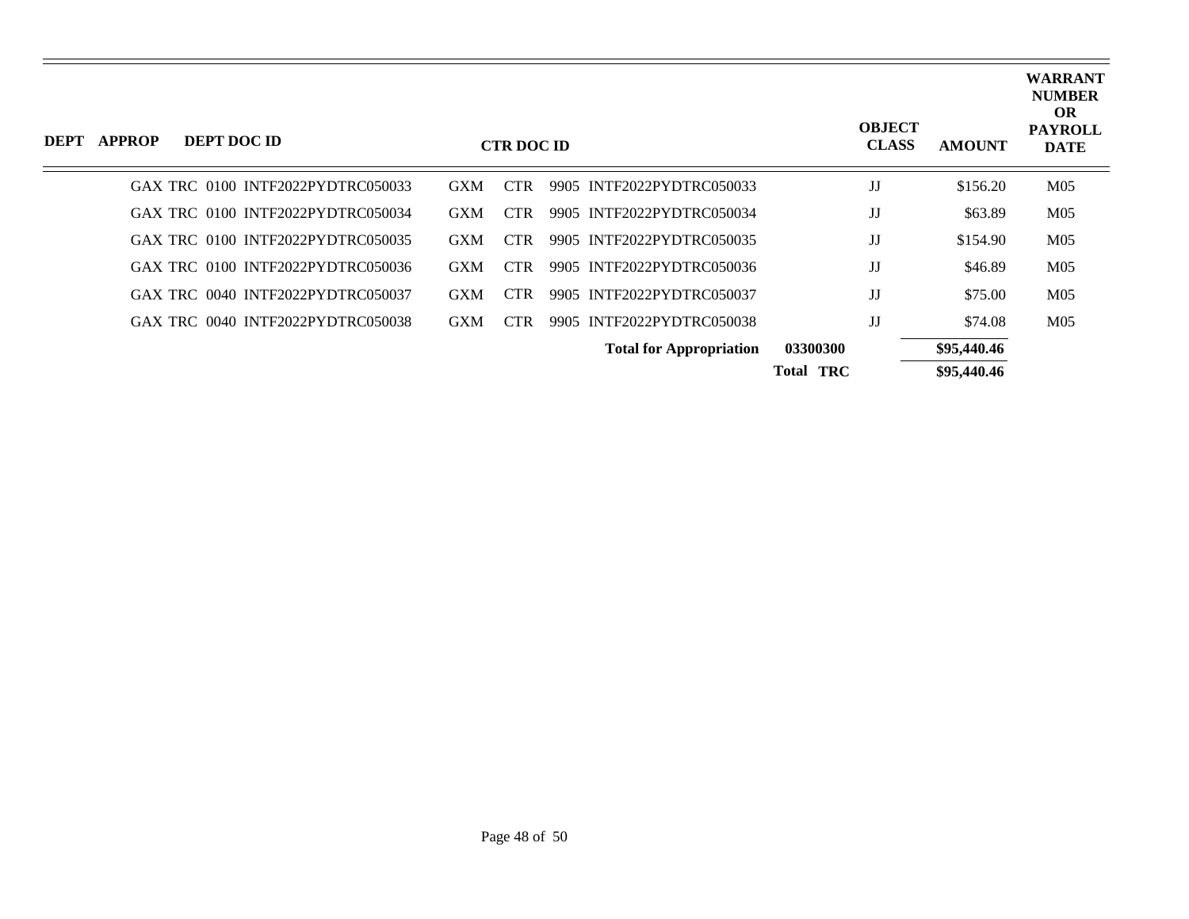| DEPT | APPROP | DEPT DOC ID | CTR DOC ID | OBJECT CLASS | AMOUNT | WARRANT NUMBER OR PAYROLL DATE |
|---|---|---|---|---|---|---|
| GAX | TRC | 0100 INTF2022PYDTRC050033 | GXM CTR 9905 INTF2022PYDTRC050033 | JJ | $156.20 | M05 |
| GAX | TRC | 0100 INTF2022PYDTRC050034 | GXM CTR 9905 INTF2022PYDTRC050034 | JJ | $63.89 | M05 |
| GAX | TRC | 0100 INTF2022PYDTRC050035 | GXM CTR 9905 INTF2022PYDTRC050035 | JJ | $154.90 | M05 |
| GAX | TRC | 0100 INTF2022PYDTRC050036 | GXM CTR 9905 INTF2022PYDTRC050036 | JJ | $46.89 | M05 |
| GAX | TRC | 0040 INTF2022PYDTRC050037 | GXM CTR 9905 INTF2022PYDTRC050037 | JJ | $75.00 | M05 |
| GAX | TRC | 0040 INTF2022PYDTRC050038 | GXM CTR 9905 INTF2022PYDTRC050038 | JJ | $74.08 | M05 |
| | | | **Total for Appropriation** | **03300300** | **$95,440.46** | |
| | | | | **Total TRC** | **$95,440.46** | |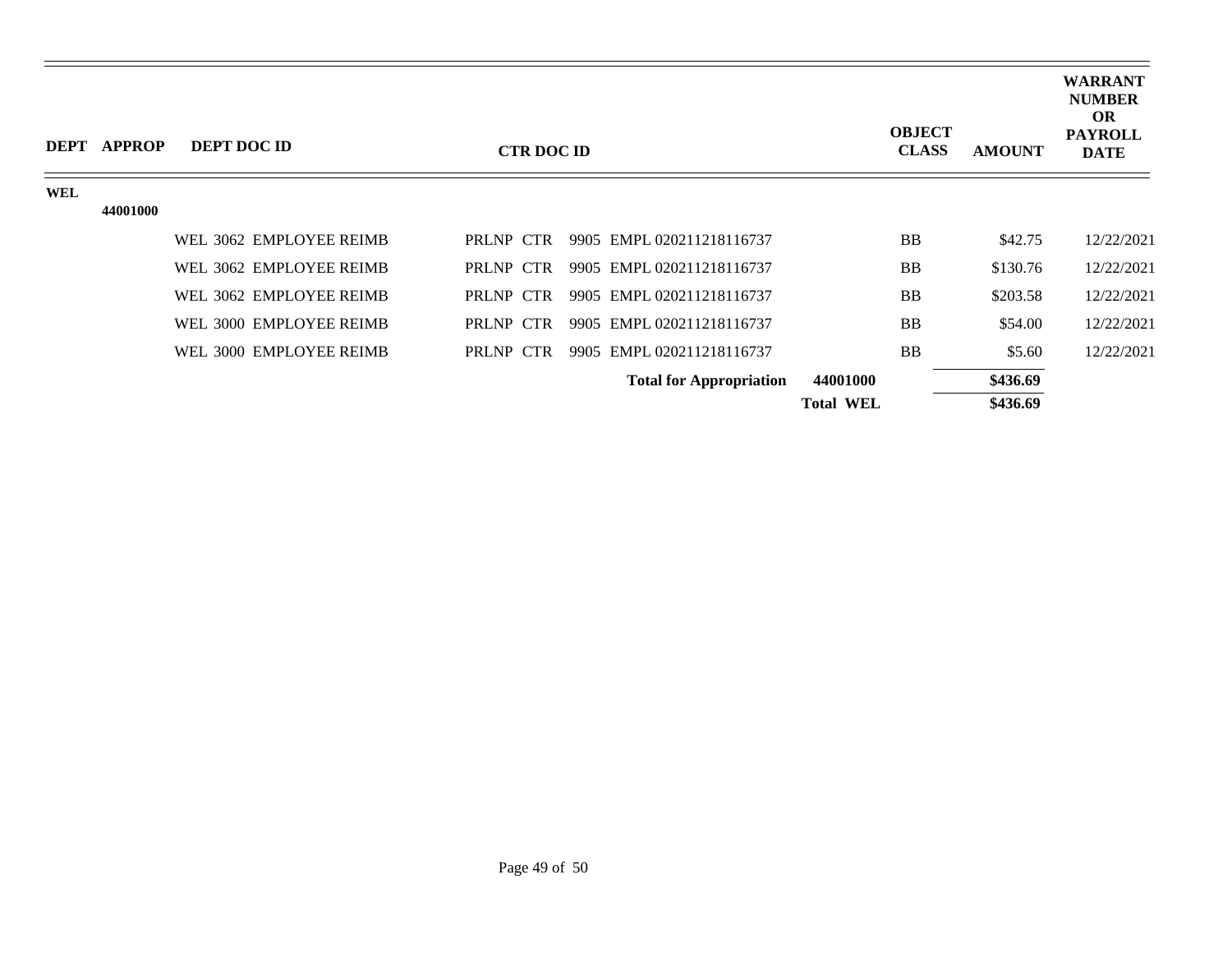| DEPT | APPROP | DEPT DOC ID | CTR DOC ID | | OBJECT CLASS | AMOUNT | WARRANT NUMBER OR PAYROLL DATE |
|---|---|---|---|---|---|---|---|
| WEL | | | | | | | |
| | 44001000 | | | | | | |
| | | WEL 3062 EMPLOYEE REIMB | PRLNP CTR 9905 EMPL 020211218116737 | | BB | $42.75 | 12/22/2021 |
| | | WEL 3062 EMPLOYEE REIMB | PRLNP CTR 9905 EMPL 020211218116737 | | BB | $130.76 | 12/22/2021 |
| | | WEL 3062 EMPLOYEE REIMB | PRLNP CTR 9905 EMPL 020211218116737 | | BB | $203.58 | 12/22/2021 |
| | | WEL 3000 EMPLOYEE REIMB | PRLNP CTR 9905 EMPL 020211218116737 | | BB | $54.00 | 12/22/2021 |
| | | WEL 3000 EMPLOYEE REIMB | PRLNP CTR 9905 EMPL 020211218116737 | | BB | $5.60 | 12/22/2021 |
| | | | **Total for Appropriation** | **44001000** | | **$436.69** | |
| | | | | **Total WEL** | | **$436.69** | |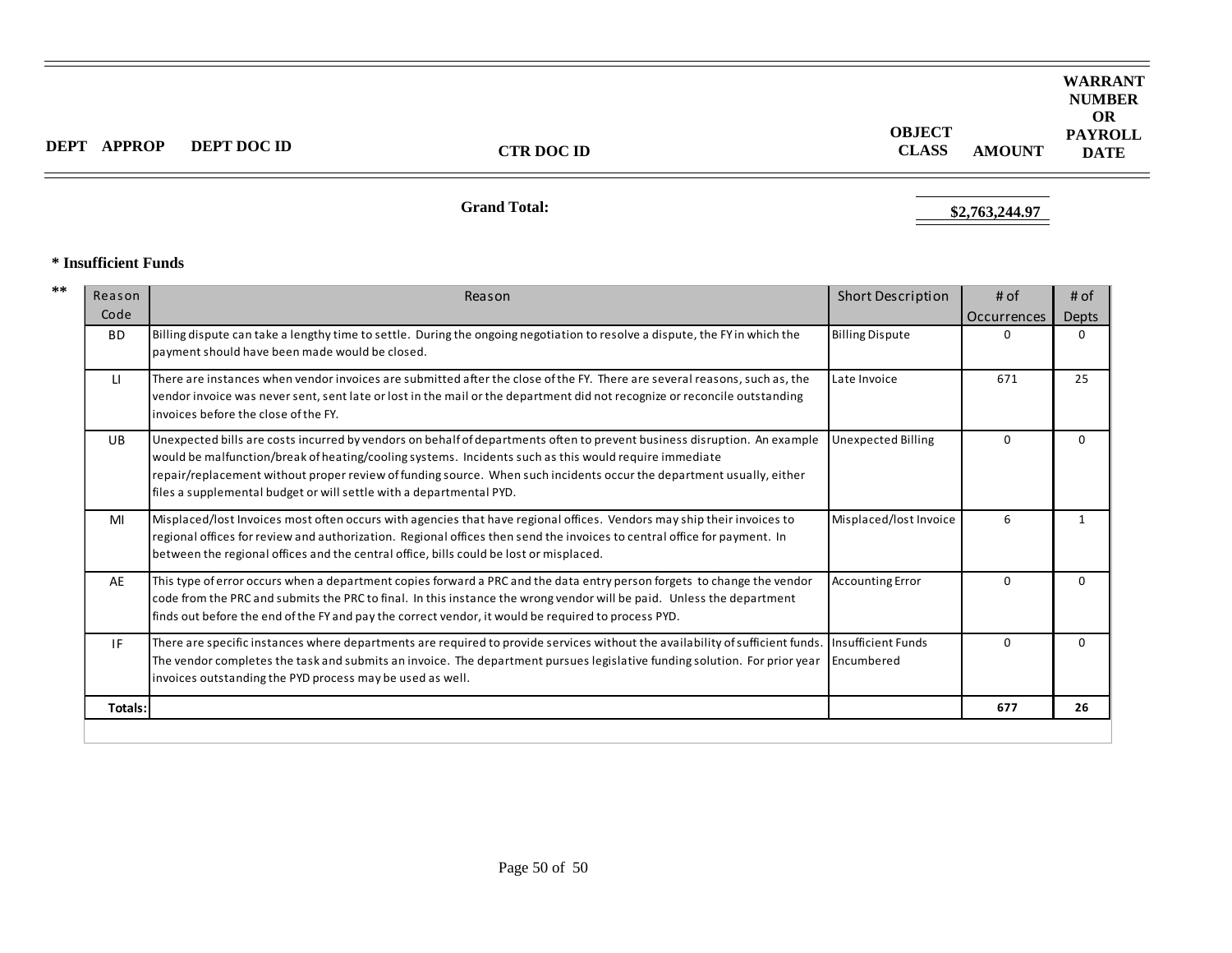| DEPT | APPROP | DEPT DOC ID | CTR DOC ID | OBJECT CLASS | AMOUNT | WARRANT NUMBER OR PAYROLL DATE |
|---|---|---|---|---|---|---|
| | | | **Grand Total:** | | **$2,763,244.97** | |

**\* Insufficient Funds**

**\*\***

| Reason Code | Reason | Short Description | # of Occurrences | # of Depts |
|---|---|---|---|---|
| BD | Billing dispute can take a lengthy time to settle. During the ongoing negotiation to resolve a dispute, the FY in which the payment should have been made would be closed. | Billing Dispute | 0 | 0 |
| LI | There are instances when vendor invoices are submitted after the close of the FY. There are several reasons, such as, the vendor invoice was never sent, sent late or lost in the mail or the department did not recognize or reconcile outstanding invoices before the close of the FY. | Late Invoice | 671 | 25 |
| UB | Unexpected bills are costs incurred by vendors on behalf of departments often to prevent business disruption. An example would be malfunction/break of heating/cooling systems. Incidents such as this would require immediate repair/replacement without proper review of funding source. When such incidents occur the department usually, either files a supplemental budget or will settle with a departmental PYD. | Unexpected Billing | 0 | 0 |
| MI | Misplaced/lost Invoices most often occurs with agencies that have regional offices. Vendors may ship their invoices to regional offices for review and authorization. Regional offices then send the invoices to central office for payment. In between the regional offices and the central office, bills could be lost or misplaced. | Misplaced/lost Invoice | 6 | 1 |
| AE | This type of error occurs when a department copies forward a PRC and the data entry person forgets to change the vendor code from the PRC and submits the PRC to final. In this instance the wrong vendor will be paid. Unless the department finds out before the end of the FY and pay the correct vendor, it would be required to process PYD. | Accounting Error | 0 | 0 |
| IF | There are specific instances where departments are required to provide services without the availability of sufficient funds. The vendor completes the task and submits an invoice. The department pursues legislative funding solution. For prior year invoices outstanding the PYD process may be used as well. | Insufficient Funds Encumbered | 0 | 0 |
| **Totals:** | | | **677** | **26** |